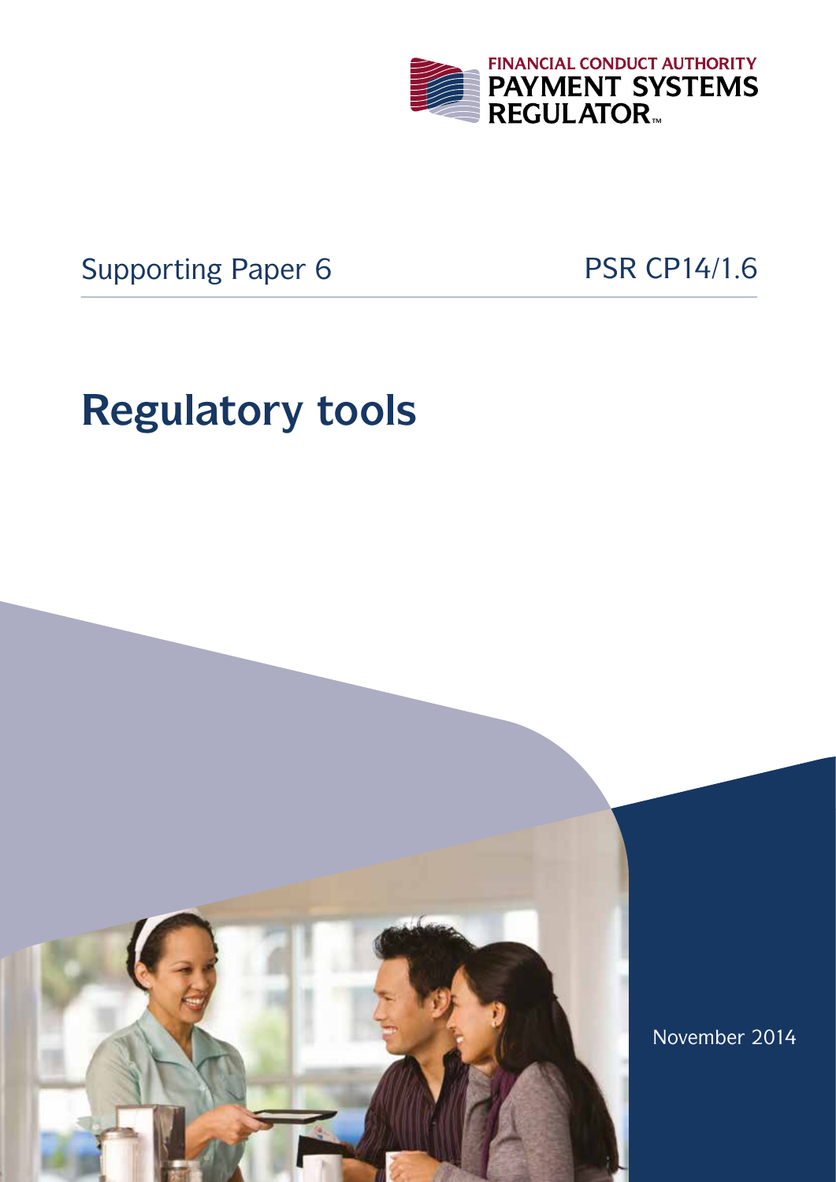FINANCIAL CONDUCT AUTHORITY
PAYMENT SYSTEMS REGULATOR

Supporting Paper 6

PSR CP14/1.6

# Regulatory tools

November 2014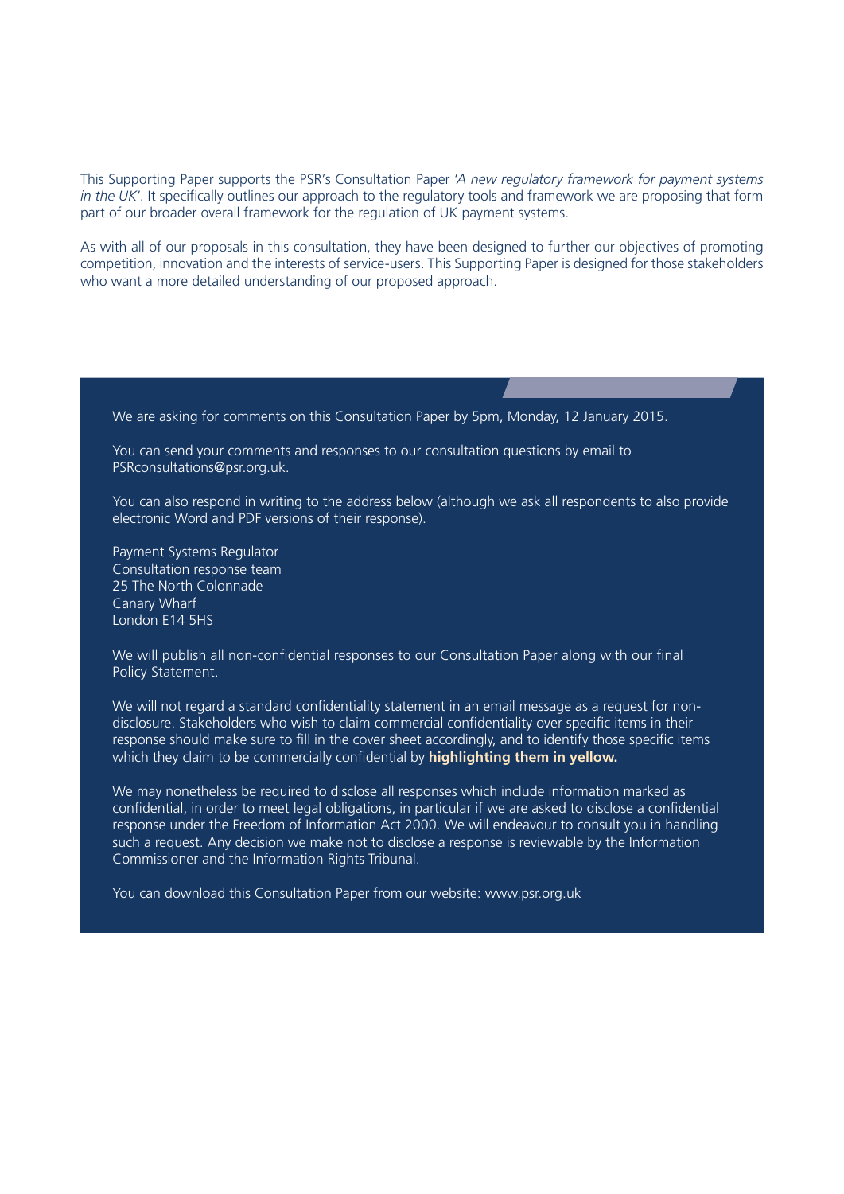This Supporting Paper supports the PSR's Consultation Paper '*A new regulatory framework for payment systems in the UK*'. It specifically outlines our approach to the regulatory tools and framework we are proposing that form part of our broader overall framework for the regulation of UK payment systems.

As with all of our proposals in this consultation, they have been designed to further our objectives of promoting competition, innovation and the interests of service-users. This Supporting Paper is designed for those stakeholders who want a more detailed understanding of our proposed approach.

We are asking for comments on this Consultation Paper by 5pm, Monday, 12 January 2015.

You can send your comments and responses to our consultation questions by email to PSRconsultations@psr.org.uk.

You can also respond in writing to the address below (although we ask all respondents to also provide electronic Word and PDF versions of their response).

Payment Systems Regulator
Consultation response team
25 The North Colonnade
Canary Wharf
London E14 5HS

We will publish all non-confidential responses to our Consultation Paper along with our final Policy Statement.

We will not regard a standard confidentiality statement in an email message as a request for non-disclosure. Stakeholders who wish to claim commercial confidentiality over specific items in their response should make sure to fill in the cover sheet accordingly, and to identify those specific items which they claim to be commercially confidential by **highlighting them in yellow.**

We may nonetheless be required to disclose all responses which include information marked as confidential, in order to meet legal obligations, in particular if we are asked to disclose a confidential response under the Freedom of Information Act 2000. We will endeavour to consult you in handling such a request. Any decision we make not to disclose a response is reviewable by the Information Commissioner and the Information Rights Tribunal.

You can download this Consultation Paper from our website: www.psr.org.uk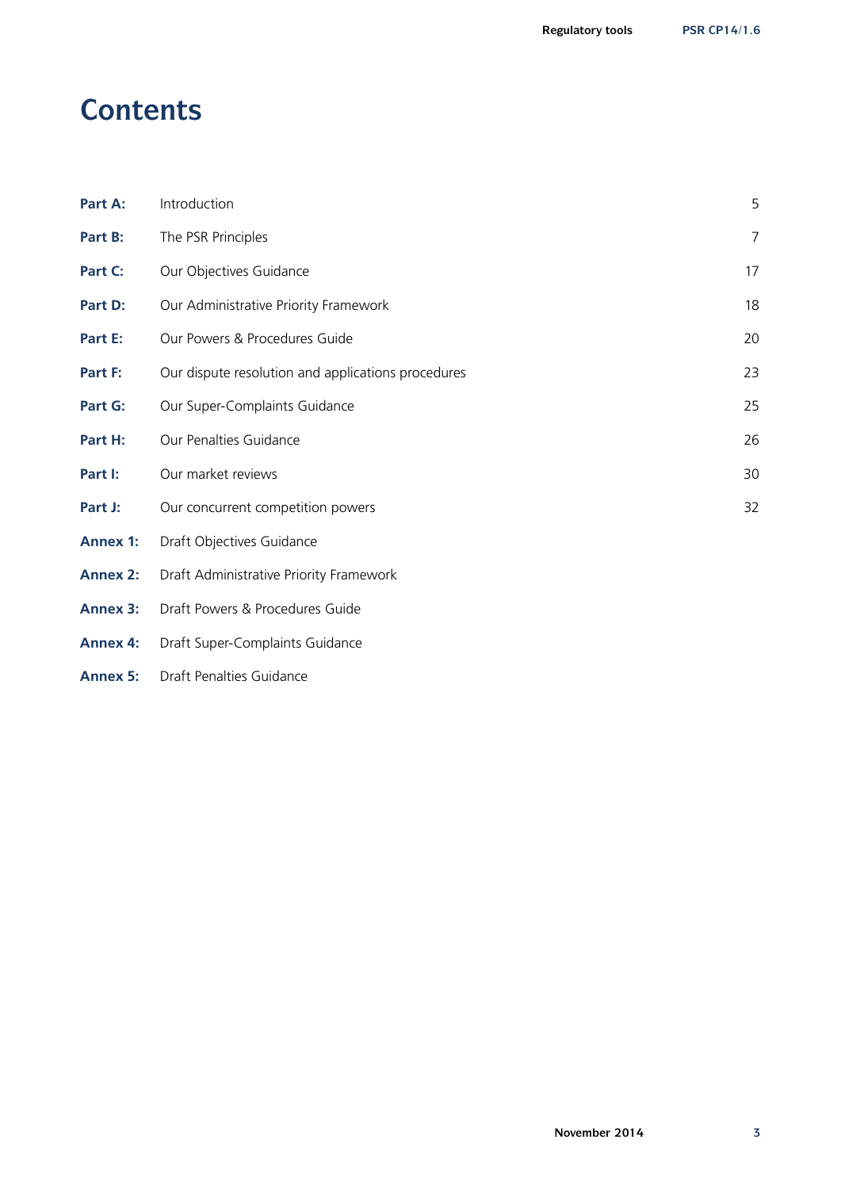# Contents

| | | |
|---|---|---|
| **Part A:** | Introduction | 5 |
| **Part B:** | The PSR Principles | 7 |
| **Part C:** | Our Objectives Guidance | 17 |
| **Part D:** | Our Administrative Priority Framework | 18 |
| **Part E:** | Our Powers & Procedures Guide | 20 |
| **Part F:** | Our dispute resolution and applications procedures | 23 |
| **Part G:** | Our Super-Complaints Guidance | 25 |
| **Part H:** | Our Penalties Guidance | 26 |
| **Part I:** | Our market reviews | 30 |
| **Part J:** | Our concurrent competition powers | 32 |
| **Annex 1:** | Draft Objectives Guidance | |
| **Annex 2:** | Draft Administrative Priority Framework | |
| **Annex 3:** | Draft Powers & Procedures Guide | |
| **Annex 4:** | Draft Super-Complaints Guidance | |
| **Annex 5:** | Draft Penalties Guidance | |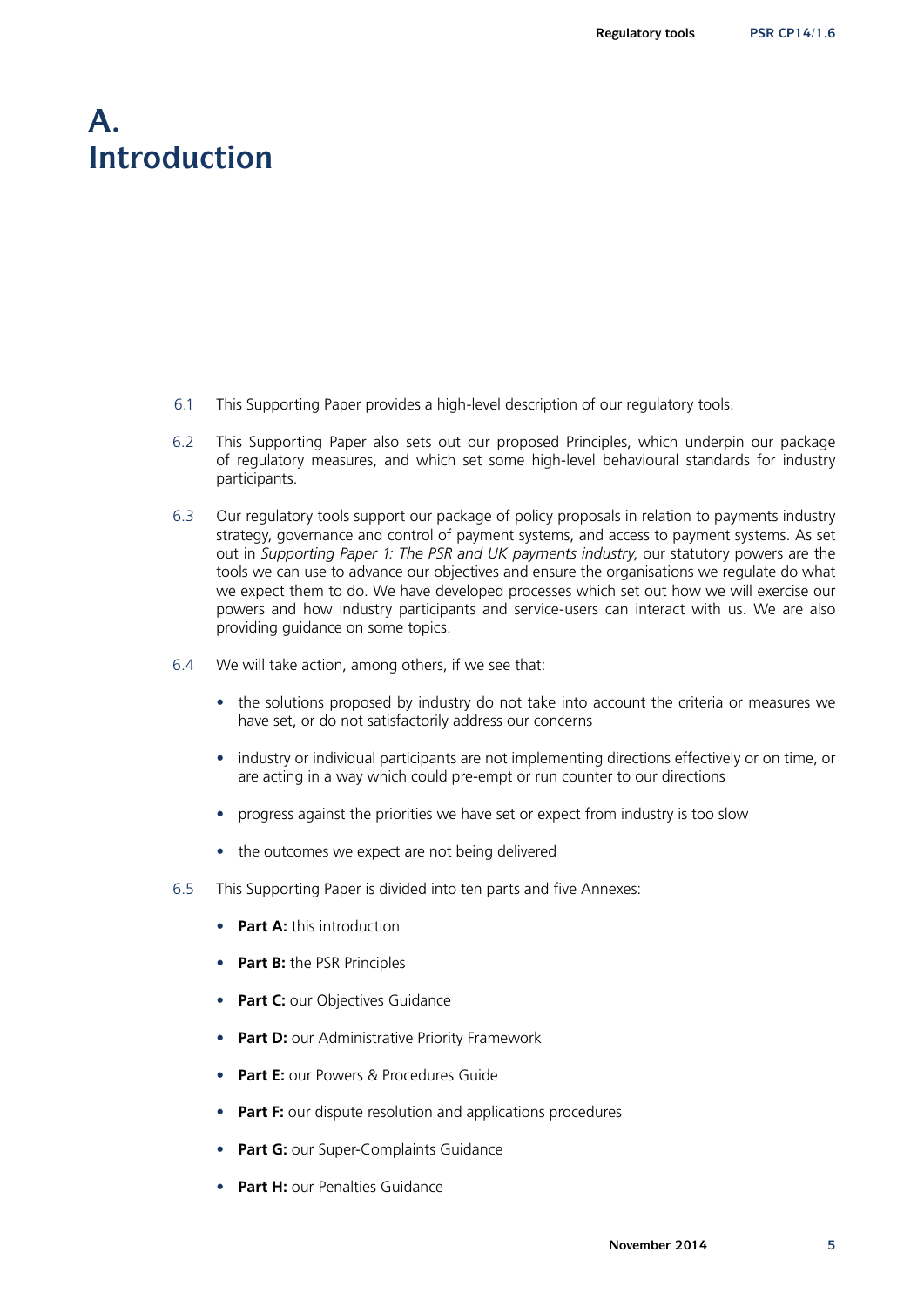# A. Introduction

6.1 This Supporting Paper provides a high-level description of our regulatory tools.

6.2 This Supporting Paper also sets out our proposed Principles, which underpin our package of regulatory measures, and which set some high-level behavioural standards for industry participants.

6.3 Our regulatory tools support our package of policy proposals in relation to payments industry strategy, governance and control of payment systems, and access to payment systems. As set out in *Supporting Paper 1: The PSR and UK payments industry*, our statutory powers are the tools we can use to advance our objectives and ensure the organisations we regulate do what we expect them to do. We have developed processes which set out how we will exercise our powers and how industry participants and service-users can interact with us. We are also providing guidance on some topics.

6.4 We will take action, among others, if we see that:

- the solutions proposed by industry do not take into account the criteria or measures we have set, or do not satisfactorily address our concerns
- industry or individual participants are not implementing directions effectively or on time, or are acting in a way which could pre-empt or run counter to our directions
- progress against the priorities we have set or expect from industry is too slow
- the outcomes we expect are not being delivered

6.5 This Supporting Paper is divided into ten parts and five Annexes:

- **Part A:** this introduction
- **Part B:** the PSR Principles
- **Part C:** our Objectives Guidance
- **Part D:** our Administrative Priority Framework
- **Part E:** our Powers & Procedures Guide
- **Part F:** our dispute resolution and applications procedures
- **Part G:** our Super-Complaints Guidance
- **Part H:** our Penalties Guidance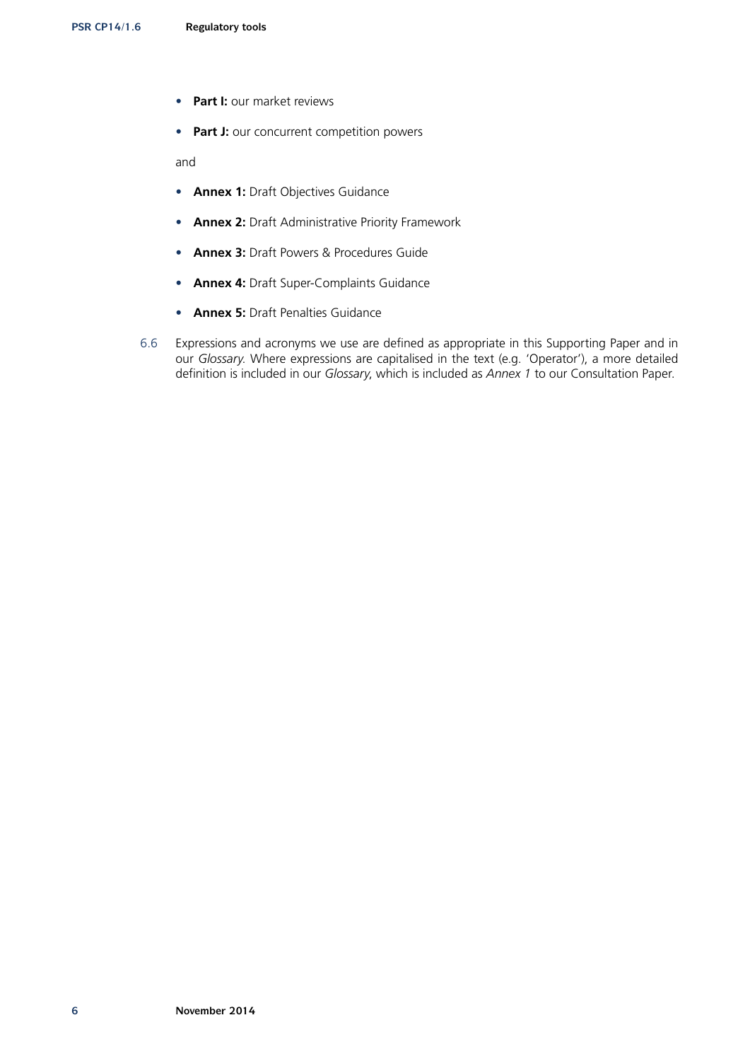- **Part I:** our market reviews
- **Part J:** our concurrent competition powers

and

- **Annex 1:** Draft Objectives Guidance
- **Annex 2:** Draft Administrative Priority Framework
- **Annex 3:** Draft Powers & Procedures Guide
- **Annex 4:** Draft Super-Complaints Guidance
- **Annex 5:** Draft Penalties Guidance

6.6 Expressions and acronyms we use are defined as appropriate in this Supporting Paper and in our *Glossary*. Where expressions are capitalised in the text (e.g. 'Operator'), a more detailed definition is included in our *Glossary*, which is included as *Annex 1* to our Consultation Paper.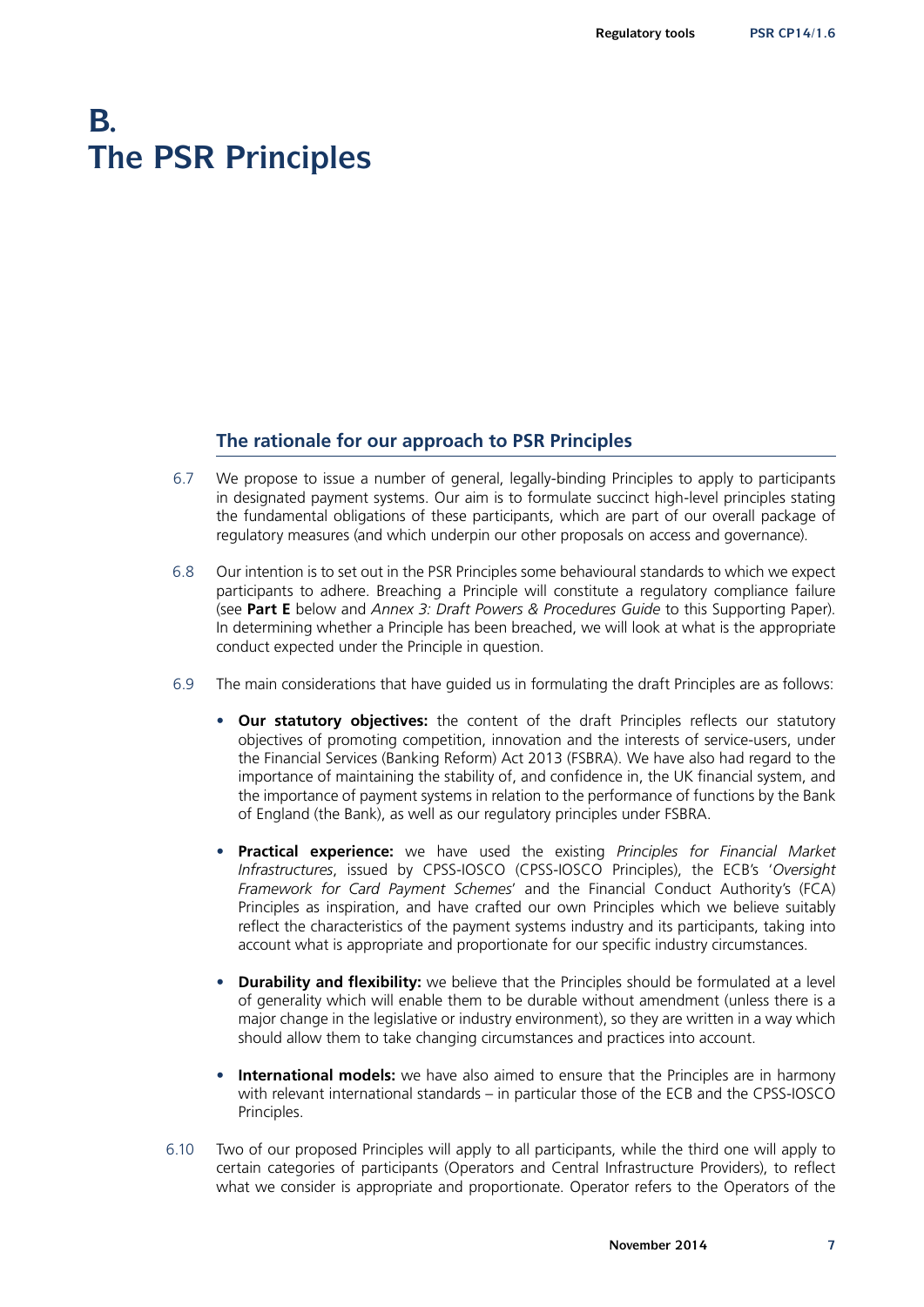# B. The PSR Principles

## The rationale for our approach to PSR Principles

6.7 We propose to issue a number of general, legally-binding Principles to apply to participants in designated payment systems. Our aim is to formulate succinct high-level principles stating the fundamental obligations of these participants, which are part of our overall package of regulatory measures (and which underpin our other proposals on access and governance).

6.8 Our intention is to set out in the PSR Principles some behavioural standards to which we expect participants to adhere. Breaching a Principle will constitute a regulatory compliance failure (see **Part E** below and *Annex 3: Draft Powers & Procedures Guide* to this Supporting Paper). In determining whether a Principle has been breached, we will look at what is the appropriate conduct expected under the Principle in question.

6.9 The main considerations that have guided us in formulating the draft Principles are as follows:

- **Our statutory objectives:** the content of the draft Principles reflects our statutory objectives of promoting competition, innovation and the interests of service-users, under the Financial Services (Banking Reform) Act 2013 (FSBRA). We have also had regard to the importance of maintaining the stability of, and confidence in, the UK financial system, and the importance of payment systems in relation to the performance of functions by the Bank of England (the Bank), as well as our regulatory principles under FSBRA.

- **Practical experience:** we have used the existing *Principles for Financial Market Infrastructures*, issued by CPSS-IOSCO (CPSS-IOSCO Principles), the ECB's '*Oversight Framework for Card Payment Schemes*' and the Financial Conduct Authority's (FCA) Principles as inspiration, and have crafted our own Principles which we believe suitably reflect the characteristics of the payment systems industry and its participants, taking into account what is appropriate and proportionate for our specific industry circumstances.

- **Durability and flexibility:** we believe that the Principles should be formulated at a level of generality which will enable them to be durable without amendment (unless there is a major change in the legislative or industry environment), so they are written in a way which should allow them to take changing circumstances and practices into account.

- **International models:** we have also aimed to ensure that the Principles are in harmony with relevant international standards – in particular those of the ECB and the CPSS-IOSCO Principles.

6.10 Two of our proposed Principles will apply to all participants, while the third one will apply to certain categories of participants (Operators and Central Infrastructure Providers), to reflect what we consider is appropriate and proportionate. Operator refers to the Operators of the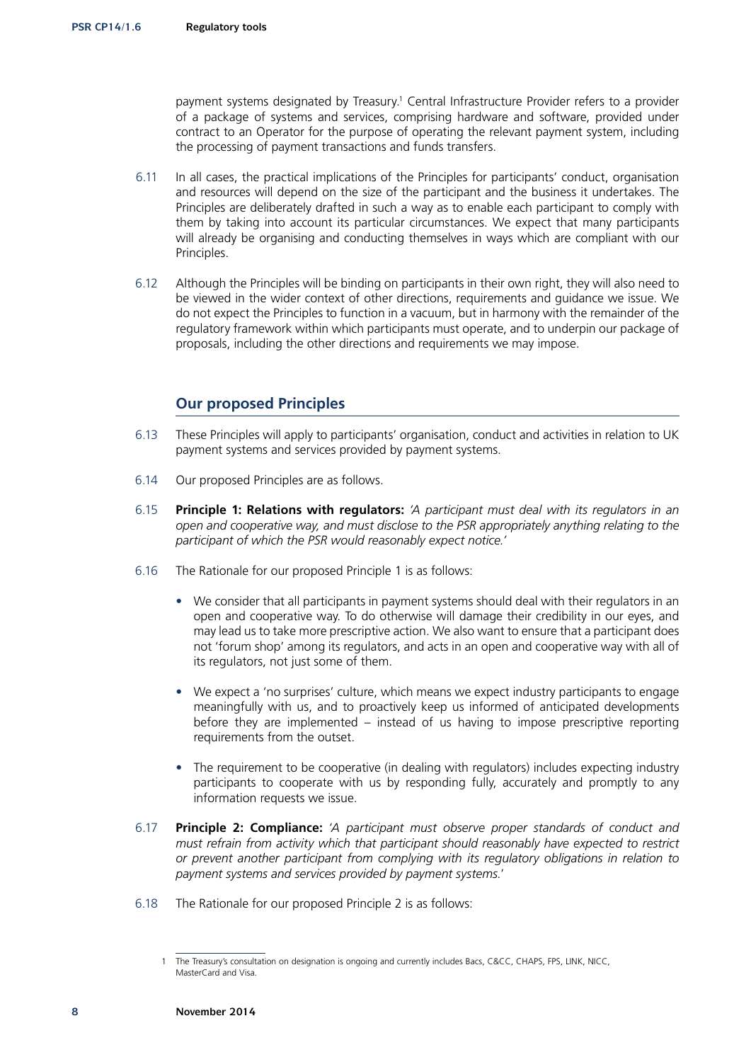payment systems designated by Treasury.[1] Central Infrastructure Provider refers to a provider of a package of systems and services, comprising hardware and software, provided under contract to an Operator for the purpose of operating the relevant payment system, including the processing of payment transactions and funds transfers.

6.11 In all cases, the practical implications of the Principles for participants' conduct, organisation and resources will depend on the size of the participant and the business it undertakes. The Principles are deliberately drafted in such a way as to enable each participant to comply with them by taking into account its particular circumstances. We expect that many participants will already be organising and conducting themselves in ways which are compliant with our Principles.

6.12 Although the Principles will be binding on participants in their own right, they will also need to be viewed in the wider context of other directions, requirements and guidance we issue. We do not expect the Principles to function in a vacuum, but in harmony with the remainder of the regulatory framework within which participants must operate, and to underpin our package of proposals, including the other directions and requirements we may impose.

## Our proposed Principles

6.13 These Principles will apply to participants' organisation, conduct and activities in relation to UK payment systems and services provided by payment systems.

6.14 Our proposed Principles are as follows.

6.15 **Principle 1: Relations with regulators:** *'A participant must deal with its regulators in an open and cooperative way, and must disclose to the PSR appropriately anything relating to the participant of which the PSR would reasonably expect notice.'*

6.16 The Rationale for our proposed Principle 1 is as follows:

- We consider that all participants in payment systems should deal with their regulators in an open and cooperative way. To do otherwise will damage their credibility in our eyes, and may lead us to take more prescriptive action. We also want to ensure that a participant does not 'forum shop' among its regulators, and acts in an open and cooperative way with all of its regulators, not just some of them.
- We expect a 'no surprises' culture, which means we expect industry participants to engage meaningfully with us, and to proactively keep us informed of anticipated developments before they are implemented – instead of us having to impose prescriptive reporting requirements from the outset.
- The requirement to be cooperative (in dealing with regulators) includes expecting industry participants to cooperate with us by responding fully, accurately and promptly to any information requests we issue.

6.17 **Principle 2: Compliance:** *'A participant must observe proper standards of conduct and must refrain from activity which that participant should reasonably have expected to restrict or prevent another participant from complying with its regulatory obligations in relation to payment systems and services provided by payment systems.'*

6.18 The Rationale for our proposed Principle 2 is as follows:

---

[1] The Treasury's consultation on designation is ongoing and currently includes Bacs, C&CC, CHAPS, FPS, LINK, NICC, MasterCard and Visa.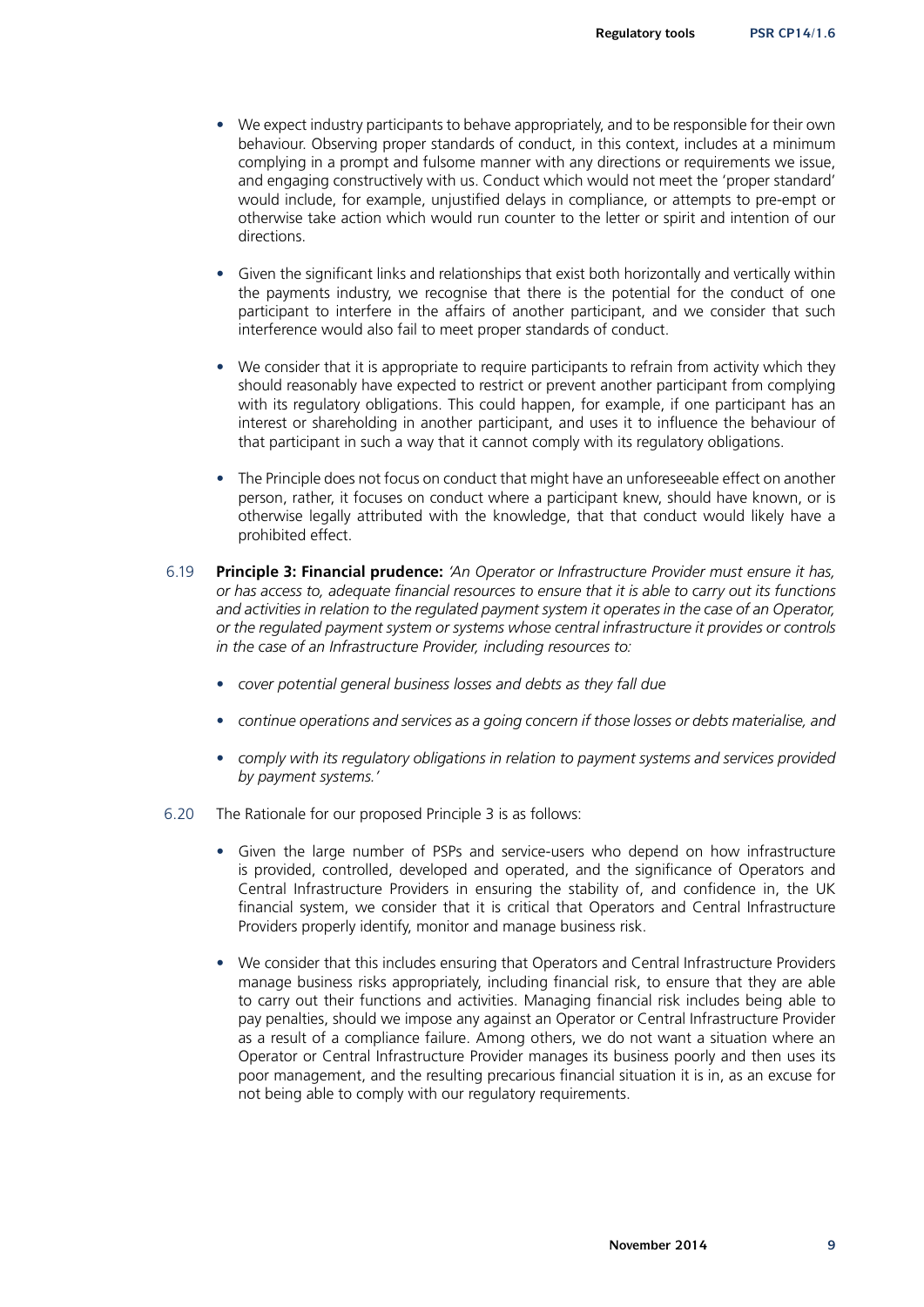- We expect industry participants to behave appropriately, and to be responsible for their own behaviour. Observing proper standards of conduct, in this context, includes at a minimum complying in a prompt and fulsome manner with any directions or requirements we issue, and engaging constructively with us. Conduct which would not meet the 'proper standard' would include, for example, unjustified delays in compliance, or attempts to pre-empt or otherwise take action which would run counter to the letter or spirit and intention of our directions.

- Given the significant links and relationships that exist both horizontally and vertically within the payments industry, we recognise that there is the potential for the conduct of one participant to interfere in the affairs of another participant, and we consider that such interference would also fail to meet proper standards of conduct.

- We consider that it is appropriate to require participants to refrain from activity which they should reasonably have expected to restrict or prevent another participant from complying with its regulatory obligations. This could happen, for example, if one participant has an interest or shareholding in another participant, and uses it to influence the behaviour of that participant in such a way that it cannot comply with its regulatory obligations.

- The Principle does not focus on conduct that might have an unforeseeable effect on another person, rather, it focuses on conduct where a participant knew, should have known, or is otherwise legally attributed with the knowledge, that that conduct would likely have a prohibited effect.

6.19 **Principle 3: Financial prudence:** *'An Operator or Infrastructure Provider must ensure it has, or has access to, adequate financial resources to ensure that it is able to carry out its functions and activities in relation to the regulated payment system it operates in the case of an Operator, or the regulated payment system or systems whose central infrastructure it provides or controls in the case of an Infrastructure Provider, including resources to:*

- *cover potential general business losses and debts as they fall due*

- *continue operations and services as a going concern if those losses or debts materialise, and*

- *comply with its regulatory obligations in relation to payment systems and services provided by payment systems.'*

6.20 The Rationale for our proposed Principle 3 is as follows:

- Given the large number of PSPs and service-users who depend on how infrastructure is provided, controlled, developed and operated, and the significance of Operators and Central Infrastructure Providers in ensuring the stability of, and confidence in, the UK financial system, we consider that it is critical that Operators and Central Infrastructure Providers properly identify, monitor and manage business risk.

- We consider that this includes ensuring that Operators and Central Infrastructure Providers manage business risks appropriately, including financial risk, to ensure that they are able to carry out their functions and activities. Managing financial risk includes being able to pay penalties, should we impose any against an Operator or Central Infrastructure Provider as a result of a compliance failure. Among others, we do not want a situation where an Operator or Central Infrastructure Provider manages its business poorly and then uses its poor management, and the resulting precarious financial situation it is in, as an excuse for not being able to comply with our regulatory requirements.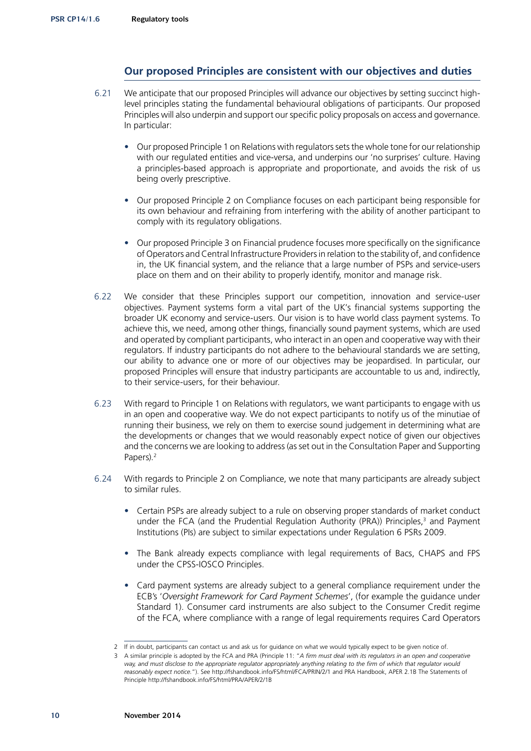## Our proposed Principles are consistent with our objectives and duties

6.21 We anticipate that our proposed Principles will advance our objectives by setting succinct high-level principles stating the fundamental behavioural obligations of participants. Our proposed Principles will also underpin and support our specific policy proposals on access and governance. In particular:

- Our proposed Principle 1 on Relations with regulators sets the whole tone for our relationship with our regulated entities and vice-versa, and underpins our 'no surprises' culture. Having a principles-based approach is appropriate and proportionate, and avoids the risk of us being overly prescriptive.
- Our proposed Principle 2 on Compliance focuses on each participant being responsible for its own behaviour and refraining from interfering with the ability of another participant to comply with its regulatory obligations.
- Our proposed Principle 3 on Financial prudence focuses more specifically on the significance of Operators and Central Infrastructure Providers in relation to the stability of, and confidence in, the UK financial system, and the reliance that a large number of PSPs and service-users place on them and on their ability to properly identify, monitor and manage risk.

6.22 We consider that these Principles support our competition, innovation and service-user objectives. Payment systems form a vital part of the UK's financial systems supporting the broader UK economy and service-users. Our vision is to have world class payment systems. To achieve this, we need, among other things, financially sound payment systems, which are used and operated by compliant participants, who interact in an open and cooperative way with their regulators. If industry participants do not adhere to the behavioural standards we are setting, our ability to advance one or more of our objectives may be jeopardised. In particular, our proposed Principles will ensure that industry participants are accountable to us and, indirectly, to their service-users, for their behaviour.

6.23 With regard to Principle 1 on Relations with regulators, we want participants to engage with us in an open and cooperative way. We do not expect participants to notify us of the minutiae of running their business, we rely on them to exercise sound judgement in determining what are the developments or changes that we would reasonably expect notice of given our objectives and the concerns we are looking to address (as set out in the Consultation Paper and Supporting Papers).[2]

6.24 With regards to Principle 2 on Compliance, we note that many participants are already subject to similar rules.

- Certain PSPs are already subject to a rule on observing proper standards of market conduct under the FCA (and the Prudential Regulation Authority (PRA)) Principles,[3] and Payment Institutions (PIs) are subject to similar expectations under Regulation 6 PSRs 2009.
- The Bank already expects compliance with legal requirements of Bacs, CHAPS and FPS under the CPSS-IOSCO Principles.
- Card payment systems are already subject to a general compliance requirement under the ECB's '*Oversight Framework for Card Payment Schemes*', (for example the guidance under Standard 1). Consumer card instruments are also subject to the Consumer Credit regime of the FCA, where compliance with a range of legal requirements requires Card Operators

---

2 If in doubt, participants can contact us and ask us for guidance on what we would typically expect to be given notice of.

3 A similar principle is adopted by the FCA and PRA (Principle 11: "*A firm must deal with its regulators in an open and cooperative way, and must disclose to the appropriate regulator appropriately anything relating to the firm of which that regulator would reasonably expect notice.*"). See http://fshandbook.info/FS/html/FCA/PRIN/2/1 and PRA Handbook, APER 2.1B The Statements of Principle http://fshandbook.info/FS/html/PRA/APER/2/1B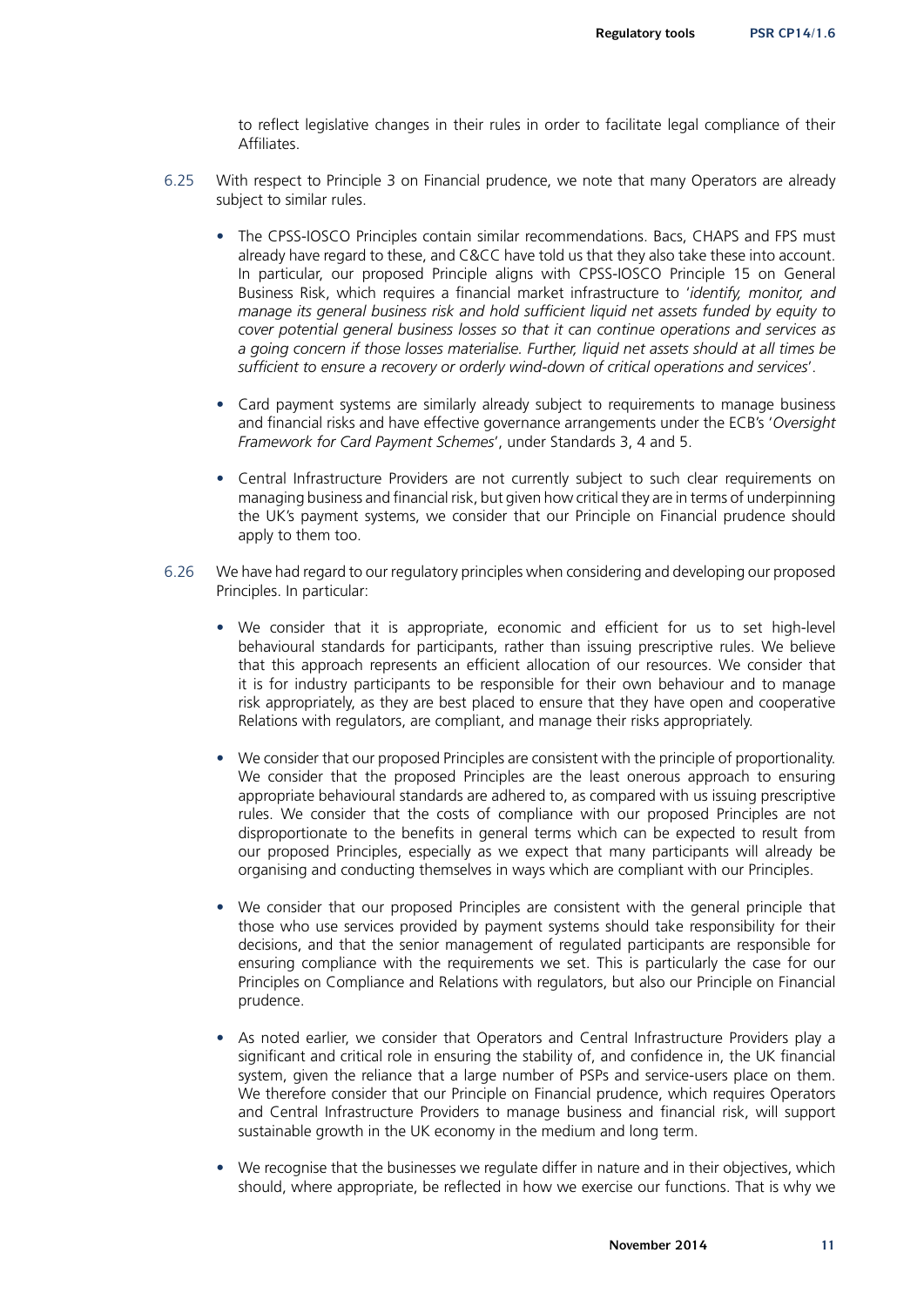to reflect legislative changes in their rules in order to facilitate legal compliance of their Affiliates.

6.25 With respect to Principle 3 on Financial prudence, we note that many Operators are already subject to similar rules.

- The CPSS-IOSCO Principles contain similar recommendations. Bacs, CHAPS and FPS must already have regard to these, and C&CC have told us that they also take these into account. In particular, our proposed Principle aligns with CPSS-IOSCO Principle 15 on General Business Risk, which requires a financial market infrastructure to '*identify, monitor, and manage its general business risk and hold sufficient liquid net assets funded by equity to cover potential general business losses so that it can continue operations and services as a going concern if those losses materialise. Further, liquid net assets should at all times be sufficient to ensure a recovery or orderly wind-down of critical operations and services*'.

- Card payment systems are similarly already subject to requirements to manage business and financial risks and have effective governance arrangements under the ECB's '*Oversight Framework for Card Payment Schemes*', under Standards 3, 4 and 5.

- Central Infrastructure Providers are not currently subject to such clear requirements on managing business and financial risk, but given how critical they are in terms of underpinning the UK's payment systems, we consider that our Principle on Financial prudence should apply to them too.

6.26 We have had regard to our regulatory principles when considering and developing our proposed Principles. In particular:

- We consider that it is appropriate, economic and efficient for us to set high-level behavioural standards for participants, rather than issuing prescriptive rules. We believe that this approach represents an efficient allocation of our resources. We consider that it is for industry participants to be responsible for their own behaviour and to manage risk appropriately, as they are best placed to ensure that they have open and cooperative Relations with regulators, are compliant, and manage their risks appropriately.

- We consider that our proposed Principles are consistent with the principle of proportionality. We consider that the proposed Principles are the least onerous approach to ensuring appropriate behavioural standards are adhered to, as compared with us issuing prescriptive rules. We consider that the costs of compliance with our proposed Principles are not disproportionate to the benefits in general terms which can be expected to result from our proposed Principles, especially as we expect that many participants will already be organising and conducting themselves in ways which are compliant with our Principles.

- We consider that our proposed Principles are consistent with the general principle that those who use services provided by payment systems should take responsibility for their decisions, and that the senior management of regulated participants are responsible for ensuring compliance with the requirements we set. This is particularly the case for our Principles on Compliance and Relations with regulators, but also our Principle on Financial prudence.

- As noted earlier, we consider that Operators and Central Infrastructure Providers play a significant and critical role in ensuring the stability of, and confidence in, the UK financial system, given the reliance that a large number of PSPs and service-users place on them. We therefore consider that our Principle on Financial prudence, which requires Operators and Central Infrastructure Providers to manage business and financial risk, will support sustainable growth in the UK economy in the medium and long term.

- We recognise that the businesses we regulate differ in nature and in their objectives, which should, where appropriate, be reflected in how we exercise our functions. That is why we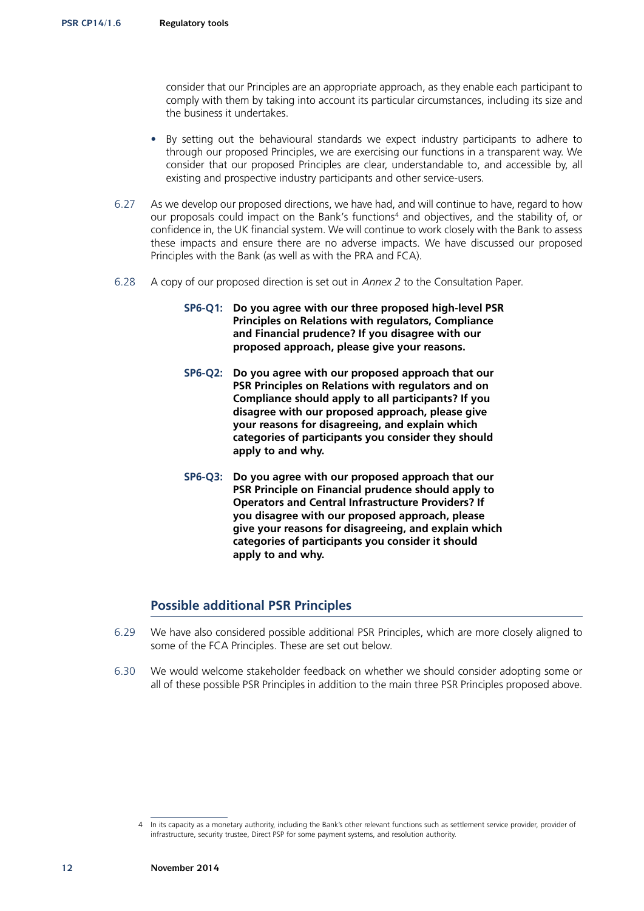consider that our Principles are an appropriate approach, as they enable each participant to comply with them by taking into account its particular circumstances, including its size and the business it undertakes.

- By setting out the behavioural standards we expect industry participants to adhere to through our proposed Principles, we are exercising our functions in a transparent way. We consider that our proposed Principles are clear, understandable to, and accessible by, all existing and prospective industry participants and other service-users.

6.27 As we develop our proposed directions, we have had, and will continue to have, regard to how our proposals could impact on the Bank's functions[4] and objectives, and the stability of, or confidence in, the UK financial system. We will continue to work closely with the Bank to assess these impacts and ensure there are no adverse impacts. We have discussed our proposed Principles with the Bank (as well as with the PRA and FCA).

6.28 A copy of our proposed direction is set out in *Annex 2* to the Consultation Paper.

> **SP6-Q1: Do you agree with our three proposed high-level PSR Principles on Relations with regulators, Compliance and Financial prudence? If you disagree with our proposed approach, please give your reasons.**
>
> **SP6-Q2: Do you agree with our proposed approach that our PSR Principles on Relations with regulators and on Compliance should apply to all participants? If you disagree with our proposed approach, please give your reasons for disagreeing, and explain which categories of participants you consider they should apply to and why.**
>
> **SP6-Q3: Do you agree with our proposed approach that our PSR Principle on Financial prudence should apply to Operators and Central Infrastructure Providers? If you disagree with our proposed approach, please give your reasons for disagreeing, and explain which categories of participants you consider it should apply to and why.**

## Possible additional PSR Principles

6.29 We have also considered possible additional PSR Principles, which are more closely aligned to some of the FCA Principles. These are set out below.

6.30 We would welcome stakeholder feedback on whether we should consider adopting some or all of these possible PSR Principles in addition to the main three PSR Principles proposed above.

---

4 In its capacity as a monetary authority, including the Bank's other relevant functions such as settlement service provider, provider of infrastructure, security trustee, Direct PSP for some payment systems, and resolution authority.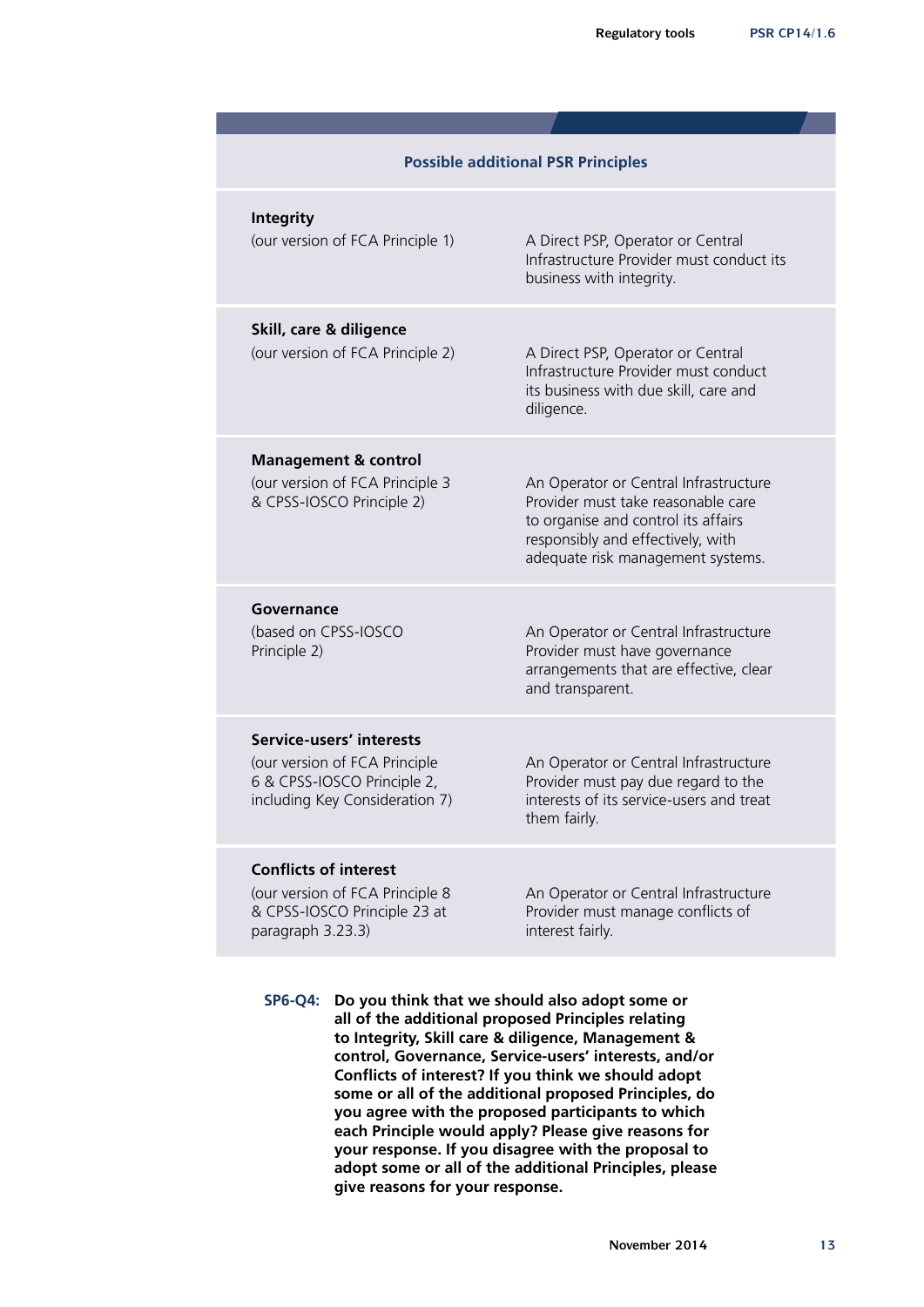| Possible additional PSR Principles | |
|---|---|
| **Integrity**<br>(our version of FCA Principle 1) | A Direct PSP, Operator or Central Infrastructure Provider must conduct its business with integrity. |
| **Skill, care & diligence**<br>(our version of FCA Principle 2) | A Direct PSP, Operator or Central Infrastructure Provider must conduct its business with due skill, care and diligence. |
| **Management & control**<br>(our version of FCA Principle 3 & CPSS-IOSCO Principle 2) | An Operator or Central Infrastructure Provider must take reasonable care to organise and control its affairs responsibly and effectively, with adequate risk management systems. |
| **Governance**<br>(based on CPSS-IOSCO Principle 2) | An Operator or Central Infrastructure Provider must have governance arrangements that are effective, clear and transparent. |
| **Service-users' interests**<br>(our version of FCA Principle 6 & CPSS-IOSCO Principle 2, including Key Consideration 7) | An Operator or Central Infrastructure Provider must pay due regard to the interests of its service-users and treat them fairly. |
| **Conflicts of interest**<br>(our version of FCA Principle 8 & CPSS-IOSCO Principle 23 at paragraph 3.23.3) | An Operator or Central Infrastructure Provider must manage conflicts of interest fairly. |

**SP6-Q4:** **Do you think that we should also adopt some or all of the additional proposed Principles relating to Integrity, Skill care & diligence, Management & control, Governance, Service-users' interests, and/or Conflicts of interest? If you think we should adopt some or all of the additional proposed Principles, do you agree with the proposed participants to which each Principle would apply? Please give reasons for your response. If you disagree with the proposal to adopt some or all of the additional Principles, please give reasons for your response.**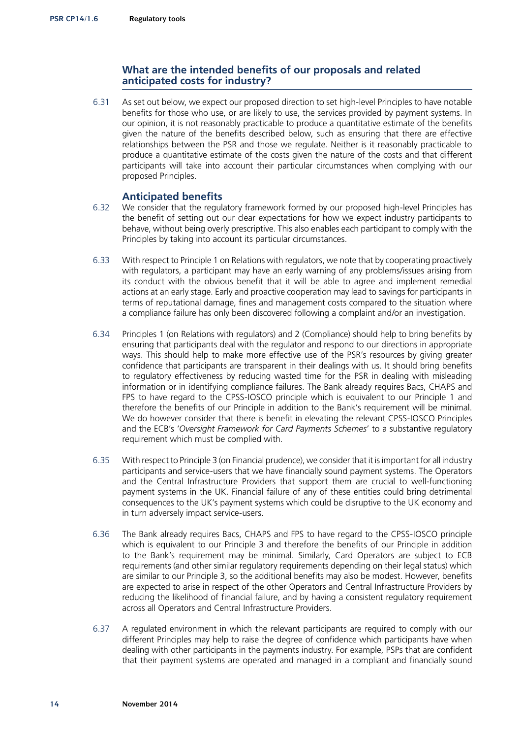## What are the intended benefits of our proposals and related anticipated costs for industry?

6.31 As set out below, we expect our proposed direction to set high-level Principles to have notable benefits for those who use, or are likely to use, the services provided by payment systems. In our opinion, it is not reasonably practicable to produce a quantitative estimate of the benefits given the nature of the benefits described below, such as ensuring that there are effective relationships between the PSR and those we regulate. Neither is it reasonably practicable to produce a quantitative estimate of the costs given the nature of the costs and that different participants will take into account their particular circumstances when complying with our proposed Principles.

### Anticipated benefits

6.32 We consider that the regulatory framework formed by our proposed high-level Principles has the benefit of setting out our clear expectations for how we expect industry participants to behave, without being overly prescriptive. This also enables each participant to comply with the Principles by taking into account its particular circumstances.

6.33 With respect to Principle 1 on Relations with regulators, we note that by cooperating proactively with regulators, a participant may have an early warning of any problems/issues arising from its conduct with the obvious benefit that it will be able to agree and implement remedial actions at an early stage. Early and proactive cooperation may lead to savings for participants in terms of reputational damage, fines and management costs compared to the situation where a compliance failure has only been discovered following a complaint and/or an investigation.

6.34 Principles 1 (on Relations with regulators) and 2 (Compliance) should help to bring benefits by ensuring that participants deal with the regulator and respond to our directions in appropriate ways. This should help to make more effective use of the PSR's resources by giving greater confidence that participants are transparent in their dealings with us. It should bring benefits to regulatory effectiveness by reducing wasted time for the PSR in dealing with misleading information or in identifying compliance failures. The Bank already requires Bacs, CHAPS and FPS to have regard to the CPSS-IOSCO principle which is equivalent to our Principle 1 and therefore the benefits of our Principle in addition to the Bank's requirement will be minimal. We do however consider that there is benefit in elevating the relevant CPSS-IOSCO Principles and the ECB's '*Oversight Framework for Card Payments Schemes*' to a substantive regulatory requirement which must be complied with.

6.35 With respect to Principle 3 (on Financial prudence), we consider that it is important for all industry participants and service-users that we have financially sound payment systems. The Operators and the Central Infrastructure Providers that support them are crucial to well-functioning payment systems in the UK. Financial failure of any of these entities could bring detrimental consequences to the UK's payment systems which could be disruptive to the UK economy and in turn adversely impact service-users.

6.36 The Bank already requires Bacs, CHAPS and FPS to have regard to the CPSS-IOSCO principle which is equivalent to our Principle 3 and therefore the benefits of our Principle in addition to the Bank's requirement may be minimal. Similarly, Card Operators are subject to ECB requirements (and other similar regulatory requirements depending on their legal status) which are similar to our Principle 3, so the additional benefits may also be modest. However, benefits are expected to arise in respect of the other Operators and Central Infrastructure Providers by reducing the likelihood of financial failure, and by having a consistent regulatory requirement across all Operators and Central Infrastructure Providers.

6.37 A regulated environment in which the relevant participants are required to comply with our different Principles may help to raise the degree of confidence which participants have when dealing with other participants in the payments industry. For example, PSPs that are confident that their payment systems are operated and managed in a compliant and financially sound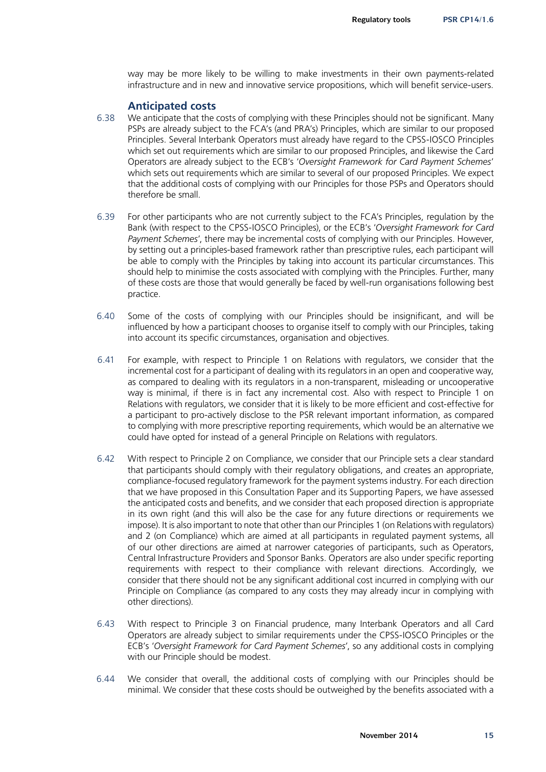way may be more likely to be willing to make investments in their own payments-related infrastructure and in new and innovative service propositions, which will benefit service-users.

### Anticipated costs

6.38 We anticipate that the costs of complying with these Principles should not be significant. Many PSPs are already subject to the FCA's (and PRA's) Principles, which are similar to our proposed Principles. Several Interbank Operators must already have regard to the CPSS-IOSCO Principles which set out requirements which are similar to our proposed Principles, and likewise the Card Operators are already subject to the ECB's '*Oversight Framework for Card Payment Schemes*' which sets out requirements which are similar to several of our proposed Principles. We expect that the additional costs of complying with our Principles for those PSPs and Operators should therefore be small.

6.39 For other participants who are not currently subject to the FCA's Principles, regulation by the Bank (with respect to the CPSS-IOSCO Principles), or the ECB's '*Oversight Framework for Card Payment Schemes*', there may be incremental costs of complying with our Principles. However, by setting out a principles-based framework rather than prescriptive rules, each participant will be able to comply with the Principles by taking into account its particular circumstances. This should help to minimise the costs associated with complying with the Principles. Further, many of these costs are those that would generally be faced by well-run organisations following best practice.

6.40 Some of the costs of complying with our Principles should be insignificant, and will be influenced by how a participant chooses to organise itself to comply with our Principles, taking into account its specific circumstances, organisation and objectives.

6.41 For example, with respect to Principle 1 on Relations with regulators, we consider that the incremental cost for a participant of dealing with its regulators in an open and cooperative way, as compared to dealing with its regulators in a non-transparent, misleading or uncooperative way is minimal, if there is in fact any incremental cost. Also with respect to Principle 1 on Relations with regulators, we consider that it is likely to be more efficient and cost-effective for a participant to pro-actively disclose to the PSR relevant important information, as compared to complying with more prescriptive reporting requirements, which would be an alternative we could have opted for instead of a general Principle on Relations with regulators.

6.42 With respect to Principle 2 on Compliance, we consider that our Principle sets a clear standard that participants should comply with their regulatory obligations, and creates an appropriate, compliance-focused regulatory framework for the payment systems industry. For each direction that we have proposed in this Consultation Paper and its Supporting Papers, we have assessed the anticipated costs and benefits, and we consider that each proposed direction is appropriate in its own right (and this will also be the case for any future directions or requirements we impose). It is also important to note that other than our Principles 1 (on Relations with regulators) and 2 (on Compliance) which are aimed at all participants in regulated payment systems, all of our other directions are aimed at narrower categories of participants, such as Operators, Central Infrastructure Providers and Sponsor Banks. Operators are also under specific reporting requirements with respect to their compliance with relevant directions. Accordingly, we consider that there should not be any significant additional cost incurred in complying with our Principle on Compliance (as compared to any costs they may already incur in complying with other directions).

6.43 With respect to Principle 3 on Financial prudence, many Interbank Operators and all Card Operators are already subject to similar requirements under the CPSS-IOSCO Principles or the ECB's '*Oversight Framework for Card Payment Schemes*', so any additional costs in complying with our Principle should be modest.

6.44 We consider that overall, the additional costs of complying with our Principles should be minimal. We consider that these costs should be outweighed by the benefits associated with a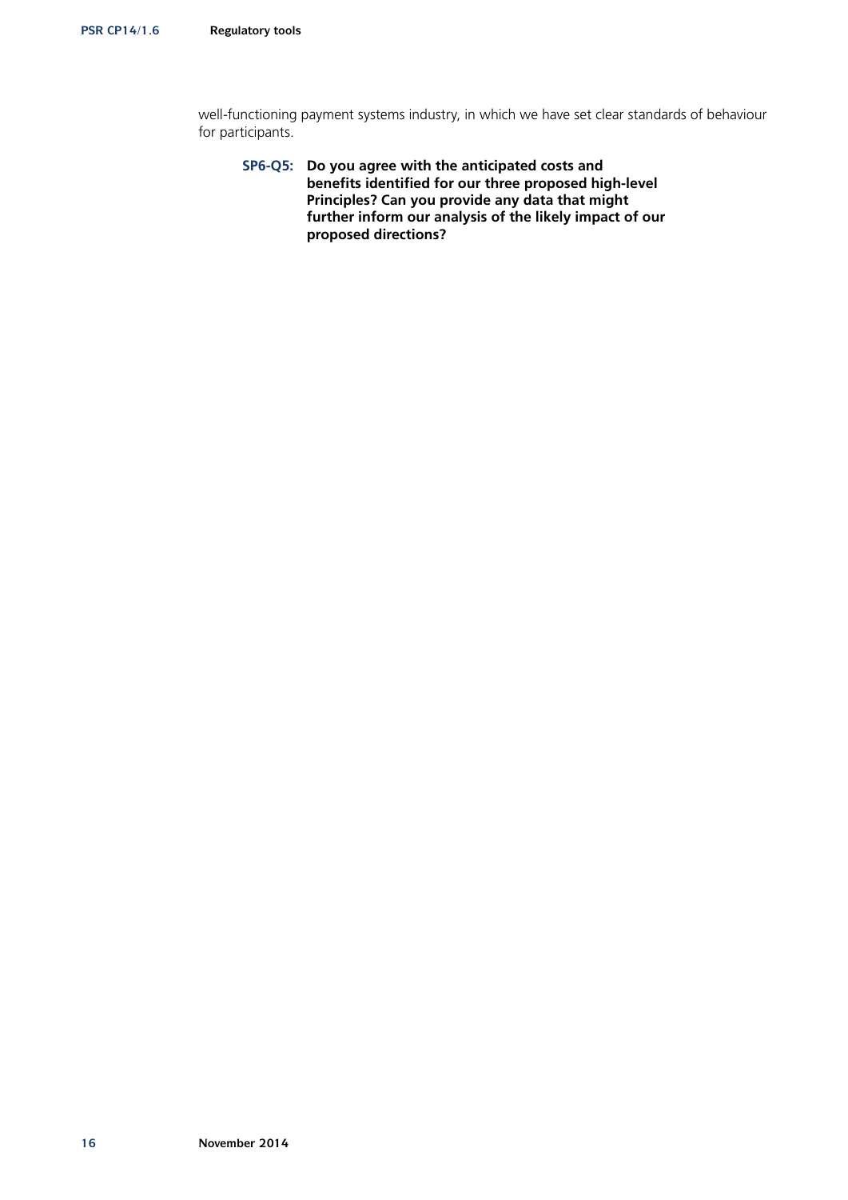well-functioning payment systems industry, in which we have set clear standards of behaviour for participants.

> **SP6-Q5: Do you agree with the anticipated costs and benefits identified for our three proposed high-level Principles? Can you provide any data that might further inform our analysis of the likely impact of our proposed directions?**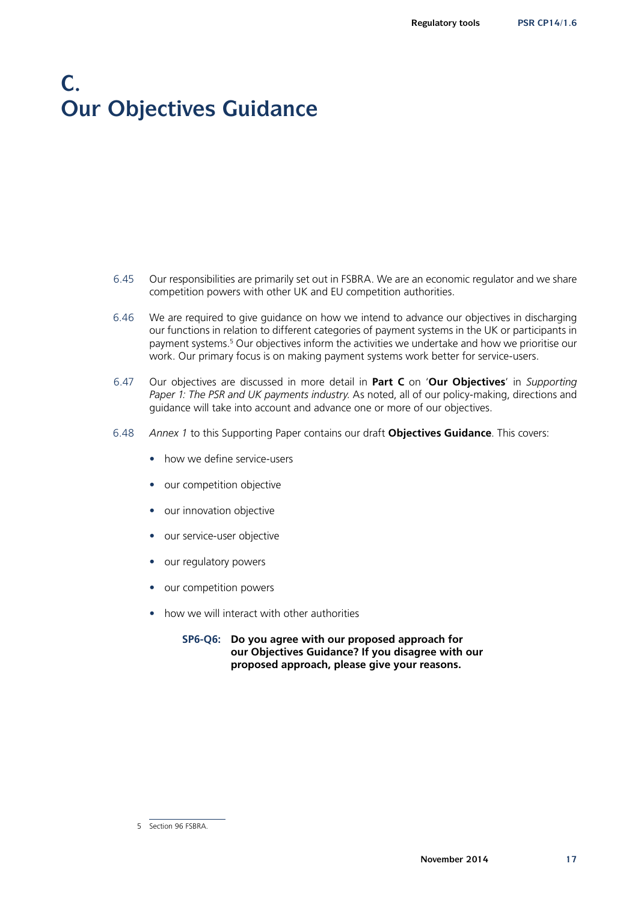# C. Our Objectives Guidance

6.45 Our responsibilities are primarily set out in FSBRA. We are an economic regulator and we share competition powers with other UK and EU competition authorities.

6.46 We are required to give guidance on how we intend to advance our objectives in discharging our functions in relation to different categories of payment systems in the UK or participants in payment systems.[5] Our objectives inform the activities we undertake and how we prioritise our work. Our primary focus is on making payment systems work better for service-users.

6.47 Our objectives are discussed in more detail in **Part C** on '**Our Objectives**' in *Supporting Paper 1: The PSR and UK payments industry.* As noted, all of our policy-making, directions and guidance will take into account and advance one or more of our objectives.

6.48 *Annex 1* to this Supporting Paper contains our draft **Objectives Guidance**. This covers:

- how we define service-users
- our competition objective
- our innovation objective
- our service-user objective
- our regulatory powers
- our competition powers
- how we will interact with other authorities

> **SP6-Q6: Do you agree with our proposed approach for our Objectives Guidance? If you disagree with our proposed approach, please give your reasons.**

---

5 Section 96 FSBRA.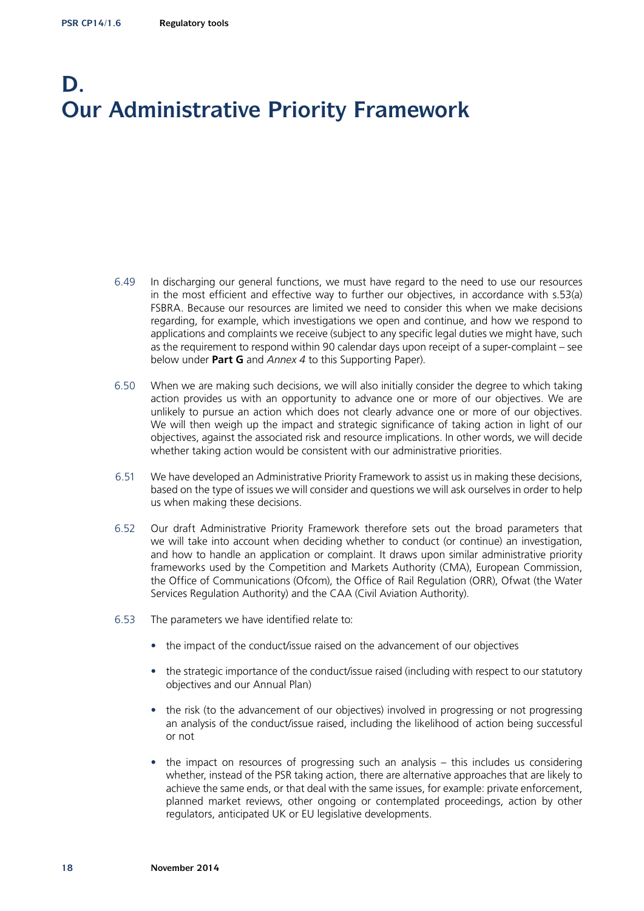# D. Our Administrative Priority Framework

6.49 In discharging our general functions, we must have regard to the need to use our resources in the most efficient and effective way to further our objectives, in accordance with s.53(a) FSBRA. Because our resources are limited we need to consider this when we make decisions regarding, for example, which investigations we open and continue, and how we respond to applications and complaints we receive (subject to any specific legal duties we might have, such as the requirement to respond within 90 calendar days upon receipt of a super-complaint – see below under **Part G** and *Annex 4* to this Supporting Paper).

6.50 When we are making such decisions, we will also initially consider the degree to which taking action provides us with an opportunity to advance one or more of our objectives. We are unlikely to pursue an action which does not clearly advance one or more of our objectives. We will then weigh up the impact and strategic significance of taking action in light of our objectives, against the associated risk and resource implications. In other words, we will decide whether taking action would be consistent with our administrative priorities.

6.51 We have developed an Administrative Priority Framework to assist us in making these decisions, based on the type of issues we will consider and questions we will ask ourselves in order to help us when making these decisions.

6.52 Our draft Administrative Priority Framework therefore sets out the broad parameters that we will take into account when deciding whether to conduct (or continue) an investigation, and how to handle an application or complaint. It draws upon similar administrative priority frameworks used by the Competition and Markets Authority (CMA), European Commission, the Office of Communications (Ofcom), the Office of Rail Regulation (ORR), Ofwat (the Water Services Regulation Authority) and the CAA (Civil Aviation Authority).

6.53 The parameters we have identified relate to:

- the impact of the conduct/issue raised on the advancement of our objectives
- the strategic importance of the conduct/issue raised (including with respect to our statutory objectives and our Annual Plan)
- the risk (to the advancement of our objectives) involved in progressing or not progressing an analysis of the conduct/issue raised, including the likelihood of action being successful or not
- the impact on resources of progressing such an analysis – this includes us considering whether, instead of the PSR taking action, there are alternative approaches that are likely to achieve the same ends, or that deal with the same issues, for example: private enforcement, planned market reviews, other ongoing or contemplated proceedings, action by other regulators, anticipated UK or EU legislative developments.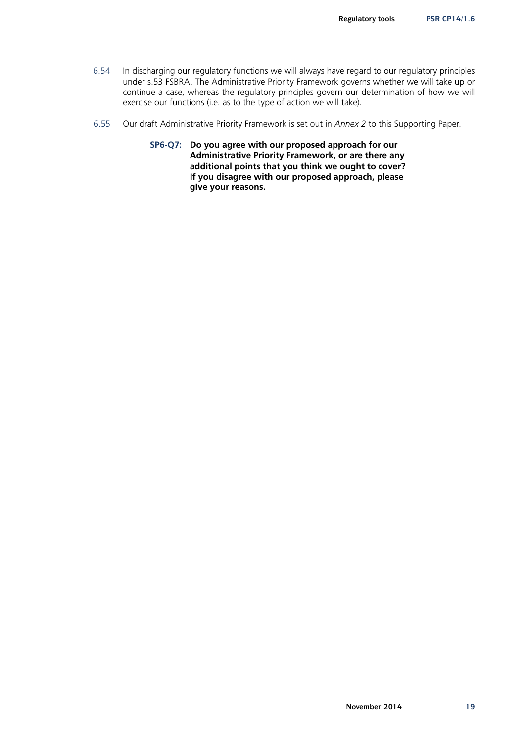6.54 In discharging our regulatory functions we will always have regard to our regulatory principles under s.53 FSBRA. The Administrative Priority Framework governs whether we will take up or continue a case, whereas the regulatory principles govern our determination of how we will exercise our functions (i.e. as to the type of action we will take).

6.55 Our draft Administrative Priority Framework is set out in *Annex 2* to this Supporting Paper.

> **SP6-Q7: Do you agree with our proposed approach for our Administrative Priority Framework, or are there any additional points that you think we ought to cover? If you disagree with our proposed approach, please give your reasons.**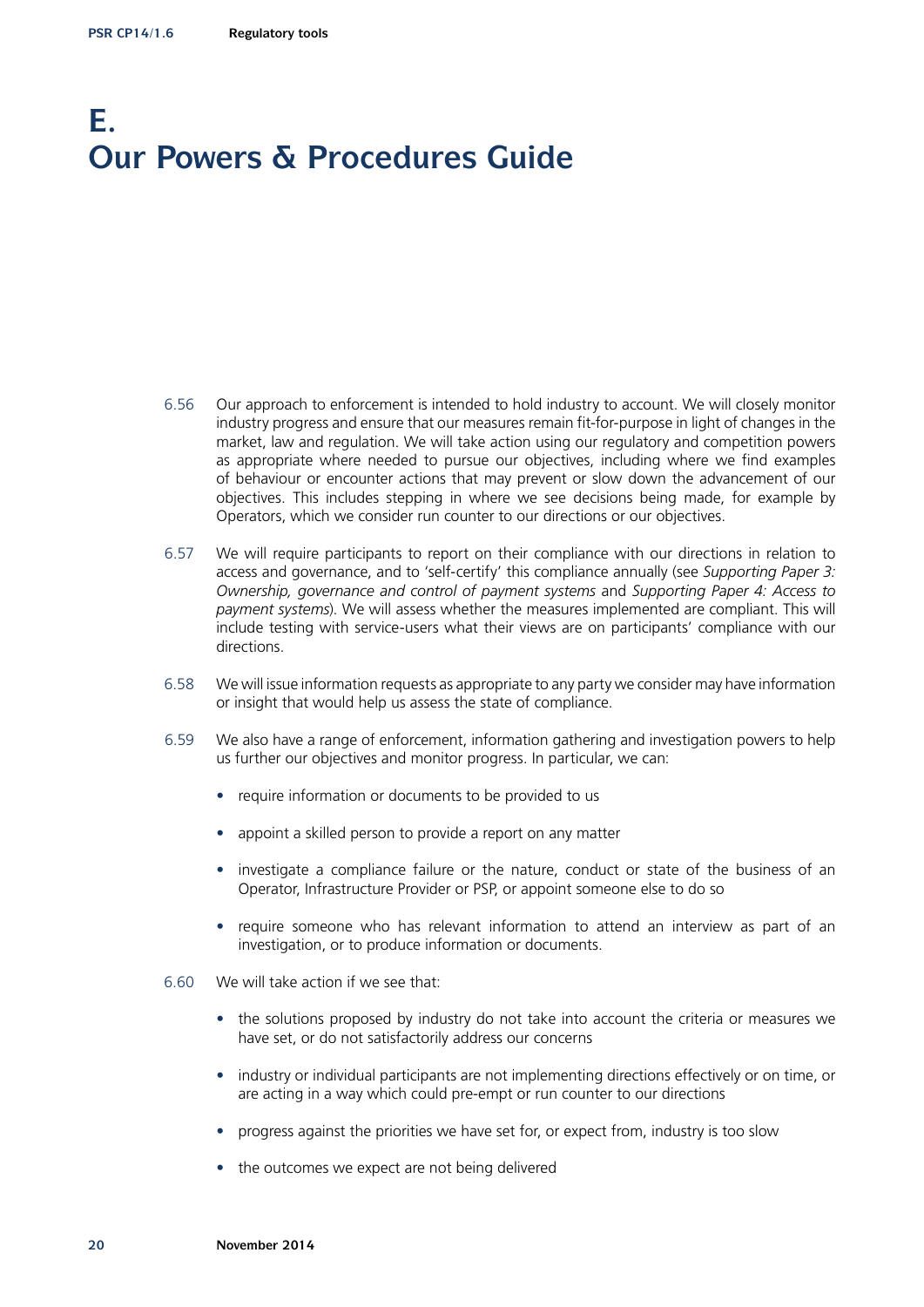# E.
# Our Powers & Procedures Guide

6.56 Our approach to enforcement is intended to hold industry to account. We will closely monitor industry progress and ensure that our measures remain fit-for-purpose in light of changes in the market, law and regulation. We will take action using our regulatory and competition powers as appropriate where needed to pursue our objectives, including where we find examples of behaviour or encounter actions that may prevent or slow down the advancement of our objectives. This includes stepping in where we see decisions being made, for example by Operators, which we consider run counter to our directions or our objectives.

6.57 We will require participants to report on their compliance with our directions in relation to access and governance, and to 'self-certify' this compliance annually (see *Supporting Paper 3: Ownership, governance and control of payment systems* and *Supporting Paper 4: Access to payment systems*). We will assess whether the measures implemented are compliant. This will include testing with service-users what their views are on participants' compliance with our directions.

6.58 We will issue information requests as appropriate to any party we consider may have information or insight that would help us assess the state of compliance.

6.59 We also have a range of enforcement, information gathering and investigation powers to help us further our objectives and monitor progress. In particular, we can:

- require information or documents to be provided to us
- appoint a skilled person to provide a report on any matter
- investigate a compliance failure or the nature, conduct or state of the business of an Operator, Infrastructure Provider or PSP, or appoint someone else to do so
- require someone who has relevant information to attend an interview as part of an investigation, or to produce information or documents.

6.60 We will take action if we see that:

- the solutions proposed by industry do not take into account the criteria or measures we have set, or do not satisfactorily address our concerns
- industry or individual participants are not implementing directions effectively or on time, or are acting in a way which could pre-empt or run counter to our directions
- progress against the priorities we have set for, or expect from, industry is too slow
- the outcomes we expect are not being delivered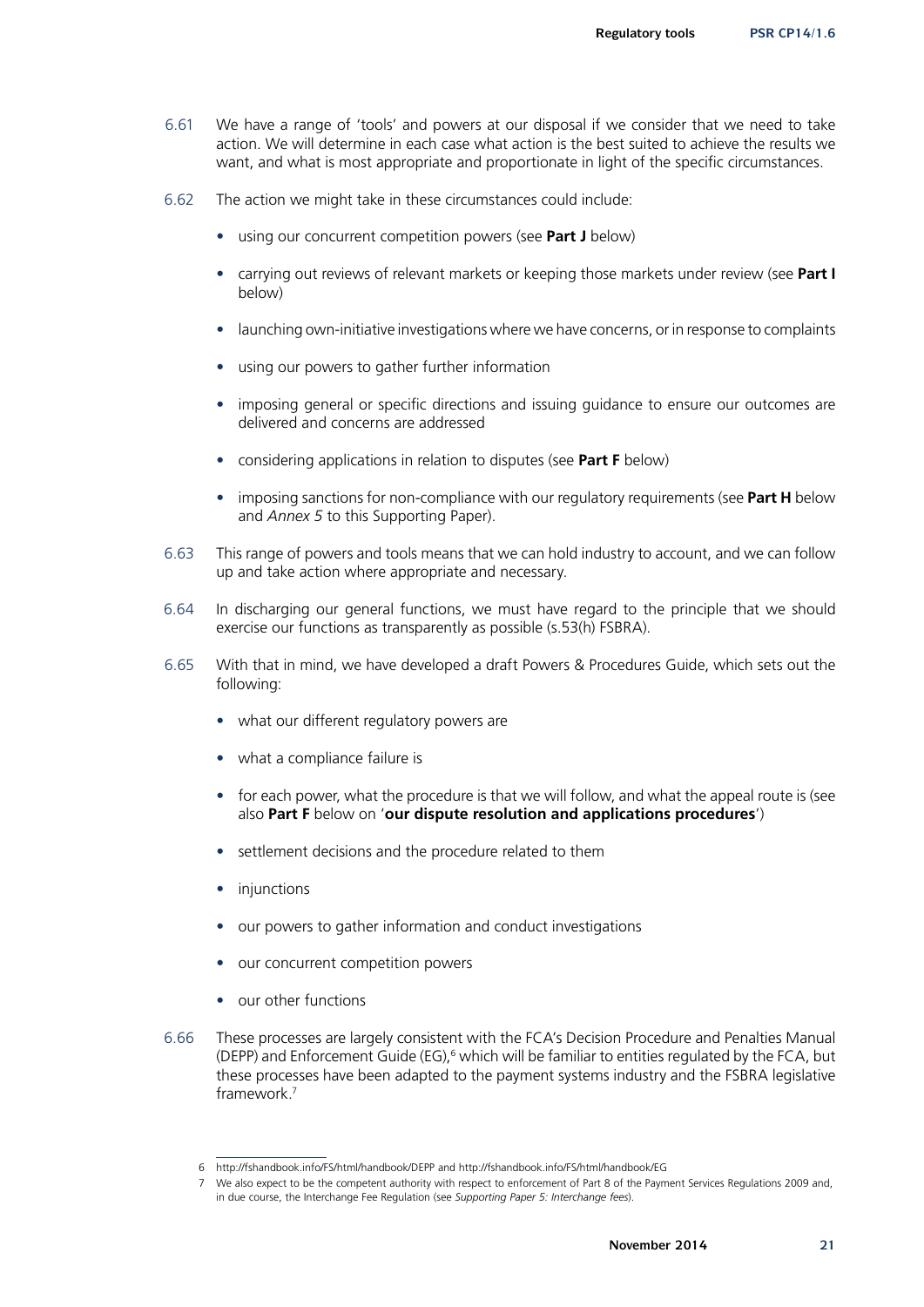6.61 We have a range of 'tools' and powers at our disposal if we consider that we need to take action. We will determine in each case what action is the best suited to achieve the results we want, and what is most appropriate and proportionate in light of the specific circumstances.

6.62 The action we might take in these circumstances could include:

- using our concurrent competition powers (see **Part J** below)
- carrying out reviews of relevant markets or keeping those markets under review (see **Part I** below)
- launching own-initiative investigations where we have concerns, or in response to complaints
- using our powers to gather further information
- imposing general or specific directions and issuing guidance to ensure our outcomes are delivered and concerns are addressed
- considering applications in relation to disputes (see **Part F** below)
- imposing sanctions for non-compliance with our regulatory requirements (see **Part H** below and *Annex 5* to this Supporting Paper).

6.63 This range of powers and tools means that we can hold industry to account, and we can follow up and take action where appropriate and necessary.

6.64 In discharging our general functions, we must have regard to the principle that we should exercise our functions as transparently as possible (s.53(h) FSBRA).

6.65 With that in mind, we have developed a draft Powers & Procedures Guide, which sets out the following:

- what our different regulatory powers are
- what a compliance failure is
- for each power, what the procedure is that we will follow, and what the appeal route is (see also **Part F** below on '**our dispute resolution and applications procedures**')
- settlement decisions and the procedure related to them
- injunctions
- our powers to gather information and conduct investigations
- our concurrent competition powers
- our other functions

6.66 These processes are largely consistent with the FCA's Decision Procedure and Penalties Manual (DEPP) and Enforcement Guide (EG),[6] which will be familiar to entities regulated by the FCA, but these processes have been adapted to the payment systems industry and the FSBRA legislative framework.[7]

---

6 http://fshandbook.info/FS/html/handbook/DEPP and http://fshandbook.info/FS/html/handbook/EG

7 We also expect to be the competent authority with respect to enforcement of Part 8 of the Payment Services Regulations 2009 and, in due course, the Interchange Fee Regulation (see *Supporting Paper 5: Interchange fees*).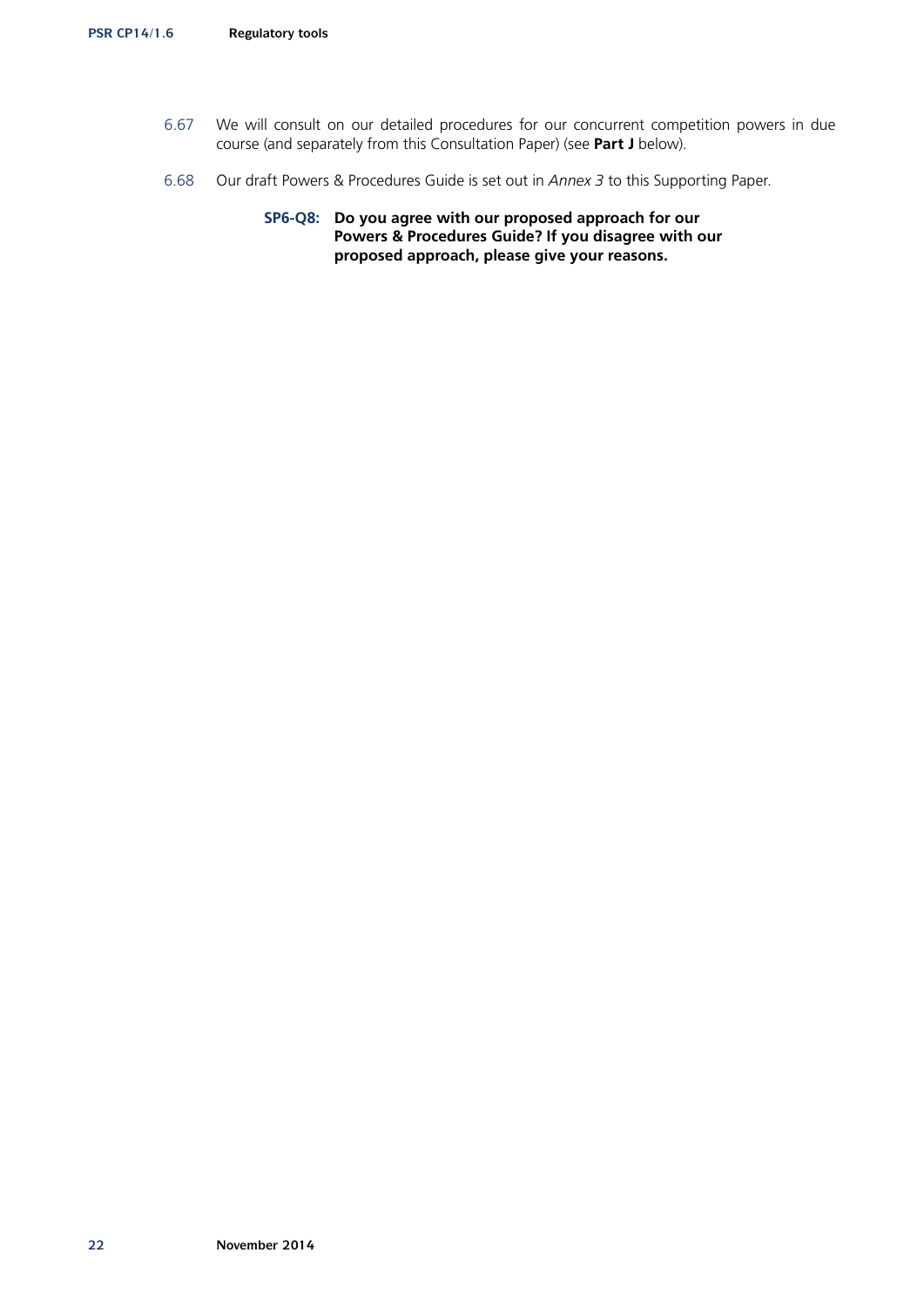6.67 We will consult on our detailed procedures for our concurrent competition powers in due course (and separately from this Consultation Paper) (see **Part J** below).

6.68 Our draft Powers & Procedures Guide is set out in *Annex 3* to this Supporting Paper.

> **SP6-Q8: Do you agree with our proposed approach for our Powers & Procedures Guide? If you disagree with our proposed approach, please give your reasons.**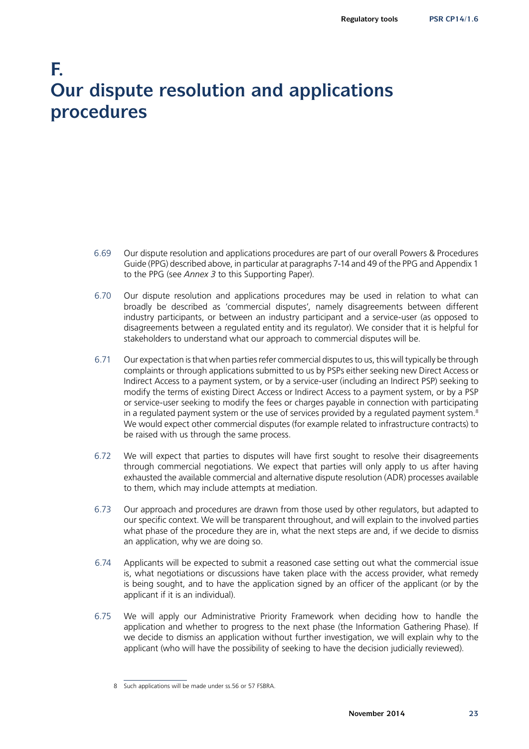# F. Our dispute resolution and applications procedures

6.69 Our dispute resolution and applications procedures are part of our overall Powers & Procedures Guide (PPG) described above, in particular at paragraphs 7-14 and 49 of the PPG and Appendix 1 to the PPG (see *Annex 3* to this Supporting Paper).

6.70 Our dispute resolution and applications procedures may be used in relation to what can broadly be described as 'commercial disputes', namely disagreements between different industry participants, or between an industry participant and a service-user (as opposed to disagreements between a regulated entity and its regulator). We consider that it is helpful for stakeholders to understand what our approach to commercial disputes will be.

6.71 Our expectation is that when parties refer commercial disputes to us, this will typically be through complaints or through applications submitted to us by PSPs either seeking new Direct Access or Indirect Access to a payment system, or by a service-user (including an Indirect PSP) seeking to modify the terms of existing Direct Access or Indirect Access to a payment system, or by a PSP or service-user seeking to modify the fees or charges payable in connection with participating in a regulated payment system or the use of services provided by a regulated payment system.[8] We would expect other commercial disputes (for example related to infrastructure contracts) to be raised with us through the same process.

6.72 We will expect that parties to disputes will have first sought to resolve their disagreements through commercial negotiations. We expect that parties will only apply to us after having exhausted the available commercial and alternative dispute resolution (ADR) processes available to them, which may include attempts at mediation.

6.73 Our approach and procedures are drawn from those used by other regulators, but adapted to our specific context. We will be transparent throughout, and will explain to the involved parties what phase of the procedure they are in, what the next steps are and, if we decide to dismiss an application, why we are doing so.

6.74 Applicants will be expected to submit a reasoned case setting out what the commercial issue is, what negotiations or discussions have taken place with the access provider, what remedy is being sought, and to have the application signed by an officer of the applicant (or by the applicant if it is an individual).

6.75 We will apply our Administrative Priority Framework when deciding how to handle the application and whether to progress to the next phase (the Information Gathering Phase). If we decide to dismiss an application without further investigation, we will explain why to the applicant (who will have the possibility of seeking to have the decision judicially reviewed).

---

8 Such applications will be made under ss.56 or 57 FSBRA.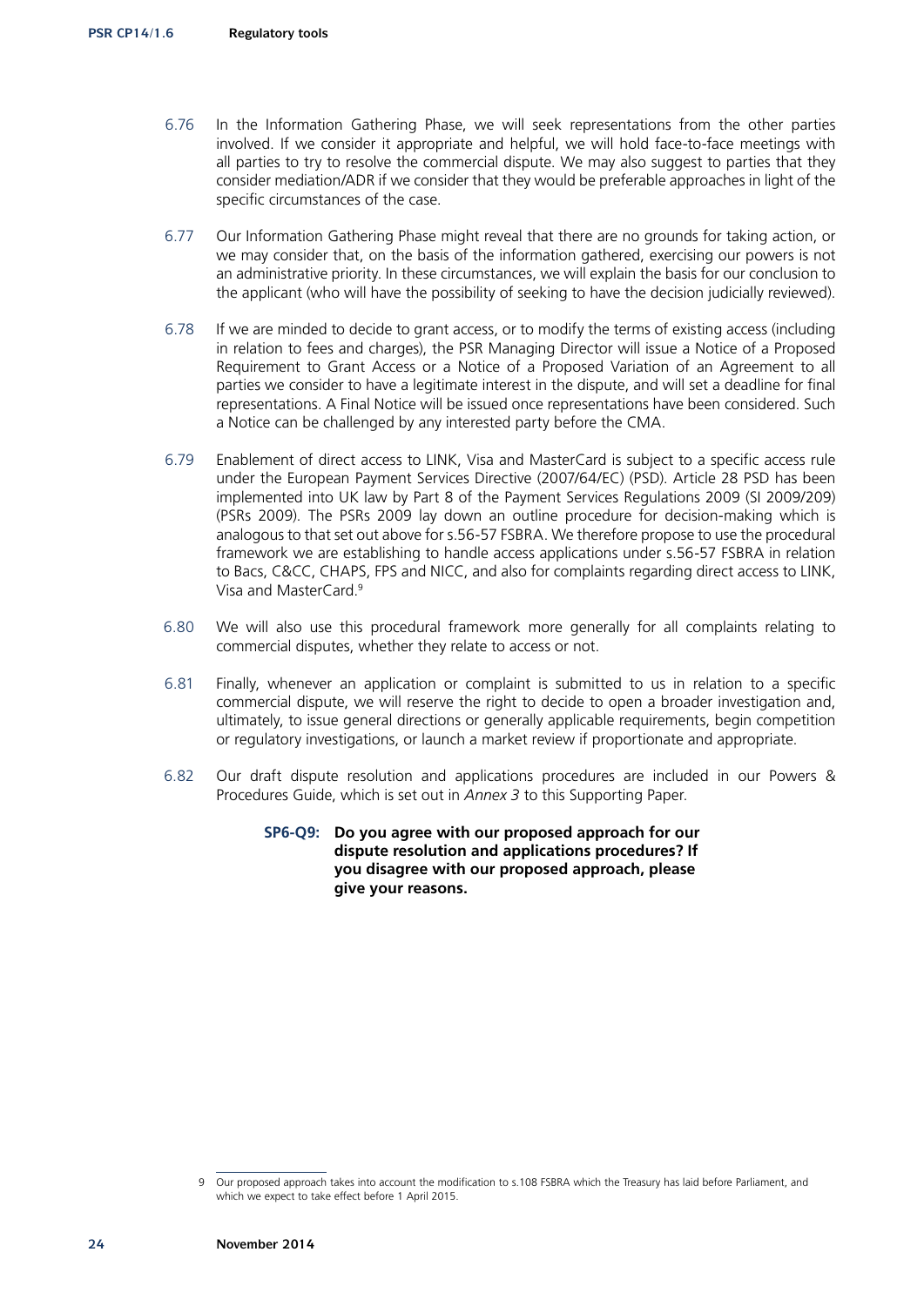6.76 In the Information Gathering Phase, we will seek representations from the other parties involved. If we consider it appropriate and helpful, we will hold face-to-face meetings with all parties to try to resolve the commercial dispute. We may also suggest to parties that they consider mediation/ADR if we consider that they would be preferable approaches in light of the specific circumstances of the case.

6.77 Our Information Gathering Phase might reveal that there are no grounds for taking action, or we may consider that, on the basis of the information gathered, exercising our powers is not an administrative priority. In these circumstances, we will explain the basis for our conclusion to the applicant (who will have the possibility of seeking to have the decision judicially reviewed).

6.78 If we are minded to decide to grant access, or to modify the terms of existing access (including in relation to fees and charges), the PSR Managing Director will issue a Notice of a Proposed Requirement to Grant Access or a Notice of a Proposed Variation of an Agreement to all parties we consider to have a legitimate interest in the dispute, and will set a deadline for final representations. A Final Notice will be issued once representations have been considered. Such a Notice can be challenged by any interested party before the CMA.

6.79 Enablement of direct access to LINK, Visa and MasterCard is subject to a specific access rule under the European Payment Services Directive (2007/64/EC) (PSD). Article 28 PSD has been implemented into UK law by Part 8 of the Payment Services Regulations 2009 (SI 2009/209) (PSRs 2009). The PSRs 2009 lay down an outline procedure for decision-making which is analogous to that set out above for s.56-57 FSBRA. We therefore propose to use the procedural framework we are establishing to handle access applications under s.56-57 FSBRA in relation to Bacs, C&CC, CHAPS, FPS and NICC, and also for complaints regarding direct access to LINK, Visa and MasterCard.[9]

6.80 We will also use this procedural framework more generally for all complaints relating to commercial disputes, whether they relate to access or not.

6.81 Finally, whenever an application or complaint is submitted to us in relation to a specific commercial dispute, we will reserve the right to decide to open a broader investigation and, ultimately, to issue general directions or generally applicable requirements, begin competition or regulatory investigations, or launch a market review if proportionate and appropriate.

6.82 Our draft dispute resolution and applications procedures are included in our Powers & Procedures Guide, which is set out in *Annex 3* to this Supporting Paper.

**SP6-Q9: Do you agree with our proposed approach for our dispute resolution and applications procedures? If you disagree with our proposed approach, please give your reasons.**

---

9 Our proposed approach takes into account the modification to s.108 FSBRA which the Treasury has laid before Parliament, and which we expect to take effect before 1 April 2015.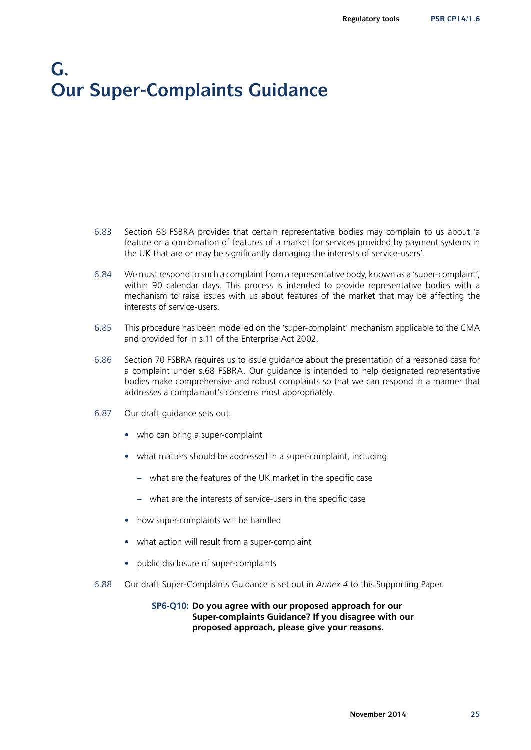# G. Our Super-Complaints Guidance

6.83 Section 68 FSBRA provides that certain representative bodies may complain to us about 'a feature or a combination of features of a market for services provided by payment systems in the UK that are or may be significantly damaging the interests of service-users'.

6.84 We must respond to such a complaint from a representative body, known as a 'super-complaint', within 90 calendar days. This process is intended to provide representative bodies with a mechanism to raise issues with us about features of the market that may be affecting the interests of service-users.

6.85 This procedure has been modelled on the 'super-complaint' mechanism applicable to the CMA and provided for in s.11 of the Enterprise Act 2002.

6.86 Section 70 FSBRA requires us to issue guidance about the presentation of a reasoned case for a complaint under s.68 FSBRA. Our guidance is intended to help designated representative bodies make comprehensive and robust complaints so that we can respond in a manner that addresses a complainant's concerns most appropriately.

6.87 Our draft guidance sets out:

- who can bring a super-complaint
- what matters should be addressed in a super-complaint, including
  - what are the features of the UK market in the specific case
  - what are the interests of service-users in the specific case
- how super-complaints will be handled
- what action will result from a super-complaint
- public disclosure of super-complaints

6.88 Our draft Super-Complaints Guidance is set out in *Annex 4* to this Supporting Paper.

**SP6-Q10: Do you agree with our proposed approach for our Super-complaints Guidance? If you disagree with our proposed approach, please give your reasons.**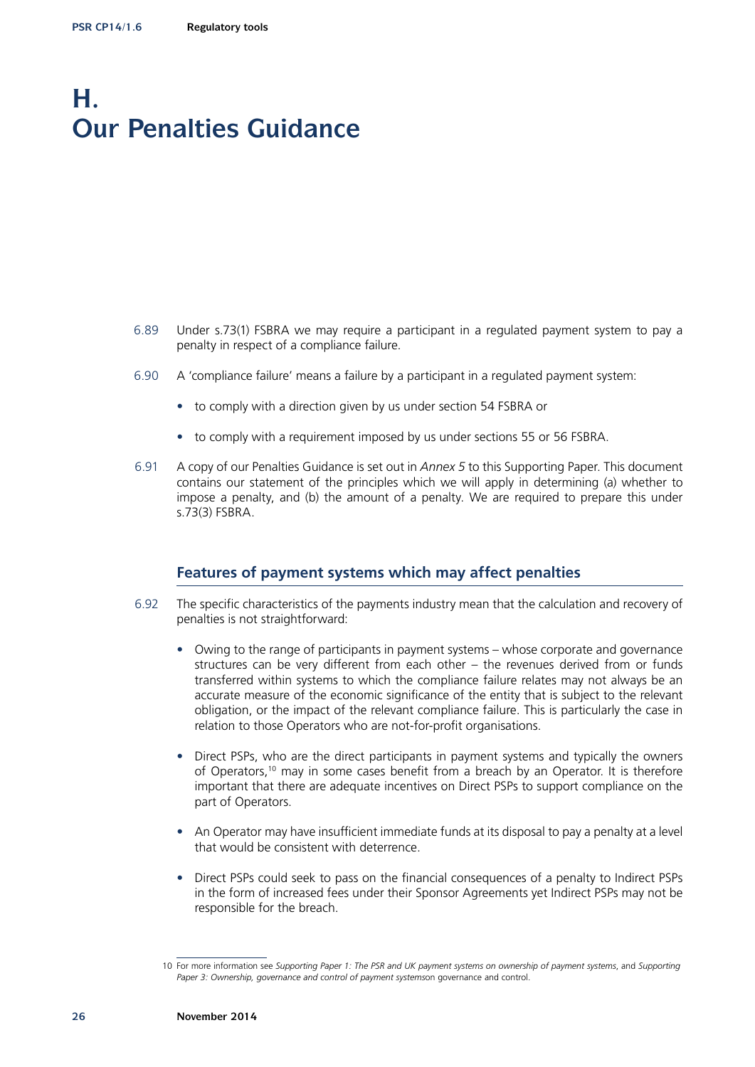# H. Our Penalties Guidance

6.89 Under s.73(1) FSBRA we may require a participant in a regulated payment system to pay a penalty in respect of a compliance failure.

6.90 A 'compliance failure' means a failure by a participant in a regulated payment system:

- to comply with a direction given by us under section 54 FSBRA or
- to comply with a requirement imposed by us under sections 55 or 56 FSBRA.

6.91 A copy of our Penalties Guidance is set out in *Annex 5* to this Supporting Paper. This document contains our statement of the principles which we will apply in determining (a) whether to impose a penalty, and (b) the amount of a penalty. We are required to prepare this under s.73(3) FSBRA.

## Features of payment systems which may affect penalties

6.92 The specific characteristics of the payments industry mean that the calculation and recovery of penalties is not straightforward:

- Owing to the range of participants in payment systems – whose corporate and governance structures can be very different from each other – the revenues derived from or funds transferred within systems to which the compliance failure relates may not always be an accurate measure of the economic significance of the entity that is subject to the relevant obligation, or the impact of the relevant compliance failure. This is particularly the case in relation to those Operators who are not-for-profit organisations.
- Direct PSPs, who are the direct participants in payment systems and typically the owners of Operators,[10] may in some cases benefit from a breach by an Operator. It is therefore important that there are adequate incentives on Direct PSPs to support compliance on the part of Operators.
- An Operator may have insufficient immediate funds at its disposal to pay a penalty at a level that would be consistent with deterrence.
- Direct PSPs could seek to pass on the financial consequences of a penalty to Indirect PSPs in the form of increased fees under their Sponsor Agreements yet Indirect PSPs may not be responsible for the breach.

10 For more information see *Supporting Paper 1: The PSR and UK payment systems on ownership of payment systems*, and *Supporting Paper 3: Ownership, governance and control of payment systems*on governance and control.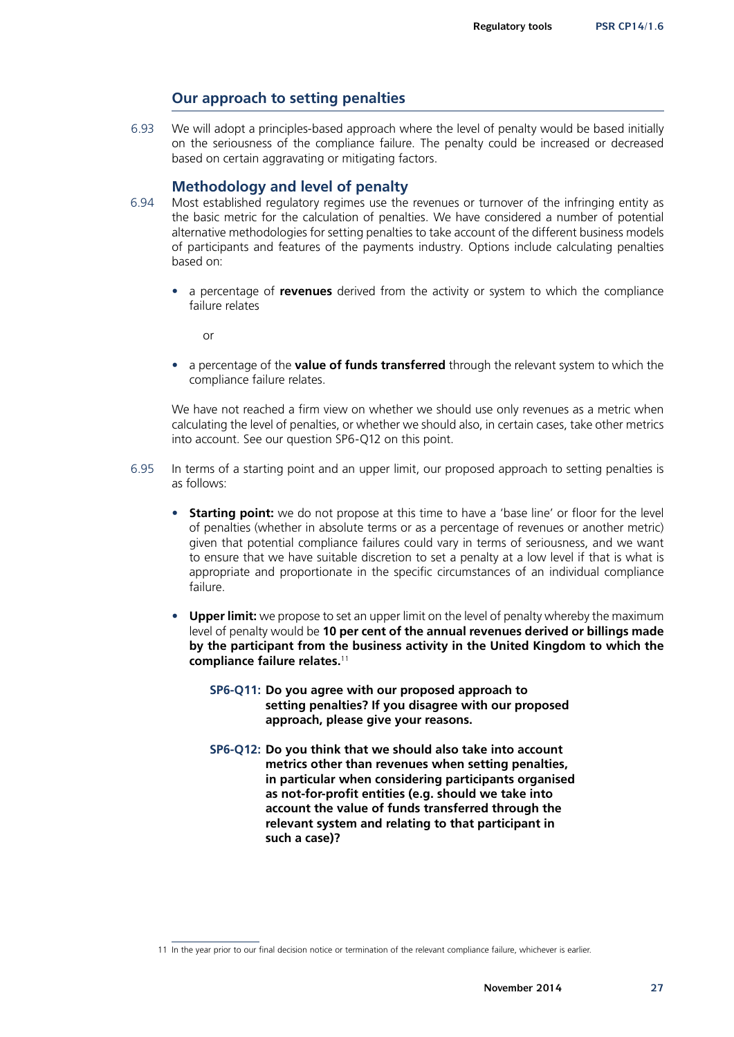## Our approach to setting penalties

6.93 We will adopt a principles-based approach where the level of penalty would be based initially on the seriousness of the compliance failure. The penalty could be increased or decreased based on certain aggravating or mitigating factors.

### Methodology and level of penalty

6.94 Most established regulatory regimes use the revenues or turnover of the infringing entity as the basic metric for the calculation of penalties. We have considered a number of potential alternative methodologies for setting penalties to take account of the different business models of participants and features of the payments industry. Options include calculating penalties based on:

- a percentage of **revenues** derived from the activity or system to which the compliance failure relates

  or

- a percentage of the **value of funds transferred** through the relevant system to which the compliance failure relates.

We have not reached a firm view on whether we should use only revenues as a metric when calculating the level of penalties, or whether we should also, in certain cases, take other metrics into account. See our question SP6-Q12 on this point.

6.95 In terms of a starting point and an upper limit, our proposed approach to setting penalties is as follows:

- **Starting point:** we do not propose at this time to have a 'base line' or floor for the level of penalties (whether in absolute terms or as a percentage of revenues or another metric) given that potential compliance failures could vary in terms of seriousness, and we want to ensure that we have suitable discretion to set a penalty at a low level if that is what is appropriate and proportionate in the specific circumstances of an individual compliance failure.

- **Upper limit:** we propose to set an upper limit on the level of penalty whereby the maximum level of penalty would be **10 per cent of the annual revenues derived or billings made by the participant from the business activity in the United Kingdom to which the compliance failure relates.**[11]

**SP6-Q11: Do you agree with our proposed approach to setting penalties? If you disagree with our proposed approach, please give your reasons.**

**SP6-Q12: Do you think that we should also take into account metrics other than revenues when setting penalties, in particular when considering participants organised as not-for-profit entities (e.g. should we take into account the value of funds transferred through the relevant system and relating to that participant in such a case)?**

---

11 In the year prior to our final decision notice or termination of the relevant compliance failure, whichever is earlier.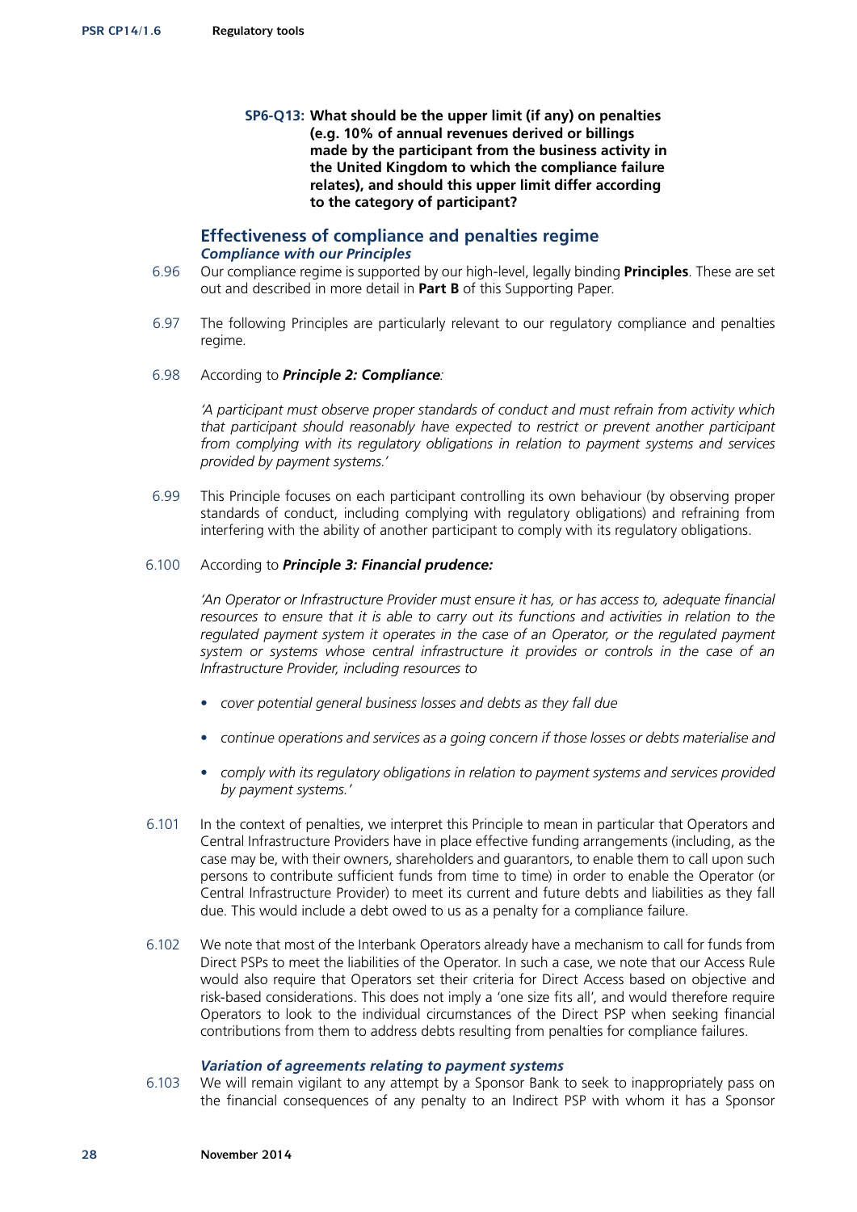**SP6-Q13: What should be the upper limit (if any) on penalties (e.g. 10% of annual revenues derived or billings made by the participant from the business activity in the United Kingdom to which the compliance failure relates), and should this upper limit differ according to the category of participant?**

## Effectiveness of compliance and penalties regime

### *Compliance with our Principles*

6.96 Our compliance regime is supported by our high-level, legally binding **Principles**. These are set out and described in more detail in **Part B** of this Supporting Paper.

6.97 The following Principles are particularly relevant to our regulatory compliance and penalties regime.

6.98 According to ***Principle 2: Compliance****:*

*'A participant must observe proper standards of conduct and must refrain from activity which that participant should reasonably have expected to restrict or prevent another participant from complying with its regulatory obligations in relation to payment systems and services provided by payment systems.'*

6.99 This Principle focuses on each participant controlling its own behaviour (by observing proper standards of conduct, including complying with regulatory obligations) and refraining from interfering with the ability of another participant to comply with its regulatory obligations.

6.100 According to ***Principle 3: Financial prudence:***

*'An Operator or Infrastructure Provider must ensure it has, or has access to, adequate financial resources to ensure that it is able to carry out its functions and activities in relation to the regulated payment system it operates in the case of an Operator, or the regulated payment system or systems whose central infrastructure it provides or controls in the case of an Infrastructure Provider, including resources to*

- *cover potential general business losses and debts as they fall due*
- *continue operations and services as a going concern if those losses or debts materialise and*
- *comply with its regulatory obligations in relation to payment systems and services provided by payment systems.'*

6.101 In the context of penalties, we interpret this Principle to mean in particular that Operators and Central Infrastructure Providers have in place effective funding arrangements (including, as the case may be, with their owners, shareholders and guarantors, to enable them to call upon such persons to contribute sufficient funds from time to time) in order to enable the Operator (or Central Infrastructure Provider) to meet its current and future debts and liabilities as they fall due. This would include a debt owed to us as a penalty for a compliance failure.

6.102 We note that most of the Interbank Operators already have a mechanism to call for funds from Direct PSPs to meet the liabilities of the Operator. In such a case, we note that our Access Rule would also require that Operators set their criteria for Direct Access based on objective and risk-based considerations. This does not imply a 'one size fits all', and would therefore require Operators to look to the individual circumstances of the Direct PSP when seeking financial contributions from them to address debts resulting from penalties for compliance failures.

### *Variation of agreements relating to payment systems*

6.103 We will remain vigilant to any attempt by a Sponsor Bank to seek to inappropriately pass on the financial consequences of any penalty to an Indirect PSP with whom it has a Sponsor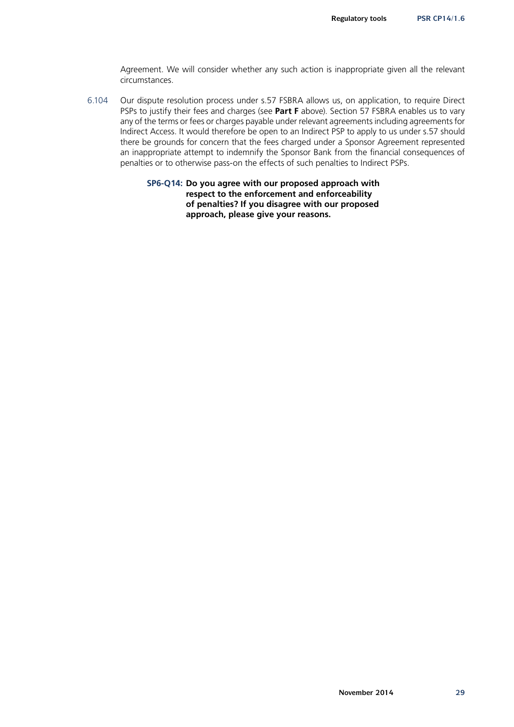Agreement. We will consider whether any such action is inappropriate given all the relevant circumstances.

6.104 Our dispute resolution process under s.57 FSBRA allows us, on application, to require Direct PSPs to justify their fees and charges (see **Part F** above). Section 57 FSBRA enables us to vary any of the terms or fees or charges payable under relevant agreements including agreements for Indirect Access. It would therefore be open to an Indirect PSP to apply to us under s.57 should there be grounds for concern that the fees charged under a Sponsor Agreement represented an inappropriate attempt to indemnify the Sponsor Bank from the financial consequences of penalties or to otherwise pass-on the effects of such penalties to Indirect PSPs.

> **SP6-Q14: Do you agree with our proposed approach with respect to the enforcement and enforceability of penalties? If you disagree with our proposed approach, please give your reasons.**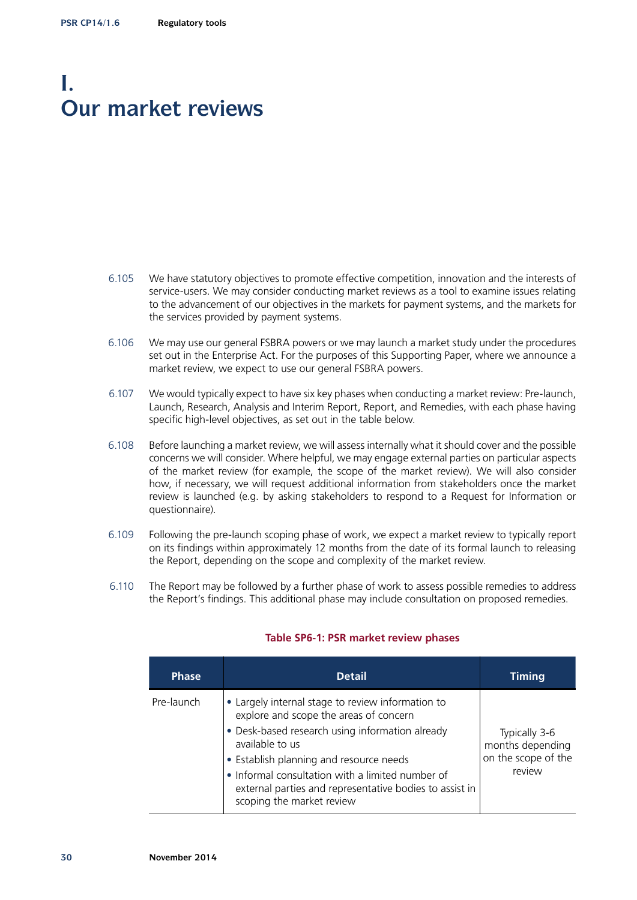# I. Our market reviews

6.105 We have statutory objectives to promote effective competition, innovation and the interests of service-users. We may consider conducting market reviews as a tool to examine issues relating to the advancement of our objectives in the markets for payment systems, and the markets for the services provided by payment systems.

6.106 We may use our general FSBRA powers or we may launch a market study under the procedures set out in the Enterprise Act. For the purposes of this Supporting Paper, where we announce a market review, we expect to use our general FSBRA powers.

6.107 We would typically expect to have six key phases when conducting a market review: Pre-launch, Launch, Research, Analysis and Interim Report, Report, and Remedies, with each phase having specific high-level objectives, as set out in the table below.

6.108 Before launching a market review, we will assess internally what it should cover and the possible concerns we will consider. Where helpful, we may engage external parties on particular aspects of the market review (for example, the scope of the market review). We will also consider how, if necessary, we will request additional information from stakeholders once the market review is launched (e.g. by asking stakeholders to respond to a Request for Information or questionnaire).

6.109 Following the pre-launch scoping phase of work, we expect a market review to typically report on its findings within approximately 12 months from the date of its formal launch to releasing the Report, depending on the scope and complexity of the market review.

6.110 The Report may be followed by a further phase of work to assess possible remedies to address the Report's findings. This additional phase may include consultation on proposed remedies.

**Table SP6-1: PSR market review phases**

| Phase | Detail | Timing |
|---|---|---|
| Pre-launch | • Largely internal stage to review information to explore and scope the areas of concern<br>• Desk-based research using information already available to us<br>• Establish planning and resource needs<br>• Informal consultation with a limited number of external parties and representative bodies to assist in scoping the market review | Typically 3-6 months depending on the scope of the review |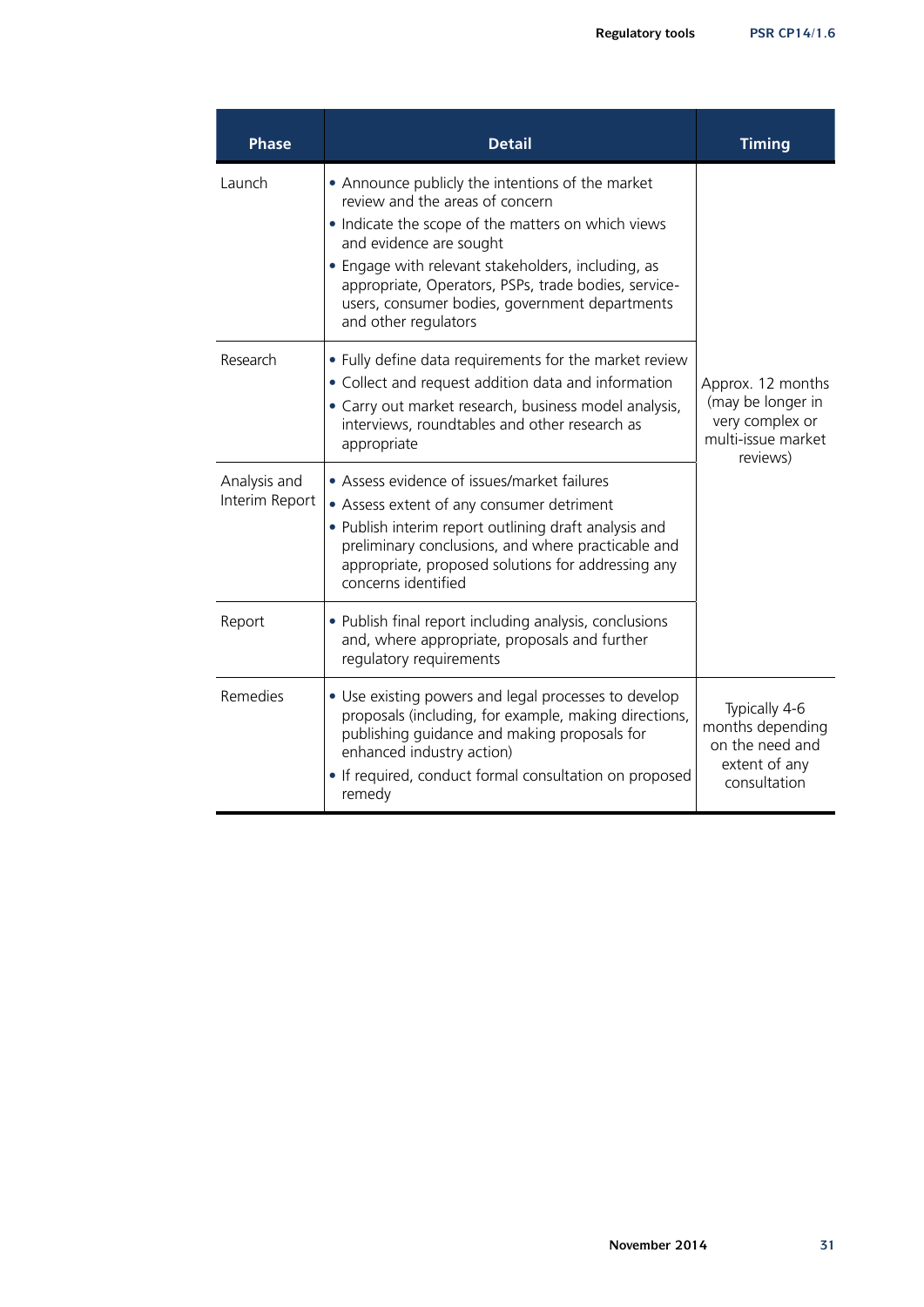| Phase | Detail | Timing |
| --- | --- | --- |
| Launch | • Announce publicly the intentions of the market review and the areas of concern<br>• Indicate the scope of the matters on which views and evidence are sought<br>• Engage with relevant stakeholders, including, as appropriate, Operators, PSPs, trade bodies, service-users, consumer bodies, government departments and other regulators | Approx. 12 months (may be longer in very complex or multi-issue market reviews) |
| Research | • Fully define data requirements for the market review<br>• Collect and request addition data and information<br>• Carry out market research, business model analysis, interviews, roundtables and other research as appropriate | |
| Analysis and Interim Report | • Assess evidence of issues/market failures<br>• Assess extent of any consumer detriment<br>• Publish interim report outlining draft analysis and preliminary conclusions, and where practicable and appropriate, proposed solutions for addressing any concerns identified | |
| Report | • Publish final report including analysis, conclusions and, where appropriate, proposals and further regulatory requirements | |
| Remedies | • Use existing powers and legal processes to develop proposals (including, for example, making directions, publishing guidance and making proposals for enhanced industry action)<br>• If required, conduct formal consultation on proposed remedy | Typically 4-6 months depending on the need and extent of any consultation |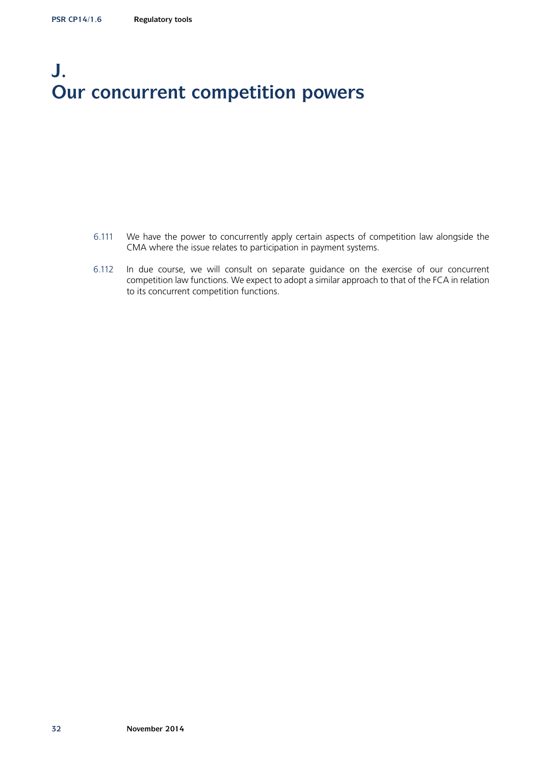# J. Our concurrent competition powers

6.111 We have the power to concurrently apply certain aspects of competition law alongside the CMA where the issue relates to participation in payment systems.

6.112 In due course, we will consult on separate guidance on the exercise of our concurrent competition law functions. We expect to adopt a similar approach to that of the FCA in relation to its concurrent competition functions.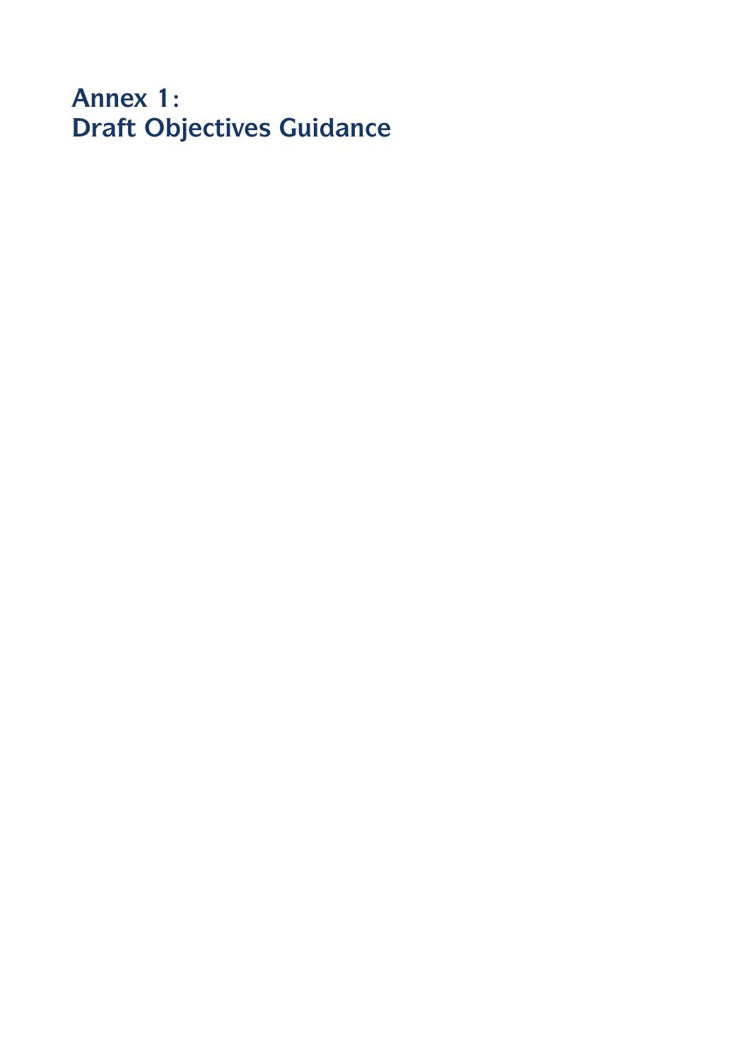# Annex 1:
# Draft Objectives Guidance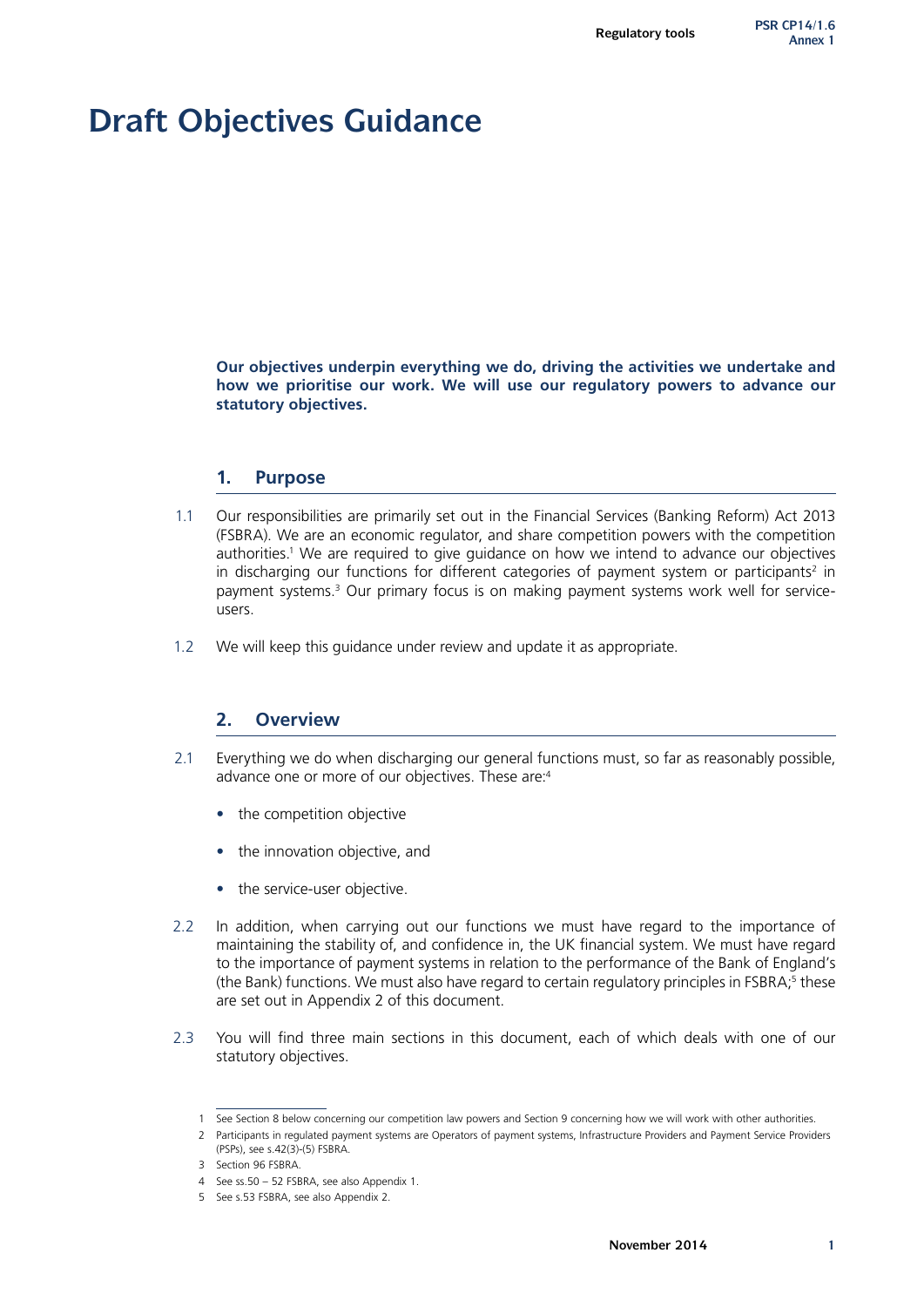# Draft Objectives Guidance

**Our objectives underpin everything we do, driving the activities we undertake and how we prioritise our work. We will use our regulatory powers to advance our statutory objectives.**

## 1. Purpose

1.1 Our responsibilities are primarily set out in the Financial Services (Banking Reform) Act 2013 (FSBRA). We are an economic regulator, and share competition powers with the competition authorities.[1] We are required to give guidance on how we intend to advance our objectives in discharging our functions for different categories of payment system or participants[2] in payment systems.[3] Our primary focus is on making payment systems work well for service-users.

1.2 We will keep this guidance under review and update it as appropriate.

## 2. Overview

2.1 Everything we do when discharging our general functions must, so far as reasonably possible, advance one or more of our objectives. These are:[4]

- the competition objective
- the innovation objective, and
- the service-user objective.

2.2 In addition, when carrying out our functions we must have regard to the importance of maintaining the stability of, and confidence in, the UK financial system. We must have regard to the importance of payment systems in relation to the performance of the Bank of England's (the Bank) functions. We must also have regard to certain regulatory principles in FSBRA;[5] these are set out in Appendix 2 of this document.

2.3 You will find three main sections in this document, each of which deals with one of our statutory objectives.

1 See Section 8 below concerning our competition law powers and Section 9 concerning how we will work with other authorities.

2 Participants in regulated payment systems are Operators of payment systems, Infrastructure Providers and Payment Service Providers (PSPs), see s.42(3)-(5) FSBRA.

3 Section 96 FSBRA.

4 See ss.50 – 52 FSBRA, see also Appendix 1.

5 See s.53 FSBRA, see also Appendix 2.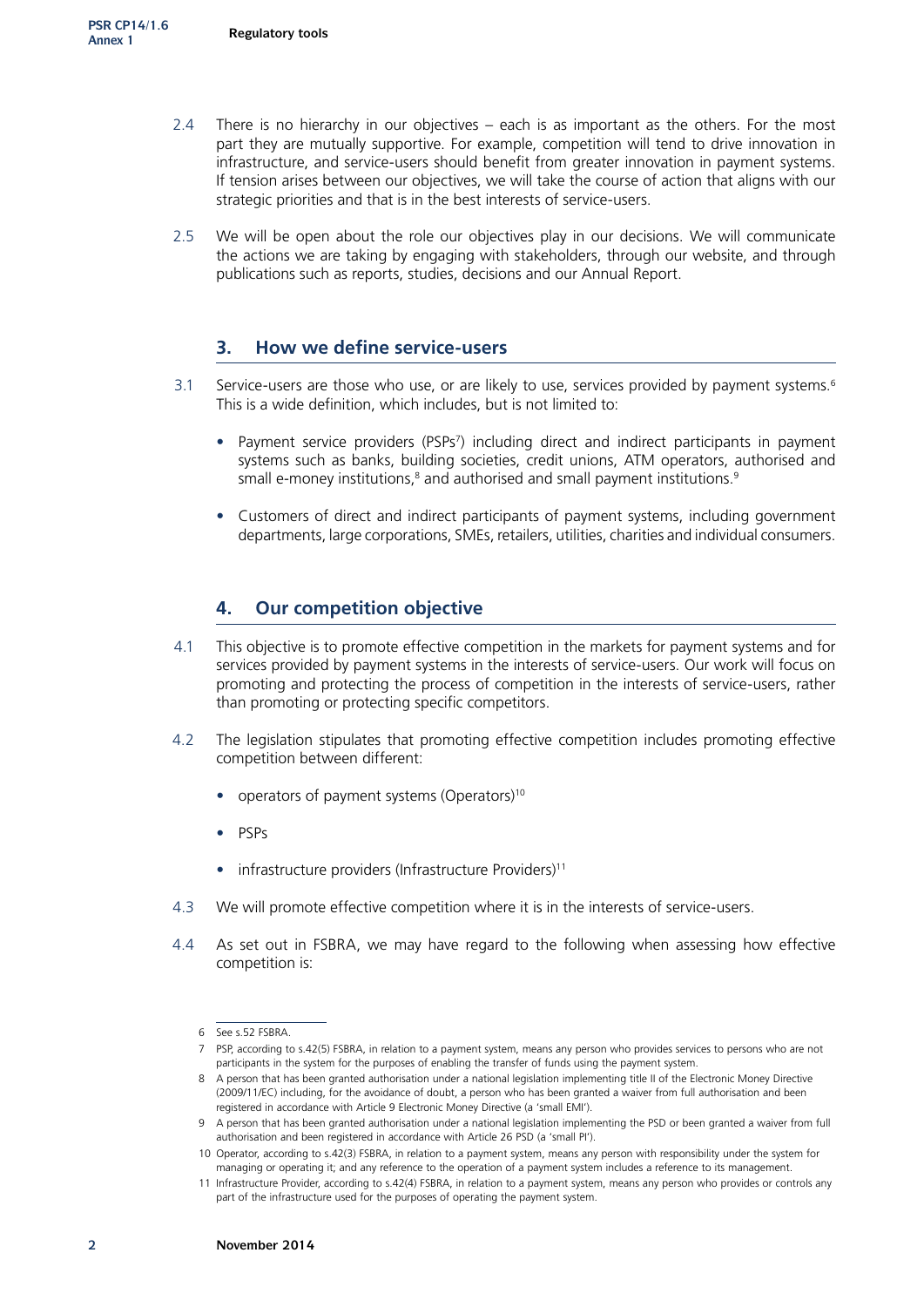2.4 There is no hierarchy in our objectives – each is as important as the others. For the most part they are mutually supportive. For example, competition will tend to drive innovation in infrastructure, and service-users should benefit from greater innovation in payment systems. If tension arises between our objectives, we will take the course of action that aligns with our strategic priorities and that is in the best interests of service-users.

2.5 We will be open about the role our objectives play in our decisions. We will communicate the actions we are taking by engaging with stakeholders, through our website, and through publications such as reports, studies, decisions and our Annual Report.

## 3. How we define service-users

3.1 Service-users are those who use, or are likely to use, services provided by payment systems.[6] This is a wide definition, which includes, but is not limited to:

- Payment service providers (PSPs[7]) including direct and indirect participants in payment systems such as banks, building societies, credit unions, ATM operators, authorised and small e-money institutions,[8] and authorised and small payment institutions.[9]
- Customers of direct and indirect participants of payment systems, including government departments, large corporations, SMEs, retailers, utilities, charities and individual consumers.

## 4. Our competition objective

4.1 This objective is to promote effective competition in the markets for payment systems and for services provided by payment systems in the interests of service-users. Our work will focus on promoting and protecting the process of competition in the interests of service-users, rather than promoting or protecting specific competitors.

4.2 The legislation stipulates that promoting effective competition includes promoting effective competition between different:

- operators of payment systems (Operators)[10]
- PSPs
- infrastructure providers (Infrastructure Providers)[11]

4.3 We will promote effective competition where it is in the interests of service-users.

4.4 As set out in FSBRA, we may have regard to the following when assessing how effective competition is:

---

6 See s.52 FSBRA.

7 PSP, according to s.42(5) FSBRA, in relation to a payment system, means any person who provides services to persons who are not participants in the system for the purposes of enabling the transfer of funds using the payment system.

8 A person that has been granted authorisation under a national legislation implementing title II of the Electronic Money Directive (2009/11/EC) including, for the avoidance of doubt, a person who has been granted a waiver from full authorisation and been registered in accordance with Article 9 Electronic Money Directive (a 'small EMI').

9 A person that has been granted authorisation under a national legislation implementing the PSD or been granted a waiver from full authorisation and been registered in accordance with Article 26 PSD (a 'small PI').

10 Operator, according to s.42(3) FSBRA, in relation to a payment system, means any person with responsibility under the system for managing or operating it; and any reference to the operation of a payment system includes a reference to its management.

11 Infrastructure Provider, according to s.42(4) FSBRA, in relation to a payment system, means any person who provides or controls any part of the infrastructure used for the purposes of operating the payment system.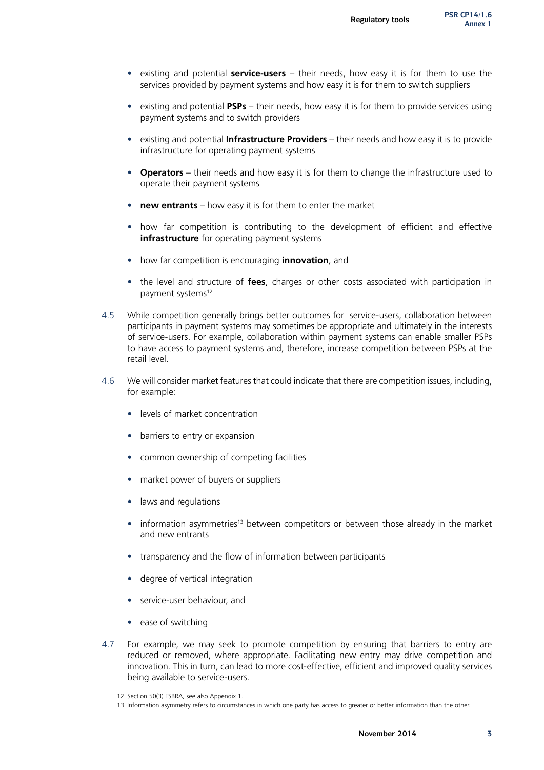- existing and potential **service-users** – their needs, how easy it is for them to use the services provided by payment systems and how easy it is for them to switch suppliers

- existing and potential **PSPs** – their needs, how easy it is for them to provide services using payment systems and to switch providers

- existing and potential **Infrastructure Providers** – their needs and how easy it is to provide infrastructure for operating payment systems

- **Operators** – their needs and how easy it is for them to change the infrastructure used to operate their payment systems

- **new entrants** – how easy it is for them to enter the market

- how far competition is contributing to the development of efficient and effective **infrastructure** for operating payment systems

- how far competition is encouraging **innovation**, and

- the level and structure of **fees**, charges or other costs associated with participation in payment systems[12]

4.5 While competition generally brings better outcomes for service-users, collaboration between participants in payment systems may sometimes be appropriate and ultimately in the interests of service-users. For example, collaboration within payment systems can enable smaller PSPs to have access to payment systems and, therefore, increase competition between PSPs at the retail level.

4.6 We will consider market features that could indicate that there are competition issues, including, for example:

- levels of market concentration
- barriers to entry or expansion
- common ownership of competing facilities
- market power of buyers or suppliers
- laws and regulations
- information asymmetries[13] between competitors or between those already in the market and new entrants
- transparency and the flow of information between participants
- degree of vertical integration
- service-user behaviour, and
- ease of switching

4.7 For example, we may seek to promote competition by ensuring that barriers to entry are reduced or removed, where appropriate. Facilitating new entry may drive competition and innovation. This in turn, can lead to more cost-effective, efficient and improved quality services being available to service-users.

12 Section 50(3) FSBRA, see also Appendix 1.

13 Information asymmetry refers to circumstances in which one party has access to greater or better information than the other.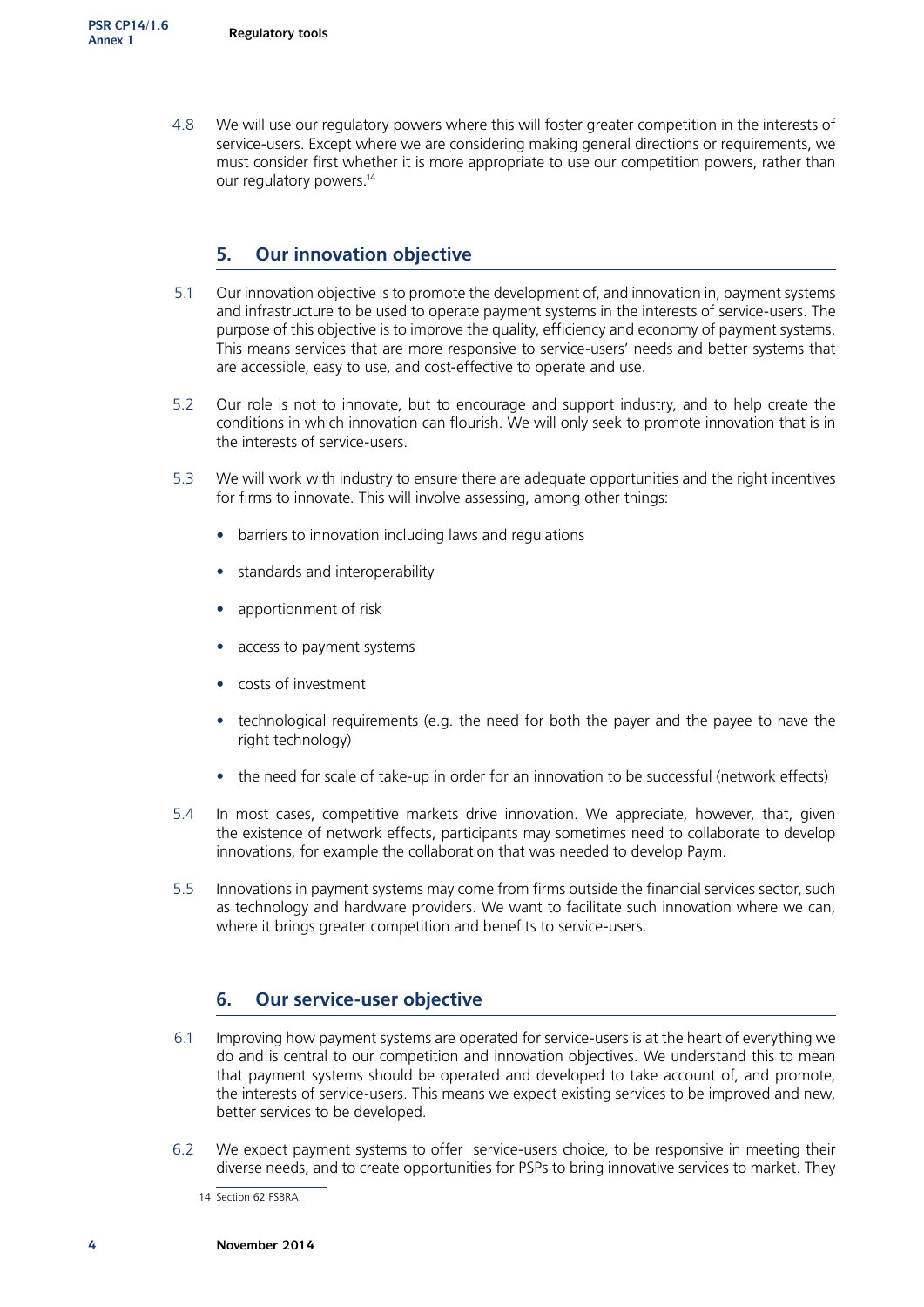4.8 We will use our regulatory powers where this will foster greater competition in the interests of service-users. Except where we are considering making general directions or requirements, we must consider first whether it is more appropriate to use our competition powers, rather than our regulatory powers.[14]

## 5. Our innovation objective

5.1 Our innovation objective is to promote the development of, and innovation in, payment systems and infrastructure to be used to operate payment systems in the interests of service-users. The purpose of this objective is to improve the quality, efficiency and economy of payment systems. This means services that are more responsive to service-users' needs and better systems that are accessible, easy to use, and cost-effective to operate and use.

5.2 Our role is not to innovate, but to encourage and support industry, and to help create the conditions in which innovation can flourish. We will only seek to promote innovation that is in the interests of service-users.

5.3 We will work with industry to ensure there are adequate opportunities and the right incentives for firms to innovate. This will involve assessing, among other things:

- barriers to innovation including laws and regulations
- standards and interoperability
- apportionment of risk
- access to payment systems
- costs of investment
- technological requirements (e.g. the need for both the payer and the payee to have the right technology)
- the need for scale of take-up in order for an innovation to be successful (network effects)

5.4 In most cases, competitive markets drive innovation. We appreciate, however, that, given the existence of network effects, participants may sometimes need to collaborate to develop innovations, for example the collaboration that was needed to develop Paym.

5.5 Innovations in payment systems may come from firms outside the financial services sector, such as technology and hardware providers. We want to facilitate such innovation where we can, where it brings greater competition and benefits to service-users.

## 6. Our service-user objective

6.1 Improving how payment systems are operated for service-users is at the heart of everything we do and is central to our competition and innovation objectives. We understand this to mean that payment systems should be operated and developed to take account of, and promote, the interests of service-users. This means we expect existing services to be improved and new, better services to be developed.

6.2 We expect payment systems to offer service-users choice, to be responsive in meeting their diverse needs, and to create opportunities for PSPs to bring innovative services to market. They

14 Section 62 FSBRA.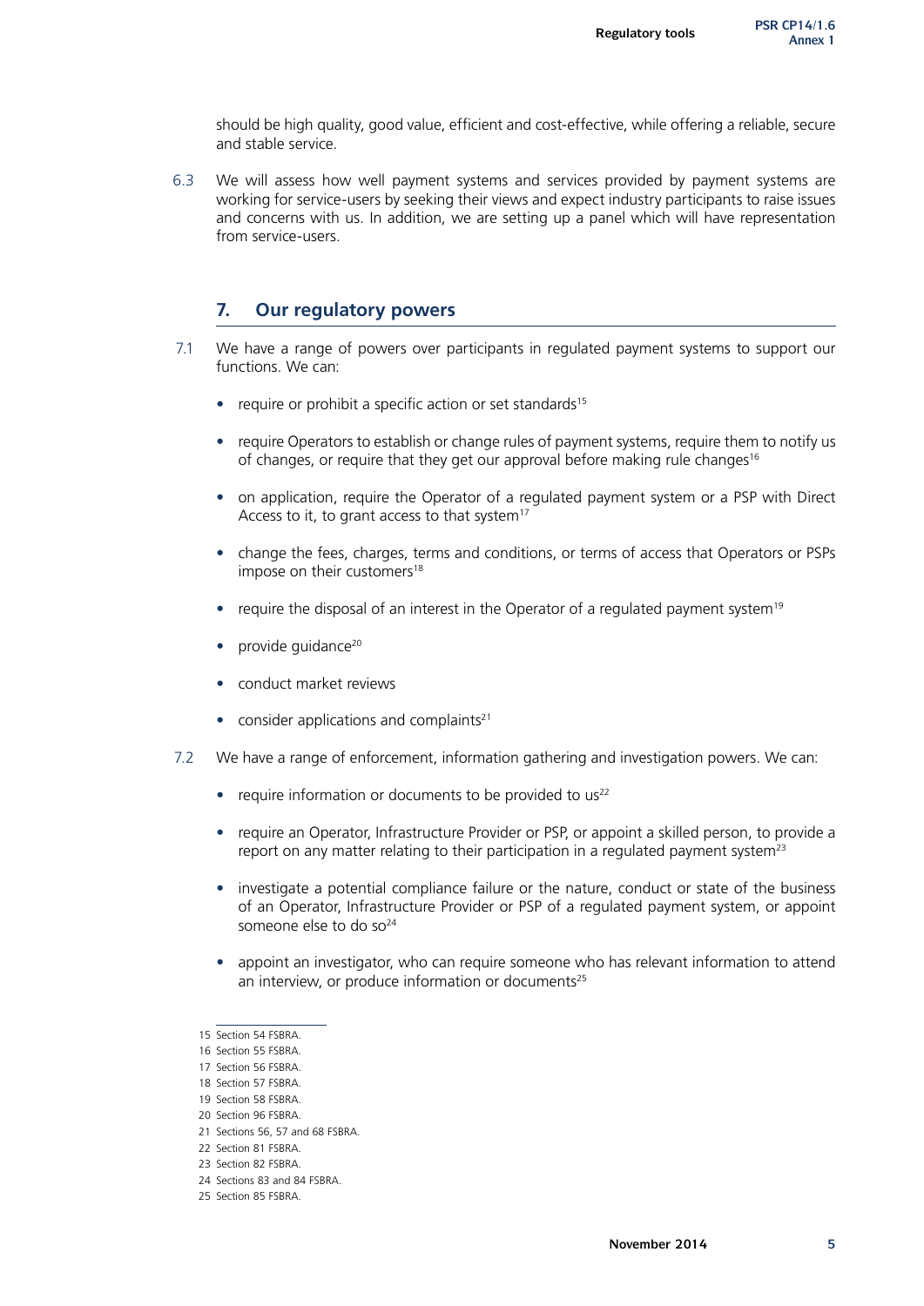should be high quality, good value, efficient and cost-effective, while offering a reliable, secure and stable service.

6.3 We will assess how well payment systems and services provided by payment systems are working for service-users by seeking their views and expect industry participants to raise issues and concerns with us. In addition, we are setting up a panel which will have representation from service-users.

## 7. Our regulatory powers

7.1 We have a range of powers over participants in regulated payment systems to support our functions. We can:

- require or prohibit a specific action or set standards[15]
- require Operators to establish or change rules of payment systems, require them to notify us of changes, or require that they get our approval before making rule changes[16]
- on application, require the Operator of a regulated payment system or a PSP with Direct Access to it, to grant access to that system[17]
- change the fees, charges, terms and conditions, or terms of access that Operators or PSPs impose on their customers[18]
- require the disposal of an interest in the Operator of a regulated payment system[19]
- provide guidance[20]
- conduct market reviews
- consider applications and complaints[21]

7.2 We have a range of enforcement, information gathering and investigation powers. We can:

- require information or documents to be provided to us[22]
- require an Operator, Infrastructure Provider or PSP, or appoint a skilled person, to provide a report on any matter relating to their participation in a regulated payment system[23]
- investigate a potential compliance failure or the nature, conduct or state of the business of an Operator, Infrastructure Provider or PSP of a regulated payment system, or appoint someone else to do so[24]
- appoint an investigator, who can require someone who has relevant information to attend an interview, or produce information or documents[25]

---

15 Section 54 FSBRA.

16 Section 55 FSBRA.

17 Section 56 FSBRA.

18 Section 57 FSBRA.

19 Section 58 FSBRA.

20 Section 96 FSBRA.

21 Sections 56, 57 and 68 FSBRA.

22 Section 81 FSBRA.

23 Section 82 FSBRA.

24 Sections 83 and 84 FSBRA.

25 Section 85 FSBRA.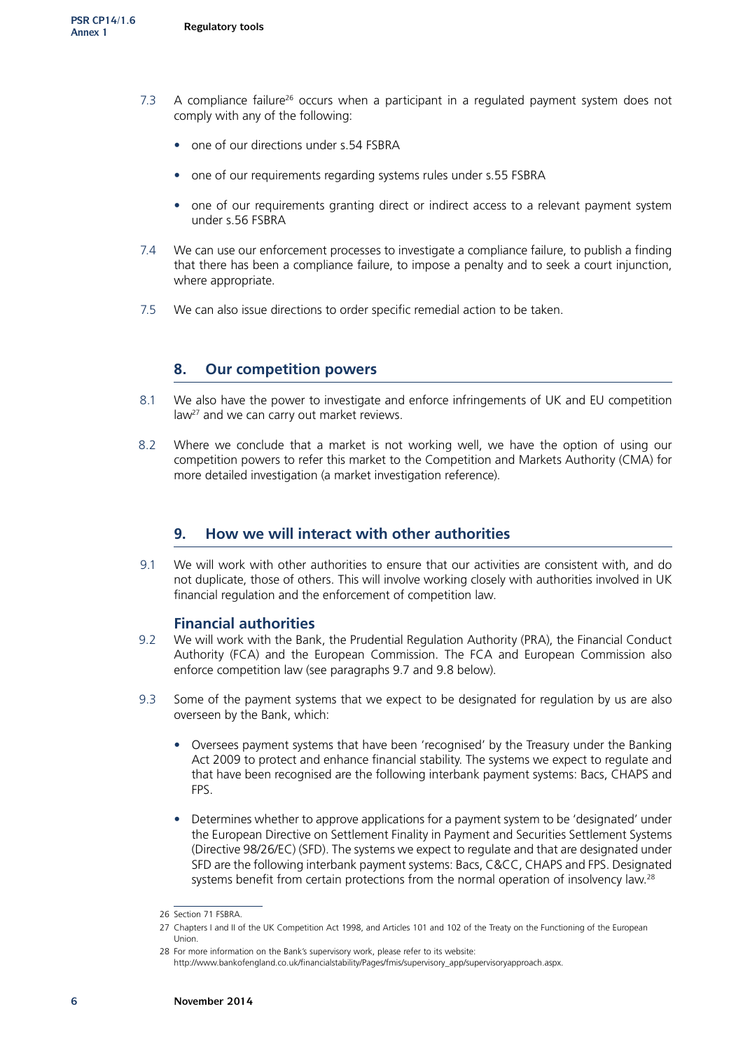7.3 A compliance failure[26] occurs when a participant in a regulated payment system does not comply with any of the following:

- one of our directions under s.54 FSBRA
- one of our requirements regarding systems rules under s.55 FSBRA
- one of our requirements granting direct or indirect access to a relevant payment system under s.56 FSBRA

7.4 We can use our enforcement processes to investigate a compliance failure, to publish a finding that there has been a compliance failure, to impose a penalty and to seek a court injunction, where appropriate.

7.5 We can also issue directions to order specific remedial action to be taken.

## 8. Our competition powers

8.1 We also have the power to investigate and enforce infringements of UK and EU competition law[27] and we can carry out market reviews.

8.2 Where we conclude that a market is not working well, we have the option of using our competition powers to refer this market to the Competition and Markets Authority (CMA) for more detailed investigation (a market investigation reference).

## 9. How we will interact with other authorities

9.1 We will work with other authorities to ensure that our activities are consistent with, and do not duplicate, those of others. This will involve working closely with authorities involved in UK financial regulation and the enforcement of competition law.

### Financial authorities

9.2 We will work with the Bank, the Prudential Regulation Authority (PRA), the Financial Conduct Authority (FCA) and the European Commission. The FCA and European Commission also enforce competition law (see paragraphs 9.7 and 9.8 below).

9.3 Some of the payment systems that we expect to be designated for regulation by us are also overseen by the Bank, which:

- Oversees payment systems that have been 'recognised' by the Treasury under the Banking Act 2009 to protect and enhance financial stability. The systems we expect to regulate and that have been recognised are the following interbank payment systems: Bacs, CHAPS and FPS.
- Determines whether to approve applications for a payment system to be 'designated' under the European Directive on Settlement Finality in Payment and Securities Settlement Systems (Directive 98/26/EC) (SFD). The systems we expect to regulate and that are designated under SFD are the following interbank payment systems: Bacs, C&CC, CHAPS and FPS. Designated systems benefit from certain protections from the normal operation of insolvency law.[28]

---

26 Section 71 FSBRA.

27 Chapters I and II of the UK Competition Act 1998, and Articles 101 and 102 of the Treaty on the Functioning of the European Union.

28 For more information on the Bank's supervisory work, please refer to its website: http://www.bankofengland.co.uk/financialstability/Pages/fmis/supervisory_app/supervisoryapproach.aspx.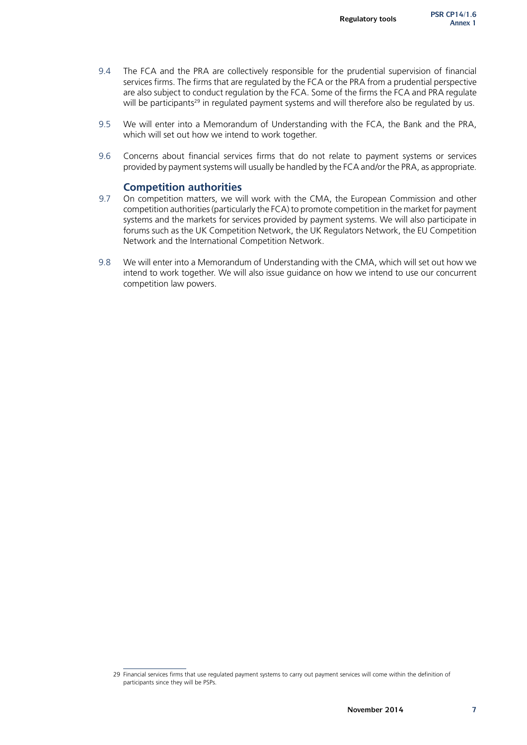9.4 The FCA and the PRA are collectively responsible for the prudential supervision of financial services firms. The firms that are regulated by the FCA or the PRA from a prudential perspective are also subject to conduct regulation by the FCA. Some of the firms the FCA and PRA regulate will be participants[29] in regulated payment systems and will therefore also be regulated by us.

9.5 We will enter into a Memorandum of Understanding with the FCA, the Bank and the PRA, which will set out how we intend to work together.

9.6 Concerns about financial services firms that do not relate to payment systems or services provided by payment systems will usually be handled by the FCA and/or the PRA, as appropriate.

### Competition authorities

9.7 On competition matters, we will work with the CMA, the European Commission and other competition authorities (particularly the FCA) to promote competition in the market for payment systems and the markets for services provided by payment systems. We will also participate in forums such as the UK Competition Network, the UK Regulators Network, the EU Competition Network and the International Competition Network.

9.8 We will enter into a Memorandum of Understanding with the CMA, which will set out how we intend to work together. We will also issue guidance on how we intend to use our concurrent competition law powers.

---

29 Financial services firms that use regulated payment systems to carry out payment services will come within the definition of participants since they will be PSPs.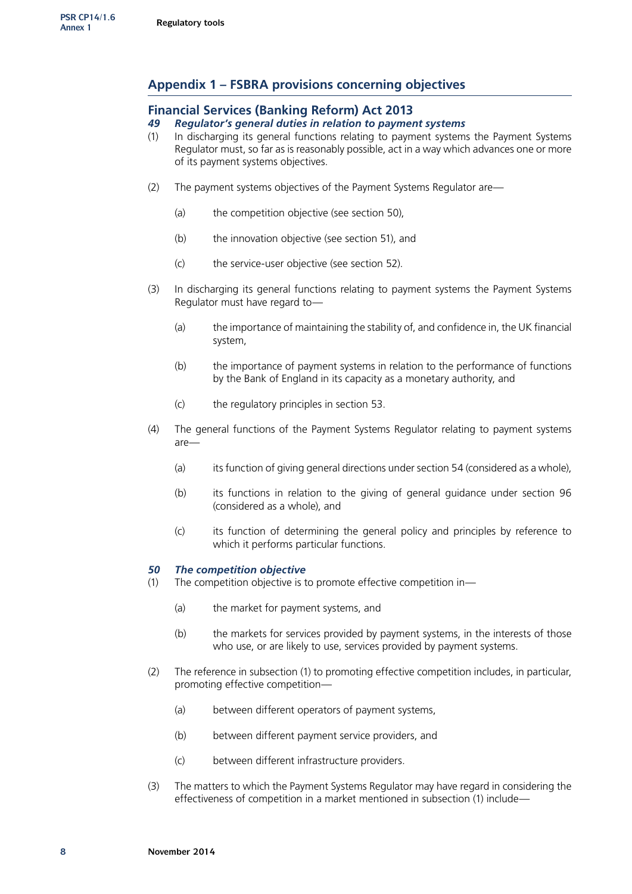## Appendix 1 – FSBRA provisions concerning objectives

### Financial Services (Banking Reform) Act 2013

***49 Regulator's general duties in relation to payment systems***

(1) In discharging its general functions relating to payment systems the Payment Systems Regulator must, so far as is reasonably possible, act in a way which advances one or more of its payment systems objectives.

(2) The payment systems objectives of the Payment Systems Regulator are—

(a) the competition objective (see section 50),

(b) the innovation objective (see section 51), and

(c) the service-user objective (see section 52).

(3) In discharging its general functions relating to payment systems the Payment Systems Regulator must have regard to—

(a) the importance of maintaining the stability of, and confidence in, the UK financial system,

(b) the importance of payment systems in relation to the performance of functions by the Bank of England in its capacity as a monetary authority, and

(c) the regulatory principles in section 53.

(4) The general functions of the Payment Systems Regulator relating to payment systems are—

(a) its function of giving general directions under section 54 (considered as a whole),

(b) its functions in relation to the giving of general guidance under section 96 (considered as a whole), and

(c) its function of determining the general policy and principles by reference to which it performs particular functions.

***50 The competition objective***

(1) The competition objective is to promote effective competition in—

(a) the market for payment systems, and

(b) the markets for services provided by payment systems, in the interests of those who use, or are likely to use, services provided by payment systems.

(2) The reference in subsection (1) to promoting effective competition includes, in particular, promoting effective competition—

(a) between different operators of payment systems,

(b) between different payment service providers, and

(c) between different infrastructure providers.

(3) The matters to which the Payment Systems Regulator may have regard in considering the effectiveness of competition in a market mentioned in subsection (1) include—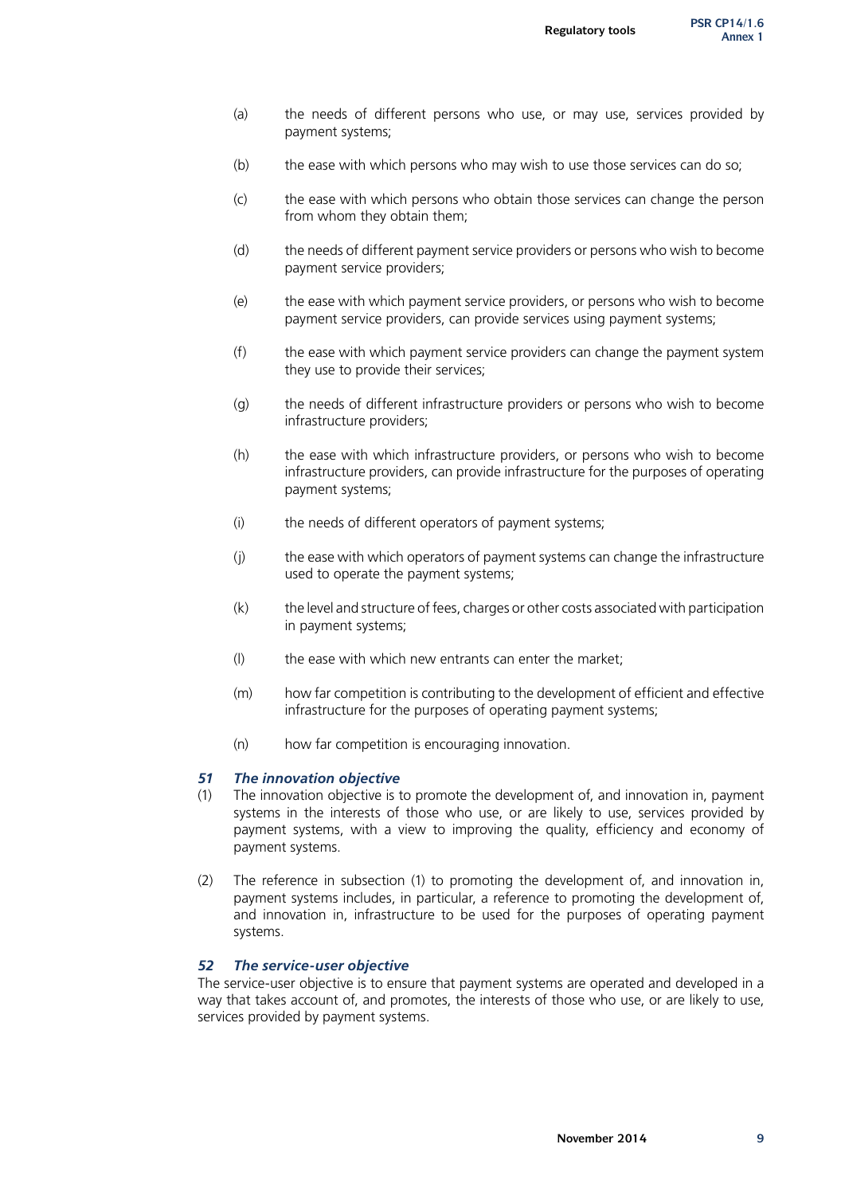(a) the needs of different persons who use, or may use, services provided by payment systems;

(b) the ease with which persons who may wish to use those services can do so;

(c) the ease with which persons who obtain those services can change the person from whom they obtain them;

(d) the needs of different payment service providers or persons who wish to become payment service providers;

(e) the ease with which payment service providers, or persons who wish to become payment service providers, can provide services using payment systems;

(f) the ease with which payment service providers can change the payment system they use to provide their services;

(g) the needs of different infrastructure providers or persons who wish to become infrastructure providers;

(h) the ease with which infrastructure providers, or persons who wish to become infrastructure providers, can provide infrastructure for the purposes of operating payment systems;

(i) the needs of different operators of payment systems;

(j) the ease with which operators of payment systems can change the infrastructure used to operate the payment systems;

(k) the level and structure of fees, charges or other costs associated with participation in payment systems;

(l) the ease with which new entrants can enter the market;

(m) how far competition is contributing to the development of efficient and effective infrastructure for the purposes of operating payment systems;

(n) how far competition is encouraging innovation.

### *51 The innovation objective*

(1) The innovation objective is to promote the development of, and innovation in, payment systems in the interests of those who use, or are likely to use, services provided by payment systems, with a view to improving the quality, efficiency and economy of payment systems.

(2) The reference in subsection (1) to promoting the development of, and innovation in, payment systems includes, in particular, a reference to promoting the development of, and innovation in, infrastructure to be used for the purposes of operating payment systems.

### *52 The service-user objective*

The service-user objective is to ensure that payment systems are operated and developed in a way that takes account of, and promotes, the interests of those who use, or are likely to use, services provided by payment systems.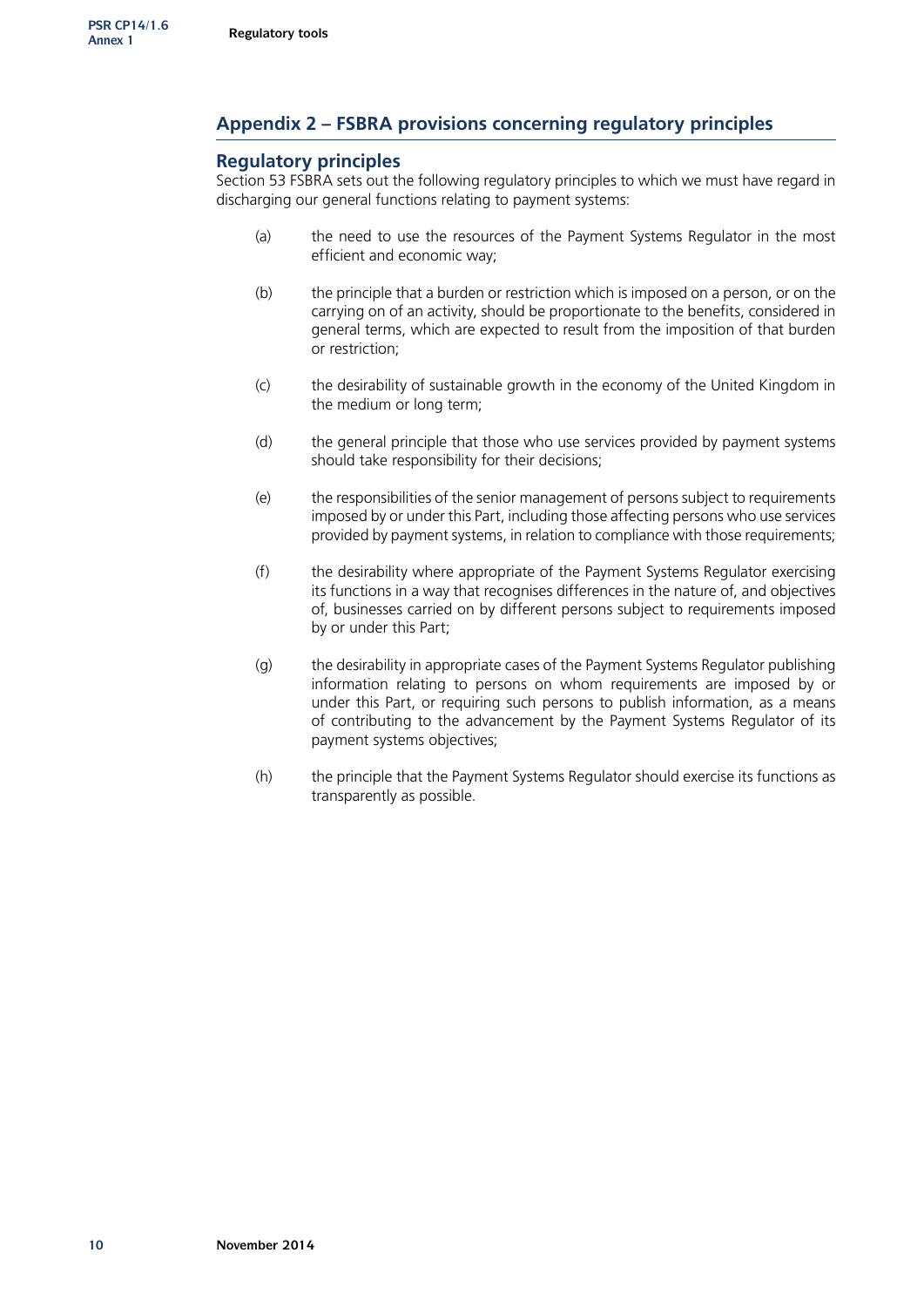## Appendix 2 – FSBRA provisions concerning regulatory principles

### Regulatory principles

Section 53 FSBRA sets out the following regulatory principles to which we must have regard in discharging our general functions relating to payment systems:

(a) the need to use the resources of the Payment Systems Regulator in the most efficient and economic way;

(b) the principle that a burden or restriction which is imposed on a person, or on the carrying on of an activity, should be proportionate to the benefits, considered in general terms, which are expected to result from the imposition of that burden or restriction;

(c) the desirability of sustainable growth in the economy of the United Kingdom in the medium or long term;

(d) the general principle that those who use services provided by payment systems should take responsibility for their decisions;

(e) the responsibilities of the senior management of persons subject to requirements imposed by or under this Part, including those affecting persons who use services provided by payment systems, in relation to compliance with those requirements;

(f) the desirability where appropriate of the Payment Systems Regulator exercising its functions in a way that recognises differences in the nature of, and objectives of, businesses carried on by different persons subject to requirements imposed by or under this Part;

(g) the desirability in appropriate cases of the Payment Systems Regulator publishing information relating to persons on whom requirements are imposed by or under this Part, or requiring such persons to publish information, as a means of contributing to the advancement by the Payment Systems Regulator of its payment systems objectives;

(h) the principle that the Payment Systems Regulator should exercise its functions as transparently as possible.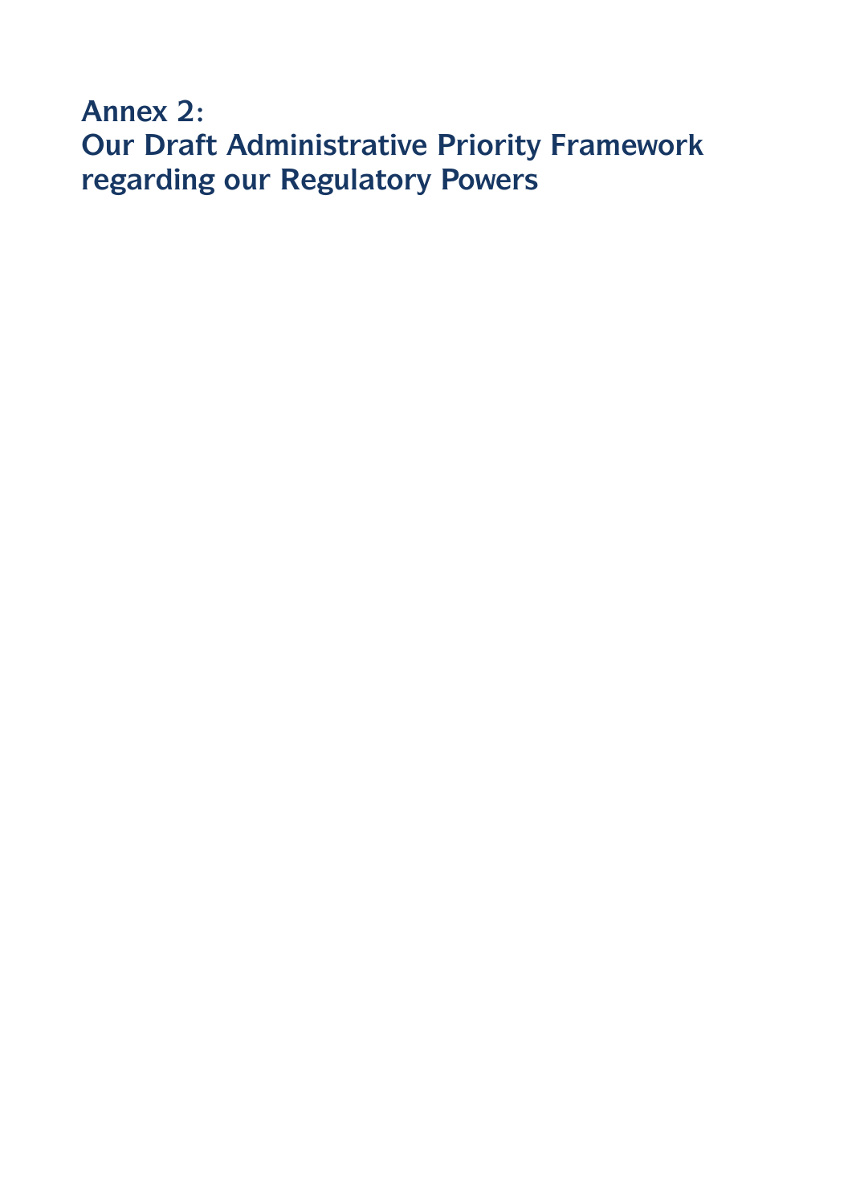# Annex 2: Our Draft Administrative Priority Framework regarding our Regulatory Powers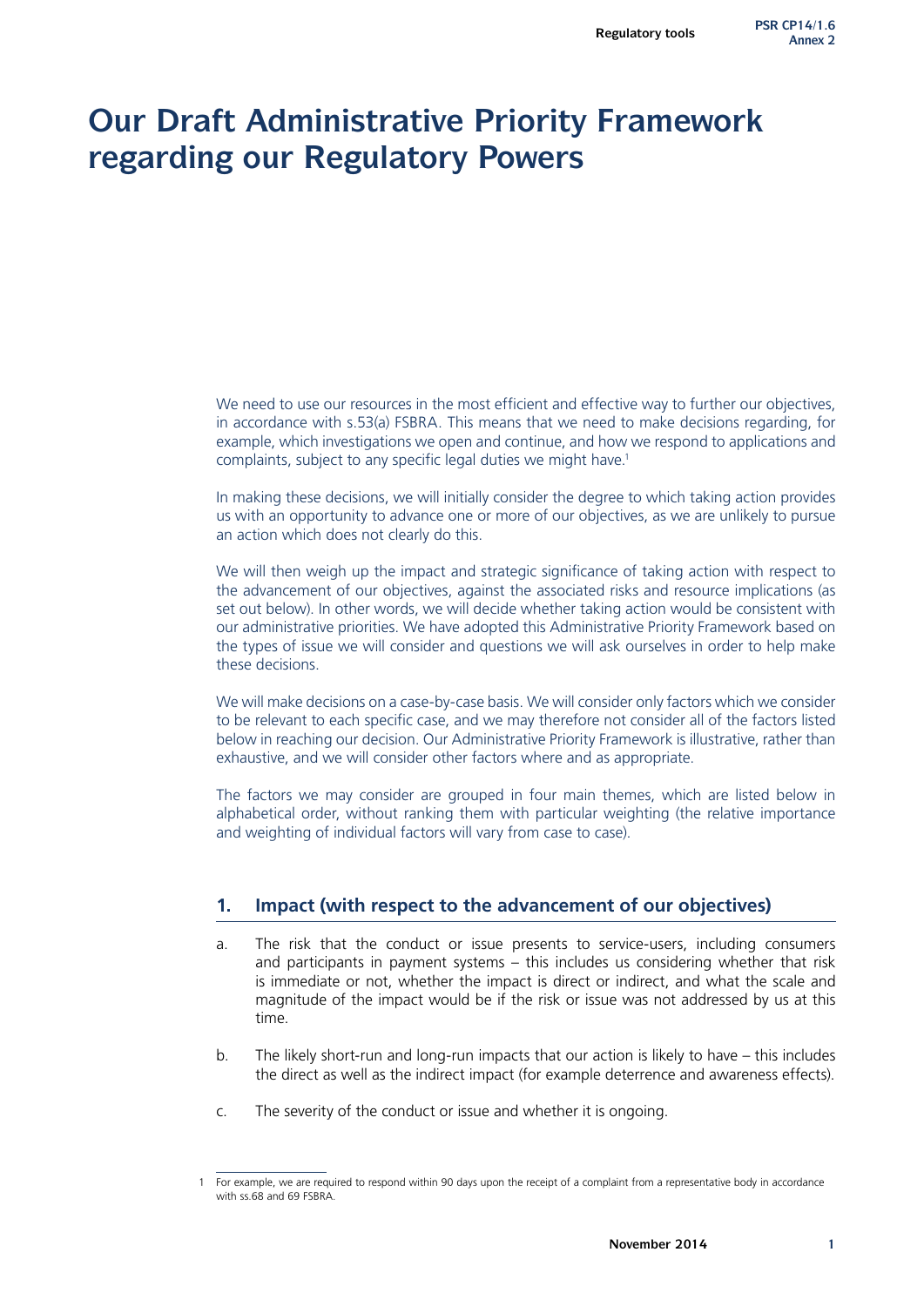# Our Draft Administrative Priority Framework regarding our Regulatory Powers

We need to use our resources in the most efficient and effective way to further our objectives, in accordance with s.53(a) FSBRA. This means that we need to make decisions regarding, for example, which investigations we open and continue, and how we respond to applications and complaints, subject to any specific legal duties we might have.[1]

In making these decisions, we will initially consider the degree to which taking action provides us with an opportunity to advance one or more of our objectives, as we are unlikely to pursue an action which does not clearly do this.

We will then weigh up the impact and strategic significance of taking action with respect to the advancement of our objectives, against the associated risks and resource implications (as set out below). In other words, we will decide whether taking action would be consistent with our administrative priorities. We have adopted this Administrative Priority Framework based on the types of issue we will consider and questions we will ask ourselves in order to help make these decisions.

We will make decisions on a case-by-case basis. We will consider only factors which we consider to be relevant to each specific case, and we may therefore not consider all of the factors listed below in reaching our decision. Our Administrative Priority Framework is illustrative, rather than exhaustive, and we will consider other factors where and as appropriate.

The factors we may consider are grouped in four main themes, which are listed below in alphabetical order, without ranking them with particular weighting (the relative importance and weighting of individual factors will vary from case to case).

## 1. Impact (with respect to the advancement of our objectives)

a. The risk that the conduct or issue presents to service-users, including consumers and participants in payment systems – this includes us considering whether that risk is immediate or not, whether the impact is direct or indirect, and what the scale and magnitude of the impact would be if the risk or issue was not addressed by us at this time.

b. The likely short-run and long-run impacts that our action is likely to have – this includes the direct as well as the indirect impact (for example deterrence and awareness effects).

c. The severity of the conduct or issue and whether it is ongoing.

[1] For example, we are required to respond within 90 days upon the receipt of a complaint from a representative body in accordance with ss.68 and 69 FSBRA.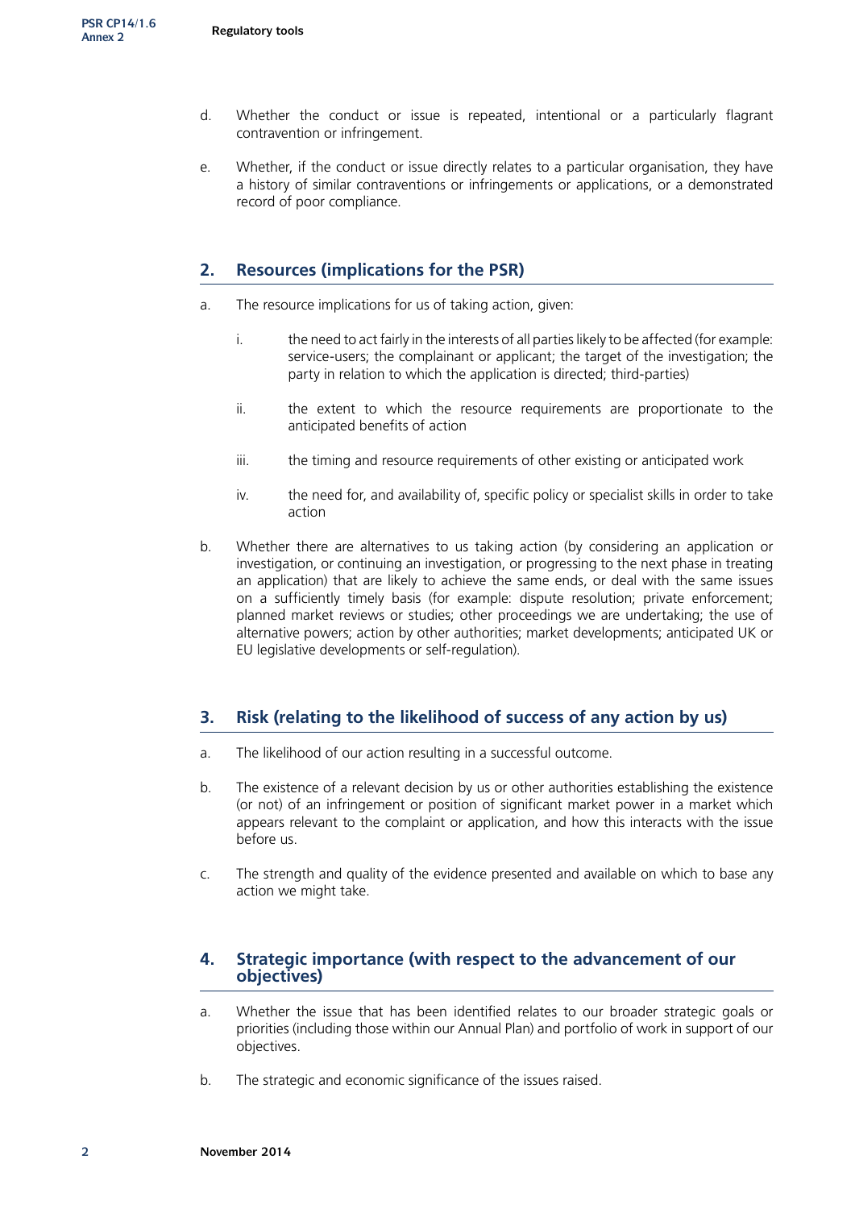d. Whether the conduct or issue is repeated, intentional or a particularly flagrant contravention or infringement.

e. Whether, if the conduct or issue directly relates to a particular organisation, they have a history of similar contraventions or infringements or applications, or a demonstrated record of poor compliance.

## 2. Resources (implications for the PSR)

a. The resource implications for us of taking action, given:

   i. the need to act fairly in the interests of all parties likely to be affected (for example: service-users; the complainant or applicant; the target of the investigation; the party in relation to which the application is directed; third-parties)

   ii. the extent to which the resource requirements are proportionate to the anticipated benefits of action

   iii. the timing and resource requirements of other existing or anticipated work

   iv. the need for, and availability of, specific policy or specialist skills in order to take action

b. Whether there are alternatives to us taking action (by considering an application or investigation, or continuing an investigation, or progressing to the next phase in treating an application) that are likely to achieve the same ends, or deal with the same issues on a sufficiently timely basis (for example: dispute resolution; private enforcement; planned market reviews or studies; other proceedings we are undertaking; the use of alternative powers; action by other authorities; market developments; anticipated UK or EU legislative developments or self-regulation).

## 3. Risk (relating to the likelihood of success of any action by us)

a. The likelihood of our action resulting in a successful outcome.

b. The existence of a relevant decision by us or other authorities establishing the existence (or not) of an infringement or position of significant market power in a market which appears relevant to the complaint or application, and how this interacts with the issue before us.

c. The strength and quality of the evidence presented and available on which to base any action we might take.

## 4. Strategic importance (with respect to the advancement of our objectives)

a. Whether the issue that has been identified relates to our broader strategic goals or priorities (including those within our Annual Plan) and portfolio of work in support of our objectives.

b. The strategic and economic significance of the issues raised.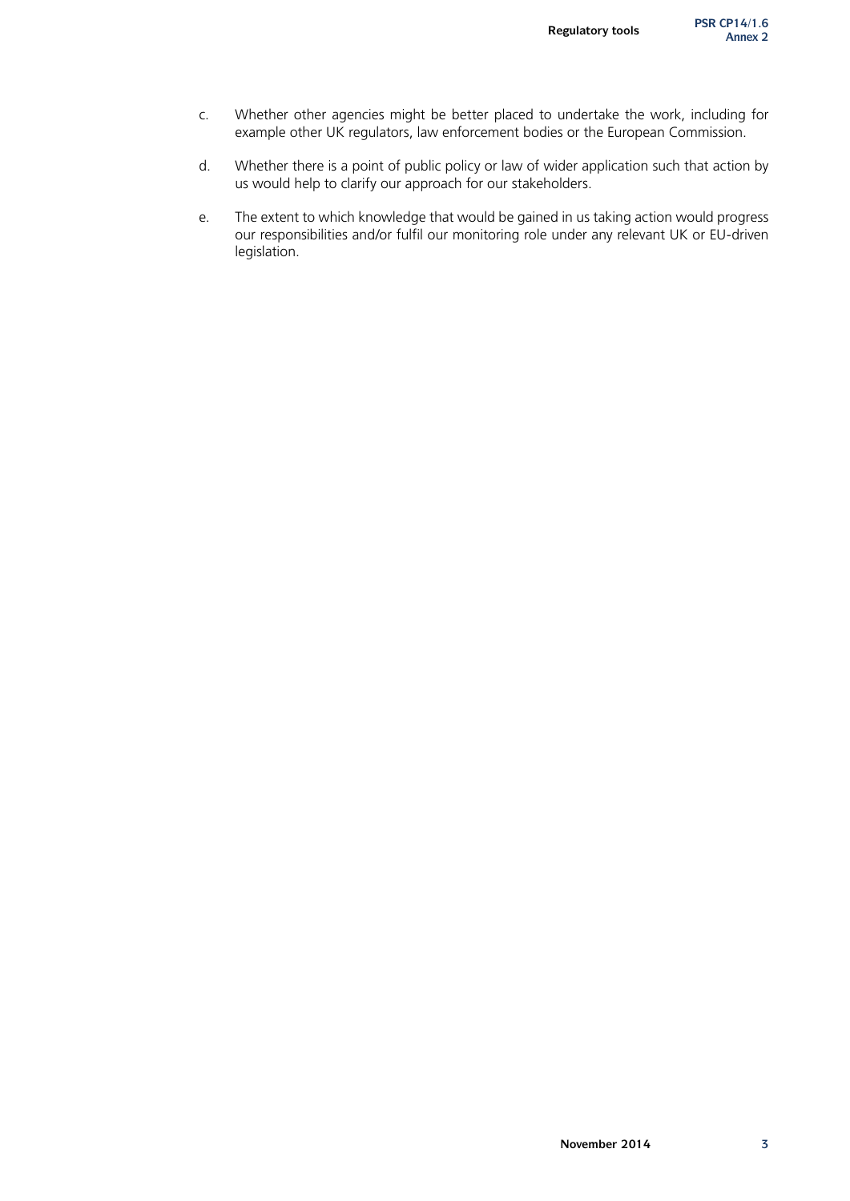c. Whether other agencies might be better placed to undertake the work, including for example other UK regulators, law enforcement bodies or the European Commission.

d. Whether there is a point of public policy or law of wider application such that action by us would help to clarify our approach for our stakeholders.

e. The extent to which knowledge that would be gained in us taking action would progress our responsibilities and/or fulfil our monitoring role under any relevant UK or EU-driven legislation.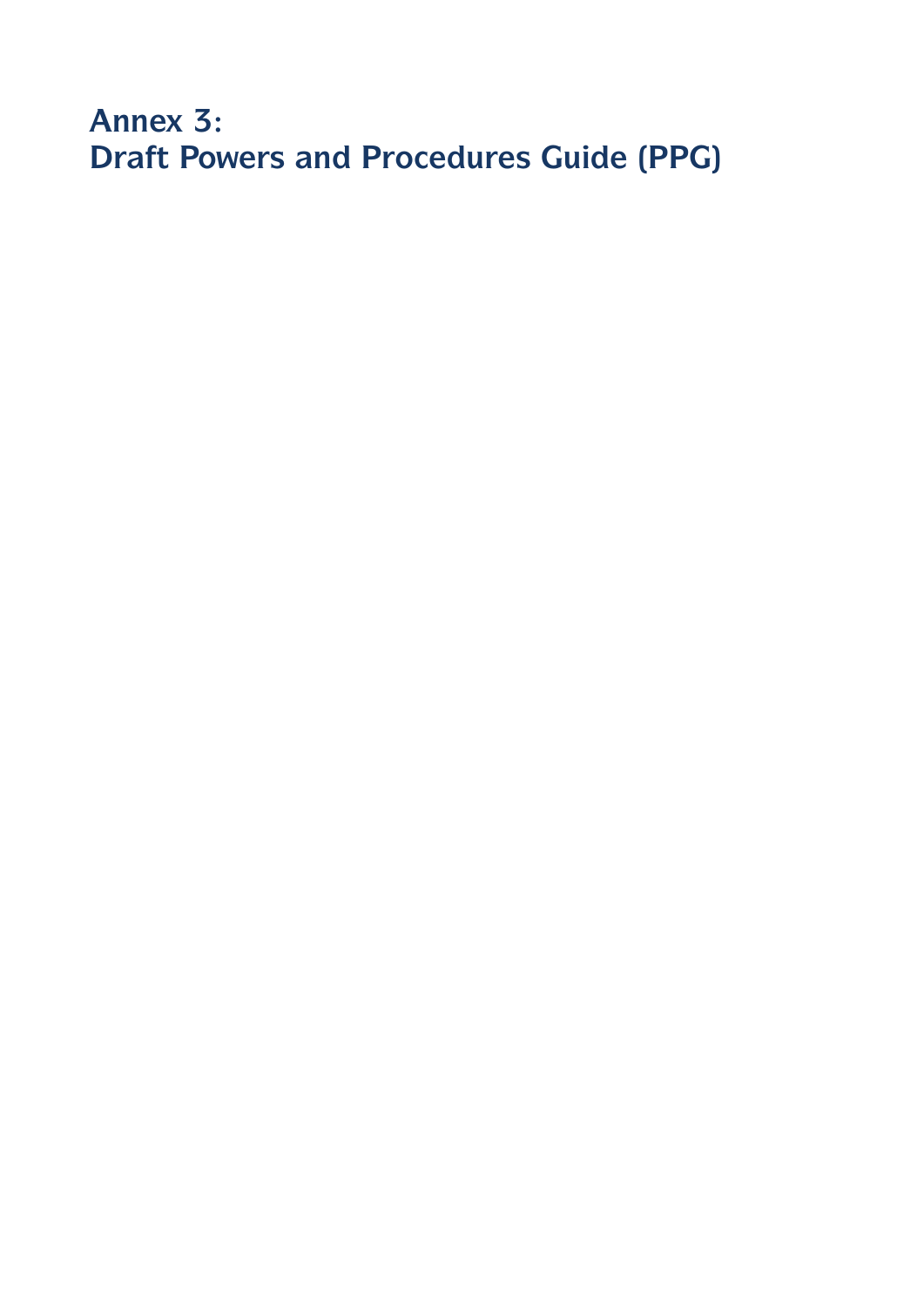# Annex 3:
# Draft Powers and Procedures Guide (PPG)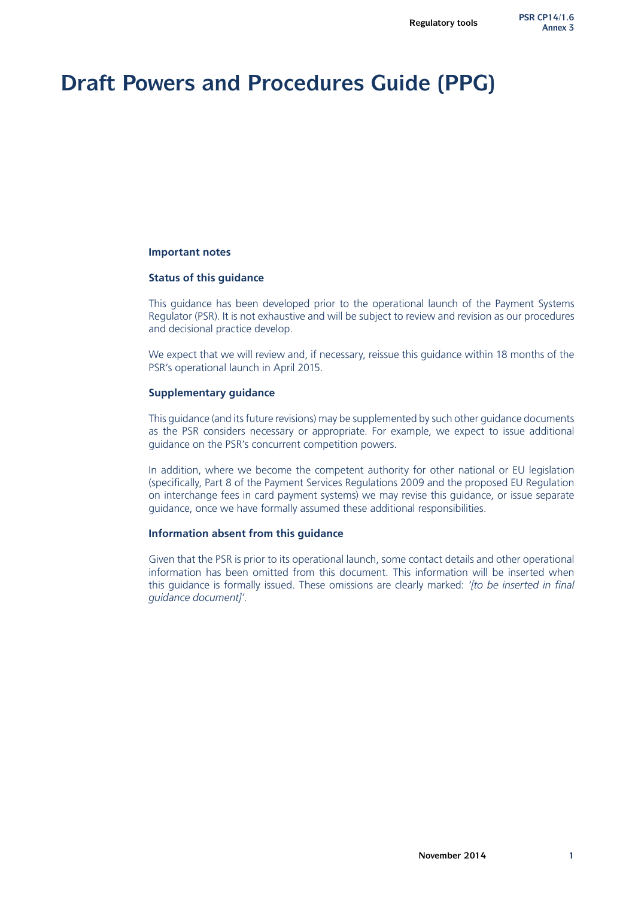# Draft Powers and Procedures Guide (PPG)

**Important notes**

**Status of this guidance**

This guidance has been developed prior to the operational launch of the Payment Systems Regulator (PSR). It is not exhaustive and will be subject to review and revision as our procedures and decisional practice develop.

We expect that we will review and, if necessary, reissue this guidance within 18 months of the PSR's operational launch in April 2015.

**Supplementary guidance**

This guidance (and its future revisions) may be supplemented by such other guidance documents as the PSR considers necessary or appropriate. For example, we expect to issue additional guidance on the PSR's concurrent competition powers.

In addition, where we become the competent authority for other national or EU legislation (specifically, Part 8 of the Payment Services Regulations 2009 and the proposed EU Regulation on interchange fees in card payment systems) we may revise this guidance, or issue separate guidance, once we have formally assumed these additional responsibilities.

**Information absent from this guidance**

Given that the PSR is prior to its operational launch, some contact details and other operational information has been omitted from this document. This information will be inserted when this guidance is formally issued. These omissions are clearly marked: *'[to be inserted in final guidance document]'*.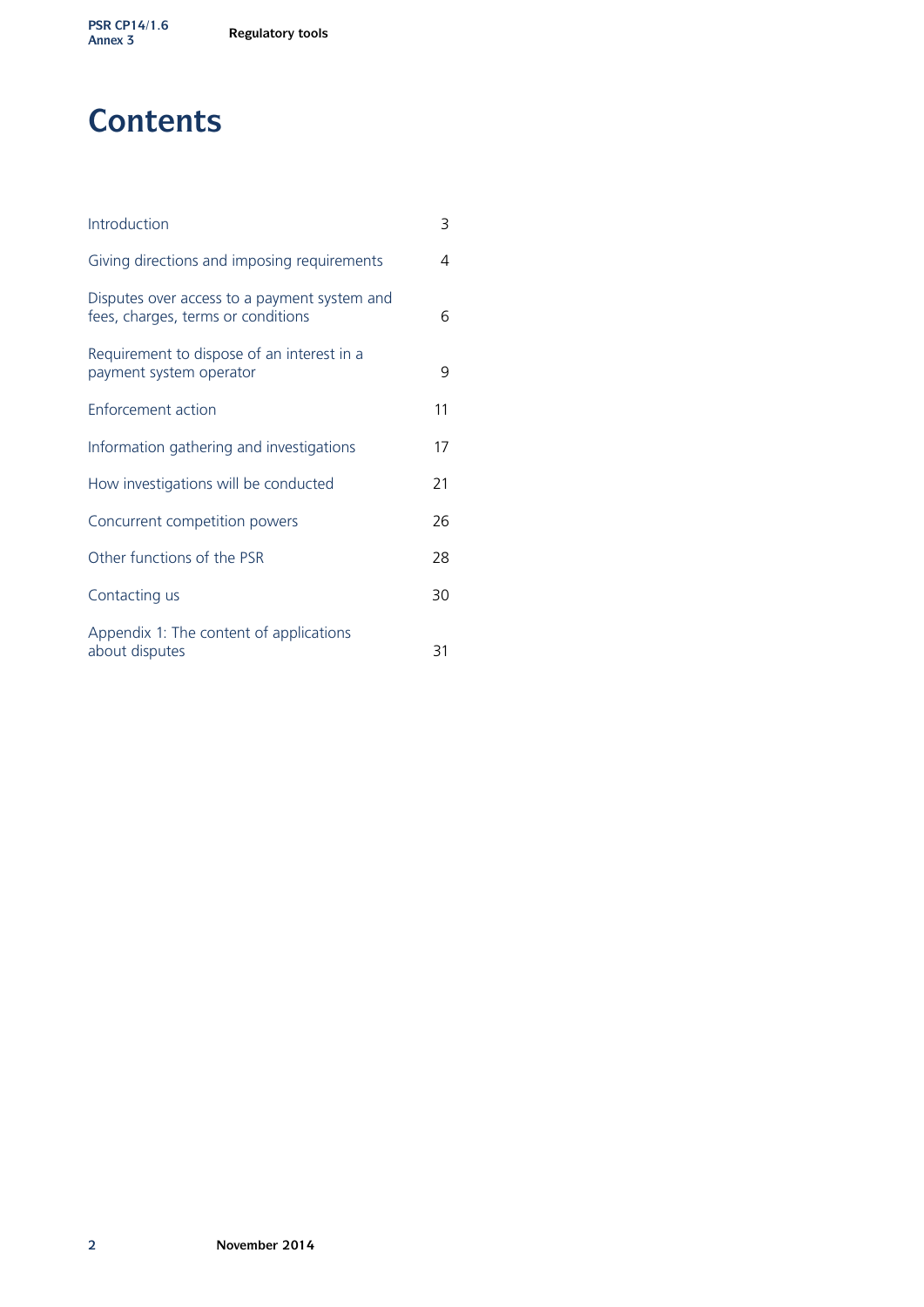# Contents

| | |
|---|---|
| Introduction | 3 |
| Giving directions and imposing requirements | 4 |
| Disputes over access to a payment system and fees, charges, terms or conditions | 6 |
| Requirement to dispose of an interest in a payment system operator | 9 |
| Enforcement action | 11 |
| Information gathering and investigations | 17 |
| How investigations will be conducted | 21 |
| Concurrent competition powers | 26 |
| Other functions of the PSR | 28 |
| Contacting us | 30 |
| Appendix 1: The content of applications about disputes | 31 |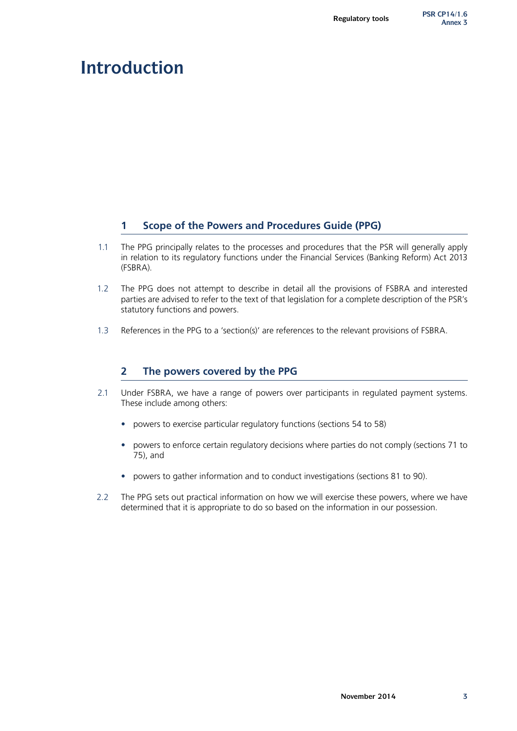# Introduction

## 1 Scope of the Powers and Procedures Guide (PPG)

1.1 The PPG principally relates to the processes and procedures that the PSR will generally apply in relation to its regulatory functions under the Financial Services (Banking Reform) Act 2013 (FSBRA).

1.2 The PPG does not attempt to describe in detail all the provisions of FSBRA and interested parties are advised to refer to the text of that legislation for a complete description of the PSR's statutory functions and powers.

1.3 References in the PPG to a 'section(s)' are references to the relevant provisions of FSBRA.

## 2 The powers covered by the PPG

2.1 Under FSBRA, we have a range of powers over participants in regulated payment systems. These include among others:

- powers to exercise particular regulatory functions (sections 54 to 58)
- powers to enforce certain regulatory decisions where parties do not comply (sections 71 to 75), and
- powers to gather information and to conduct investigations (sections 81 to 90).

2.2 The PPG sets out practical information on how we will exercise these powers, where we have determined that it is appropriate to do so based on the information in our possession.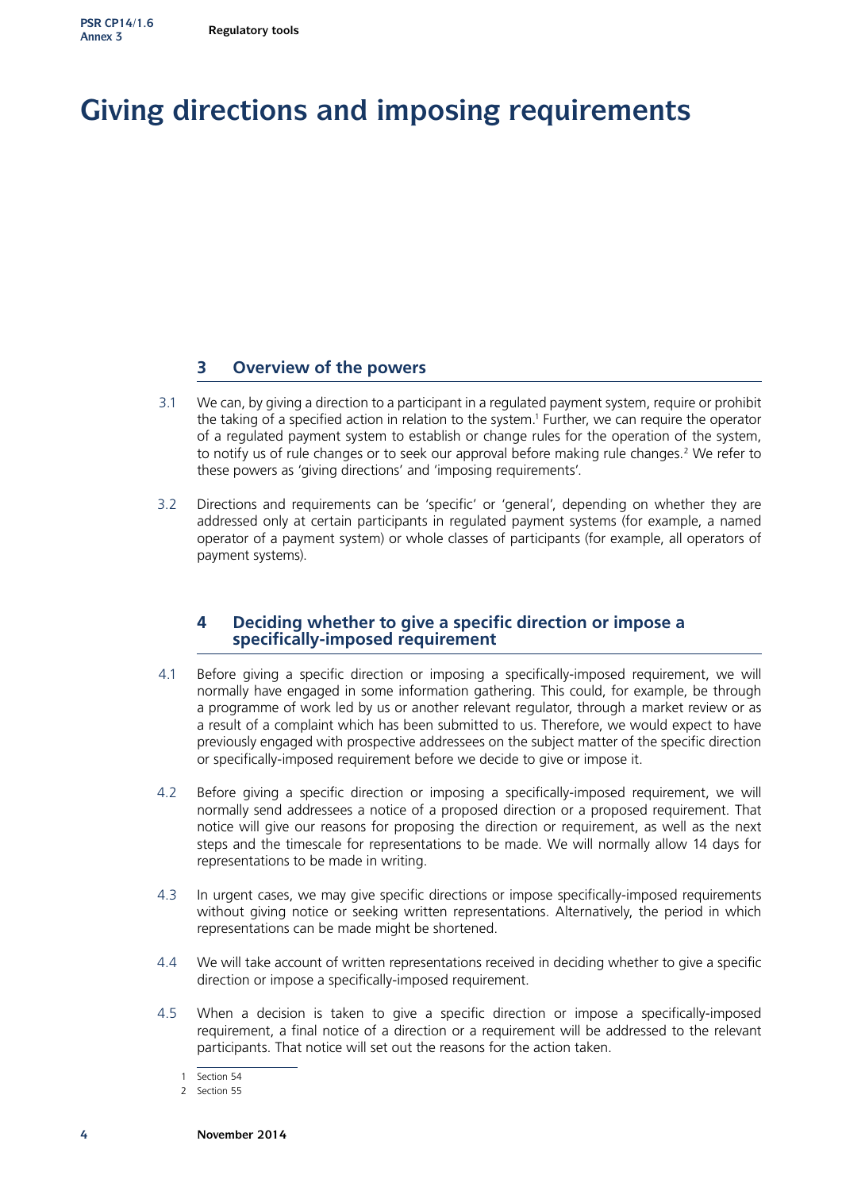# Giving directions and imposing requirements

## 3 Overview of the powers

3.1 We can, by giving a direction to a participant in a regulated payment system, require or prohibit the taking of a specified action in relation to the system.[1] Further, we can require the operator of a regulated payment system to establish or change rules for the operation of the system, to notify us of rule changes or to seek our approval before making rule changes.[2] We refer to these powers as 'giving directions' and 'imposing requirements'.

3.2 Directions and requirements can be 'specific' or 'general', depending on whether they are addressed only at certain participants in regulated payment systems (for example, a named operator of a payment system) or whole classes of participants (for example, all operators of payment systems).

## 4 Deciding whether to give a specific direction or impose a specifically-imposed requirement

4.1 Before giving a specific direction or imposing a specifically-imposed requirement, we will normally have engaged in some information gathering. This could, for example, be through a programme of work led by us or another relevant regulator, through a market review or as a result of a complaint which has been submitted to us. Therefore, we would expect to have previously engaged with prospective addressees on the subject matter of the specific direction or specifically-imposed requirement before we decide to give or impose it.

4.2 Before giving a specific direction or imposing a specifically-imposed requirement, we will normally send addressees a notice of a proposed direction or a proposed requirement. That notice will give our reasons for proposing the direction or requirement, as well as the next steps and the timescale for representations to be made. We will normally allow 14 days for representations to be made in writing.

4.3 In urgent cases, we may give specific directions or impose specifically-imposed requirements without giving notice or seeking written representations. Alternatively, the period in which representations can be made might be shortened.

4.4 We will take account of written representations received in deciding whether to give a specific direction or impose a specifically-imposed requirement.

4.5 When a decision is taken to give a specific direction or impose a specifically-imposed requirement, a final notice of a direction or a requirement will be addressed to the relevant participants. That notice will set out the reasons for the action taken.

---

1 Section 54

2 Section 55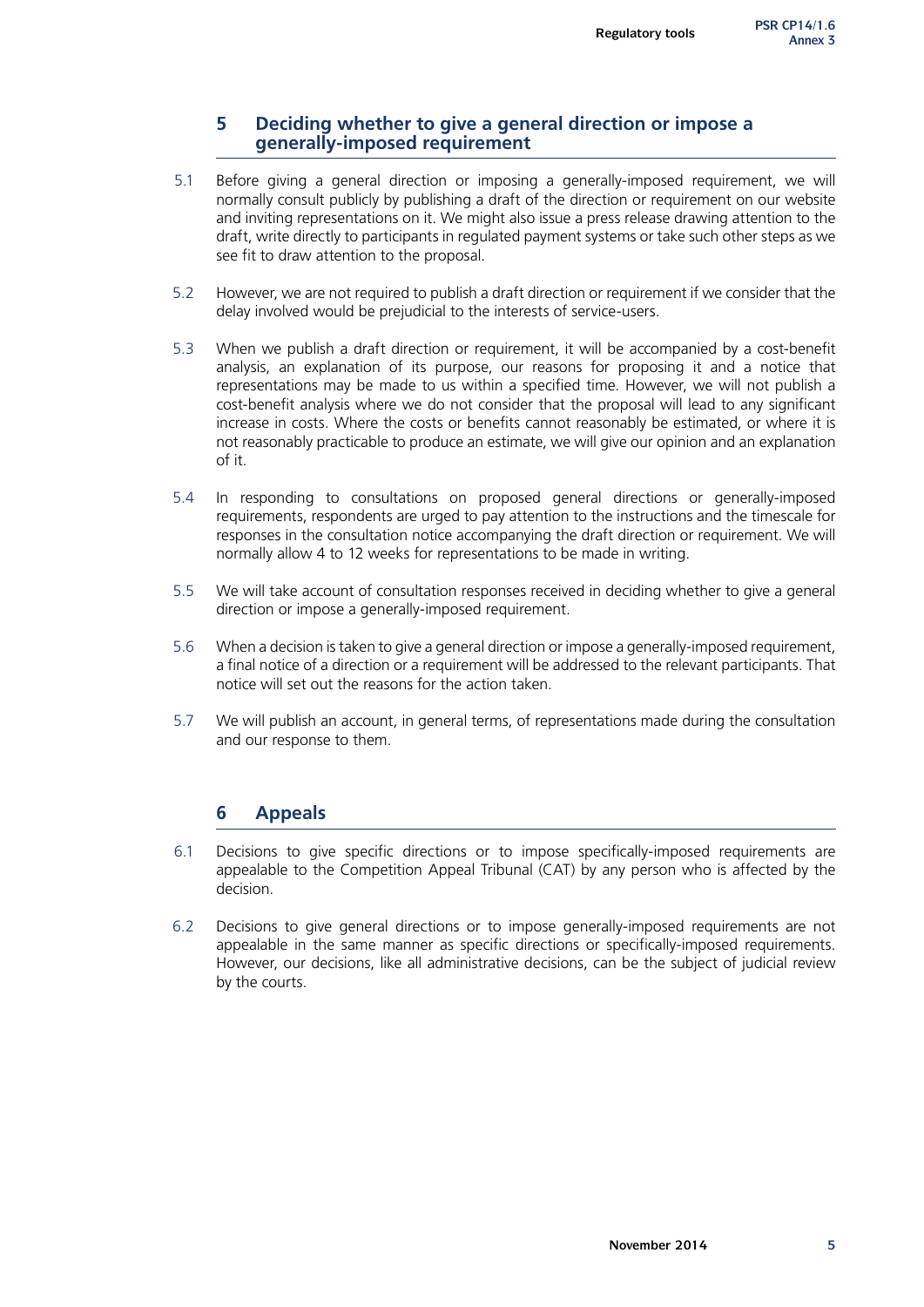## 5 Deciding whether to give a general direction or impose a generally-imposed requirement

5.1 Before giving a general direction or imposing a generally-imposed requirement, we will normally consult publicly by publishing a draft of the direction or requirement on our website and inviting representations on it. We might also issue a press release drawing attention to the draft, write directly to participants in regulated payment systems or take such other steps as we see fit to draw attention to the proposal.

5.2 However, we are not required to publish a draft direction or requirement if we consider that the delay involved would be prejudicial to the interests of service-users.

5.3 When we publish a draft direction or requirement, it will be accompanied by a cost-benefit analysis, an explanation of its purpose, our reasons for proposing it and a notice that representations may be made to us within a specified time. However, we will not publish a cost-benefit analysis where we do not consider that the proposal will lead to any significant increase in costs. Where the costs or benefits cannot reasonably be estimated, or where it is not reasonably practicable to produce an estimate, we will give our opinion and an explanation of it.

5.4 In responding to consultations on proposed general directions or generally-imposed requirements, respondents are urged to pay attention to the instructions and the timescale for responses in the consultation notice accompanying the draft direction or requirement. We will normally allow 4 to 12 weeks for representations to be made in writing.

5.5 We will take account of consultation responses received in deciding whether to give a general direction or impose a generally-imposed requirement.

5.6 When a decision is taken to give a general direction or impose a generally-imposed requirement, a final notice of a direction or a requirement will be addressed to the relevant participants. That notice will set out the reasons for the action taken.

5.7 We will publish an account, in general terms, of representations made during the consultation and our response to them.

## 6 Appeals

6.1 Decisions to give specific directions or to impose specifically-imposed requirements are appealable to the Competition Appeal Tribunal (CAT) by any person who is affected by the decision.

6.2 Decisions to give general directions or to impose generally-imposed requirements are not appealable in the same manner as specific directions or specifically-imposed requirements. However, our decisions, like all administrative decisions, can be the subject of judicial review by the courts.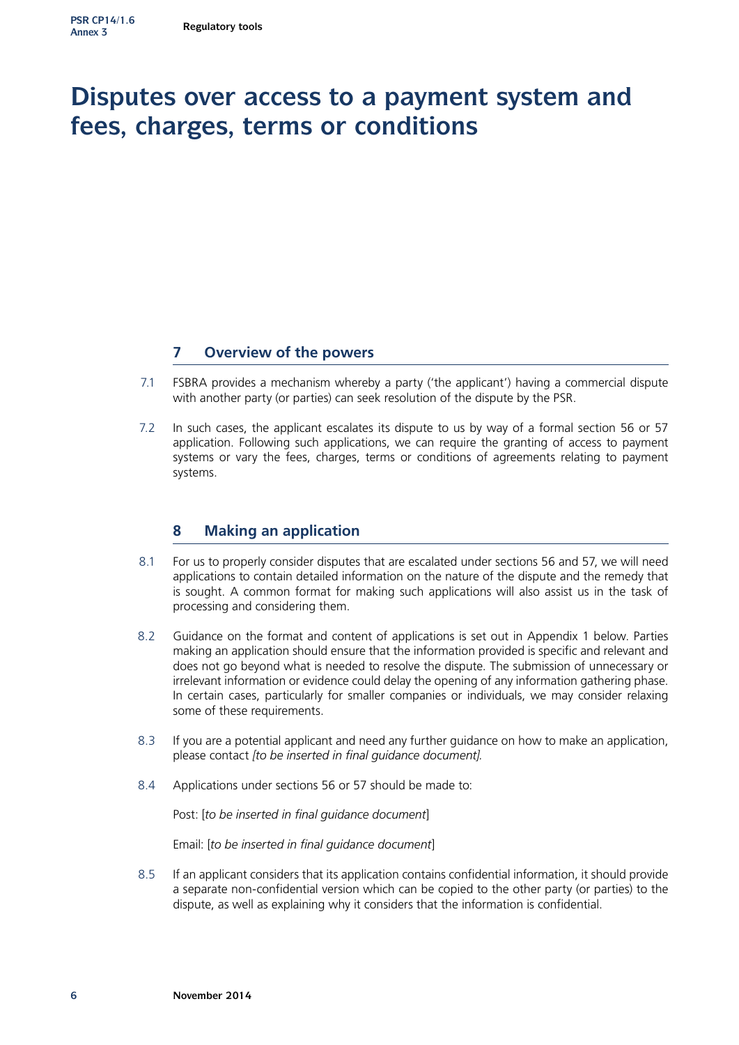# Disputes over access to a payment system and fees, charges, terms or conditions

## 7 Overview of the powers

7.1 FSBRA provides a mechanism whereby a party ('the applicant') having a commercial dispute with another party (or parties) can seek resolution of the dispute by the PSR.

7.2 In such cases, the applicant escalates its dispute to us by way of a formal section 56 or 57 application. Following such applications, we can require the granting of access to payment systems or vary the fees, charges, terms or conditions of agreements relating to payment systems.

## 8 Making an application

8.1 For us to properly consider disputes that are escalated under sections 56 and 57, we will need applications to contain detailed information on the nature of the dispute and the remedy that is sought. A common format for making such applications will also assist us in the task of processing and considering them.

8.2 Guidance on the format and content of applications is set out in Appendix 1 below. Parties making an application should ensure that the information provided is specific and relevant and does not go beyond what is needed to resolve the dispute. The submission of unnecessary or irrelevant information or evidence could delay the opening of any information gathering phase. In certain cases, particularly for smaller companies or individuals, we may consider relaxing some of these requirements.

8.3 If you are a potential applicant and need any further guidance on how to make an application, please contact *[to be inserted in final guidance document]*.

8.4 Applications under sections 56 or 57 should be made to:

Post: [*to be inserted in final guidance document*]

Email: [*to be inserted in final guidance document*]

8.5 If an applicant considers that its application contains confidential information, it should provide a separate non-confidential version which can be copied to the other party (or parties) to the dispute, as well as explaining why it considers that the information is confidential.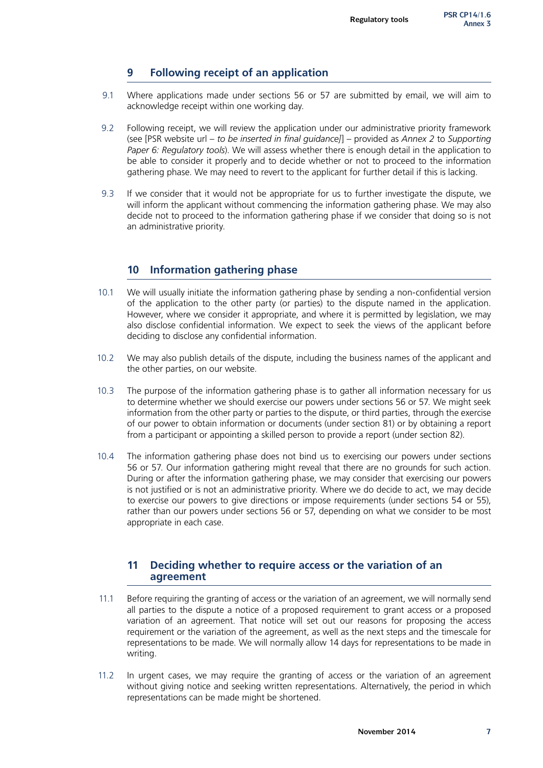## 9 Following receipt of an application

9.1 Where applications made under sections 56 or 57 are submitted by email, we will aim to acknowledge receipt within one working day.

9.2 Following receipt, we will review the application under our administrative priority framework (see [PSR website url – *to be inserted in final guidance*]] – provided as *Annex 2* to *Supporting Paper 6: Regulatory tools*). We will assess whether there is enough detail in the application to be able to consider it properly and to decide whether or not to proceed to the information gathering phase. We may need to revert to the applicant for further detail if this is lacking.

9.3 If we consider that it would not be appropriate for us to further investigate the dispute, we will inform the applicant without commencing the information gathering phase. We may also decide not to proceed to the information gathering phase if we consider that doing so is not an administrative priority.

## 10 Information gathering phase

10.1 We will usually initiate the information gathering phase by sending a non-confidential version of the application to the other party (or parties) to the dispute named in the application. However, where we consider it appropriate, and where it is permitted by legislation, we may also disclose confidential information. We expect to seek the views of the applicant before deciding to disclose any confidential information.

10.2 We may also publish details of the dispute, including the business names of the applicant and the other parties, on our website.

10.3 The purpose of the information gathering phase is to gather all information necessary for us to determine whether we should exercise our powers under sections 56 or 57. We might seek information from the other party or parties to the dispute, or third parties, through the exercise of our power to obtain information or documents (under section 81) or by obtaining a report from a participant or appointing a skilled person to provide a report (under section 82).

10.4 The information gathering phase does not bind us to exercising our powers under sections 56 or 57. Our information gathering might reveal that there are no grounds for such action. During or after the information gathering phase, we may consider that exercising our powers is not justified or is not an administrative priority. Where we do decide to act, we may decide to exercise our powers to give directions or impose requirements (under sections 54 or 55), rather than our powers under sections 56 or 57, depending on what we consider to be most appropriate in each case.

## 11 Deciding whether to require access or the variation of an agreement

11.1 Before requiring the granting of access or the variation of an agreement, we will normally send all parties to the dispute a notice of a proposed requirement to grant access or a proposed variation of an agreement. That notice will set out our reasons for proposing the access requirement or the variation of the agreement, as well as the next steps and the timescale for representations to be made. We will normally allow 14 days for representations to be made in writing.

11.2 In urgent cases, we may require the granting of access or the variation of an agreement without giving notice and seeking written representations. Alternatively, the period in which representations can be made might be shortened.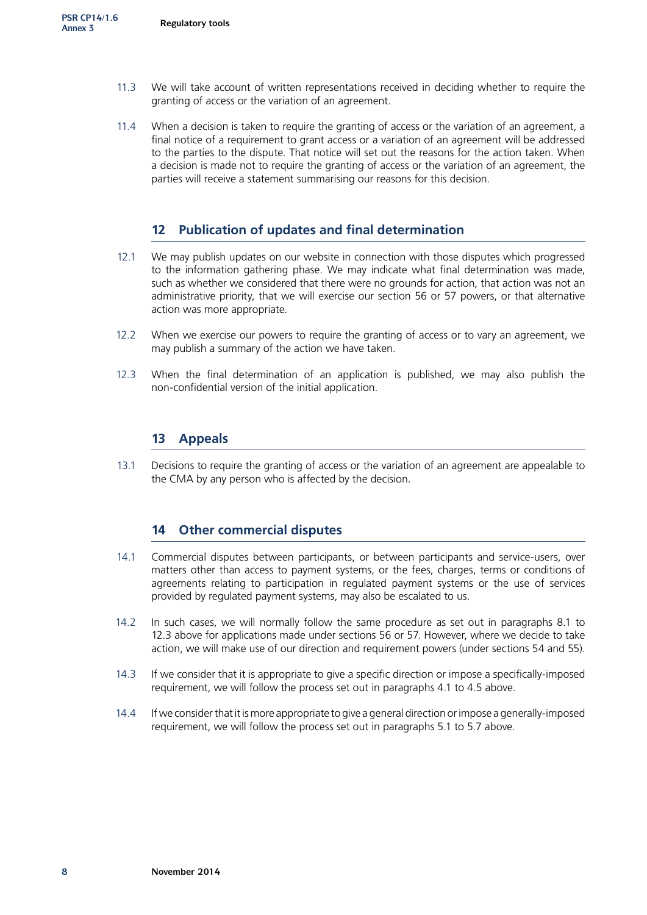11.3 We will take account of written representations received in deciding whether to require the granting of access or the variation of an agreement.

11.4 When a decision is taken to require the granting of access or the variation of an agreement, a final notice of a requirement to grant access or a variation of an agreement will be addressed to the parties to the dispute. That notice will set out the reasons for the action taken. When a decision is made not to require the granting of access or the variation of an agreement, the parties will receive a statement summarising our reasons for this decision.

## 12 Publication of updates and final determination

12.1 We may publish updates on our website in connection with those disputes which progressed to the information gathering phase. We may indicate what final determination was made, such as whether we considered that there were no grounds for action, that action was not an administrative priority, that we will exercise our section 56 or 57 powers, or that alternative action was more appropriate.

12.2 When we exercise our powers to require the granting of access or to vary an agreement, we may publish a summary of the action we have taken.

12.3 When the final determination of an application is published, we may also publish the non-confidential version of the initial application.

## 13 Appeals

13.1 Decisions to require the granting of access or the variation of an agreement are appealable to the CMA by any person who is affected by the decision.

## 14 Other commercial disputes

14.1 Commercial disputes between participants, or between participants and service-users, over matters other than access to payment systems, or the fees, charges, terms or conditions of agreements relating to participation in regulated payment systems or the use of services provided by regulated payment systems, may also be escalated to us.

14.2 In such cases, we will normally follow the same procedure as set out in paragraphs 8.1 to 12.3 above for applications made under sections 56 or 57. However, where we decide to take action, we will make use of our direction and requirement powers (under sections 54 and 55).

14.3 If we consider that it is appropriate to give a specific direction or impose a specifically-imposed requirement, we will follow the process set out in paragraphs 4.1 to 4.5 above.

14.4 If we consider that it is more appropriate to give a general direction or impose a generally-imposed requirement, we will follow the process set out in paragraphs 5.1 to 5.7 above.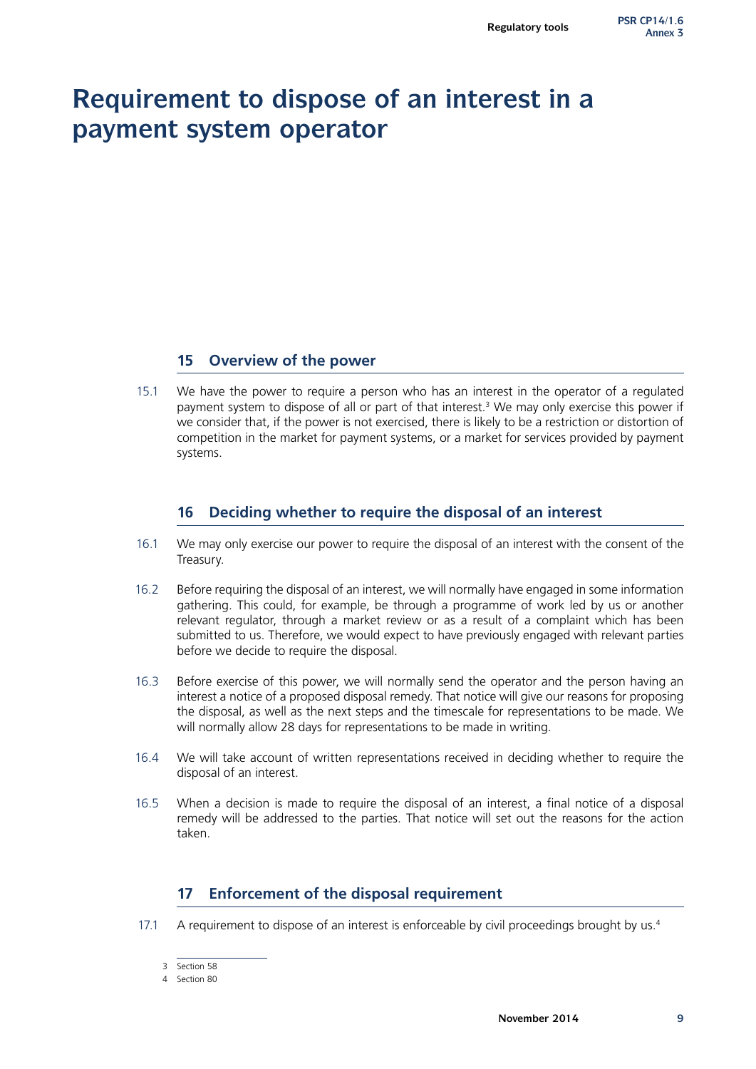# Requirement to dispose of an interest in a payment system operator

## 15 Overview of the power

15.1 We have the power to require a person who has an interest in the operator of a regulated payment system to dispose of all or part of that interest.[3] We may only exercise this power if we consider that, if the power is not exercised, there is likely to be a restriction or distortion of competition in the market for payment systems, or a market for services provided by payment systems.

## 16 Deciding whether to require the disposal of an interest

16.1 We may only exercise our power to require the disposal of an interest with the consent of the Treasury.

16.2 Before requiring the disposal of an interest, we will normally have engaged in some information gathering. This could, for example, be through a programme of work led by us or another relevant regulator, through a market review or as a result of a complaint which has been submitted to us. Therefore, we would expect to have previously engaged with relevant parties before we decide to require the disposal.

16.3 Before exercise of this power, we will normally send the operator and the person having an interest a notice of a proposed disposal remedy. That notice will give our reasons for proposing the disposal, as well as the next steps and the timescale for representations to be made. We will normally allow 28 days for representations to be made in writing.

16.4 We will take account of written representations received in deciding whether to require the disposal of an interest.

16.5 When a decision is made to require the disposal of an interest, a final notice of a disposal remedy will be addressed to the parties. That notice will set out the reasons for the action taken.

## 17 Enforcement of the disposal requirement

17.1 A requirement to dispose of an interest is enforceable by civil proceedings brought by us.[4]

---

3 Section 58

4 Section 80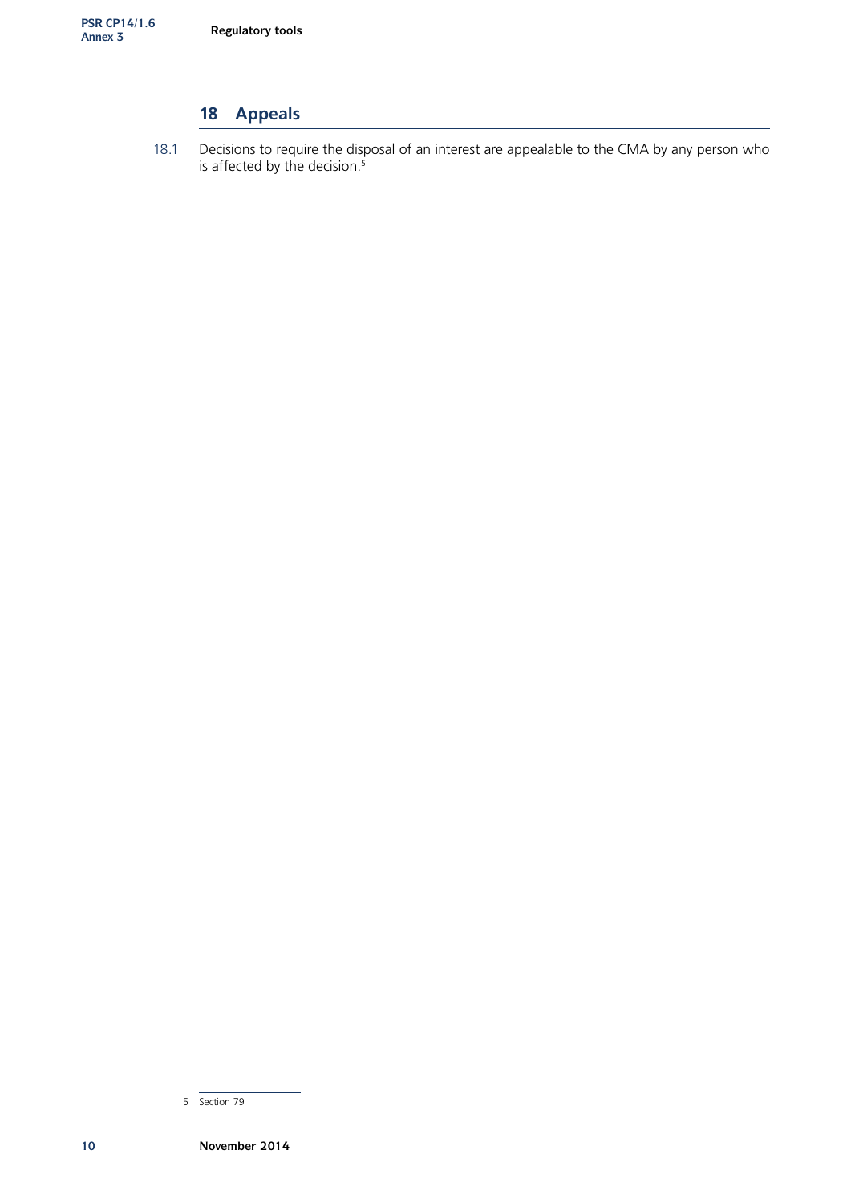## 18 Appeals

18.1 Decisions to require the disposal of an interest are appealable to the CMA by any person who is affected by the decision.[5]

5 Section 79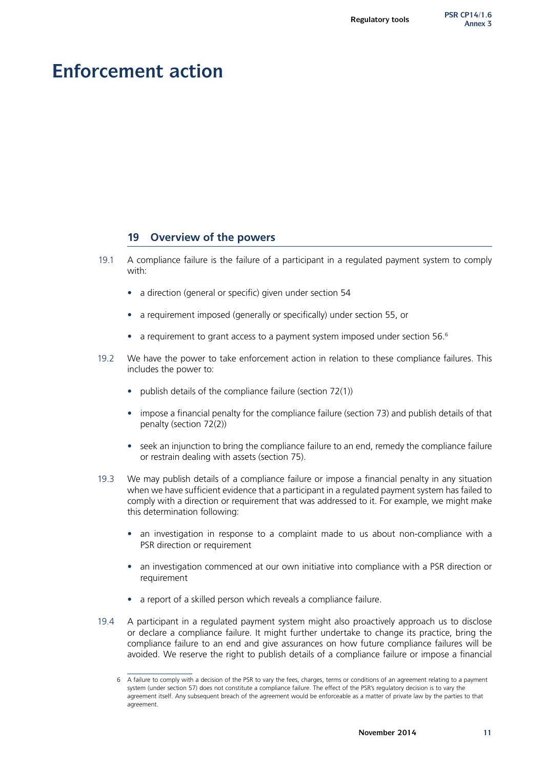# Enforcement action

## 19 Overview of the powers

19.1 A compliance failure is the failure of a participant in a regulated payment system to comply with:

- a direction (general or specific) given under section 54
- a requirement imposed (generally or specifically) under section 55, or
- a requirement to grant access to a payment system imposed under section 56.[6]

19.2 We have the power to take enforcement action in relation to these compliance failures. This includes the power to:

- publish details of the compliance failure (section 72(1))
- impose a financial penalty for the compliance failure (section 73) and publish details of that penalty (section 72(2))
- seek an injunction to bring the compliance failure to an end, remedy the compliance failure or restrain dealing with assets (section 75).

19.3 We may publish details of a compliance failure or impose a financial penalty in any situation when we have sufficient evidence that a participant in a regulated payment system has failed to comply with a direction or requirement that was addressed to it. For example, we might make this determination following:

- an investigation in response to a complaint made to us about non-compliance with a PSR direction or requirement
- an investigation commenced at our own initiative into compliance with a PSR direction or requirement
- a report of a skilled person which reveals a compliance failure.

19.4 A participant in a regulated payment system might also proactively approach us to disclose or declare a compliance failure. It might further undertake to change its practice, bring the compliance failure to an end and give assurances on how future compliance failures will be avoided. We reserve the right to publish details of a compliance failure or impose a financial

---

6 A failure to comply with a decision of the PSR to vary the fees, charges, terms or conditions of an agreement relating to a payment system (under section 57) does not constitute a compliance failure. The effect of the PSR's regulatory decision is to vary the agreement itself. Any subsequent breach of the agreement would be enforceable as a matter of private law by the parties to that agreement.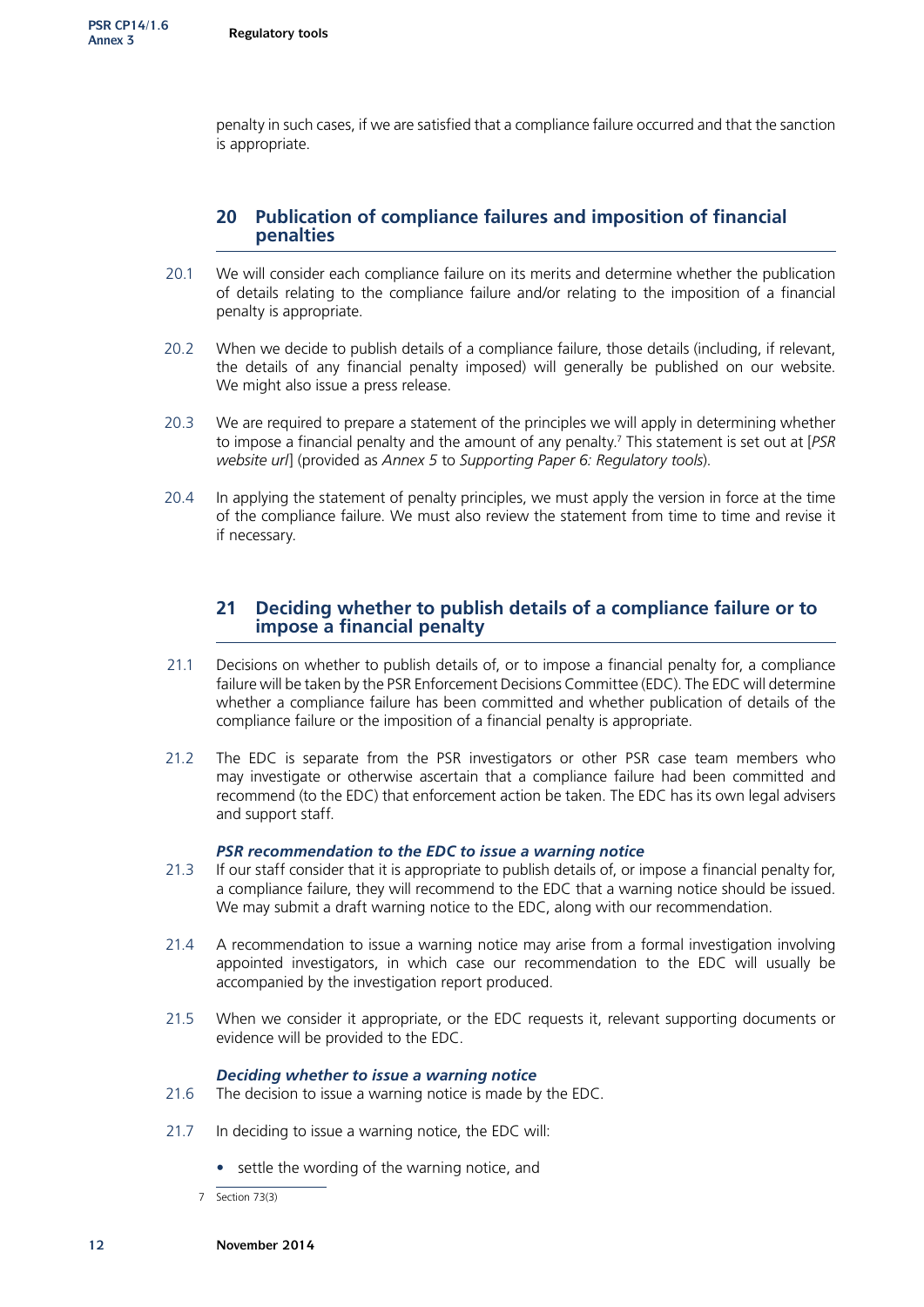penalty in such cases, if we are satisfied that a compliance failure occurred and that the sanction is appropriate.

## 20 Publication of compliance failures and imposition of financial penalties

20.1 We will consider each compliance failure on its merits and determine whether the publication of details relating to the compliance failure and/or relating to the imposition of a financial penalty is appropriate.

20.2 When we decide to publish details of a compliance failure, those details (including, if relevant, the details of any financial penalty imposed) will generally be published on our website. We might also issue a press release.

20.3 We are required to prepare a statement of the principles we will apply in determining whether to impose a financial penalty and the amount of any penalty.[7] This statement is set out at [*PSR website url*] (provided as *Annex 5* to *Supporting Paper 6: Regulatory tools*).

20.4 In applying the statement of penalty principles, we must apply the version in force at the time of the compliance failure. We must also review the statement from time to time and revise it if necessary.

## 21 Deciding whether to publish details of a compliance failure or to impose a financial penalty

21.1 Decisions on whether to publish details of, or to impose a financial penalty for, a compliance failure will be taken by the PSR Enforcement Decisions Committee (EDC). The EDC will determine whether a compliance failure has been committed and whether publication of details of the compliance failure or the imposition of a financial penalty is appropriate.

21.2 The EDC is separate from the PSR investigators or other PSR case team members who may investigate or otherwise ascertain that a compliance failure had been committed and recommend (to the EDC) that enforcement action be taken. The EDC has its own legal advisers and support staff.

***PSR recommendation to the EDC to issue a warning notice***

21.3 If our staff consider that it is appropriate to publish details of, or impose a financial penalty for, a compliance failure, they will recommend to the EDC that a warning notice should be issued. We may submit a draft warning notice to the EDC, along with our recommendation.

21.4 A recommendation to issue a warning notice may arise from a formal investigation involving appointed investigators, in which case our recommendation to the EDC will usually be accompanied by the investigation report produced.

21.5 When we consider it appropriate, or the EDC requests it, relevant supporting documents or evidence will be provided to the EDC.

***Deciding whether to issue a warning notice***

21.6 The decision to issue a warning notice is made by the EDC.

21.7 In deciding to issue a warning notice, the EDC will:

- settle the wording of the warning notice, and

7 Section 73(3)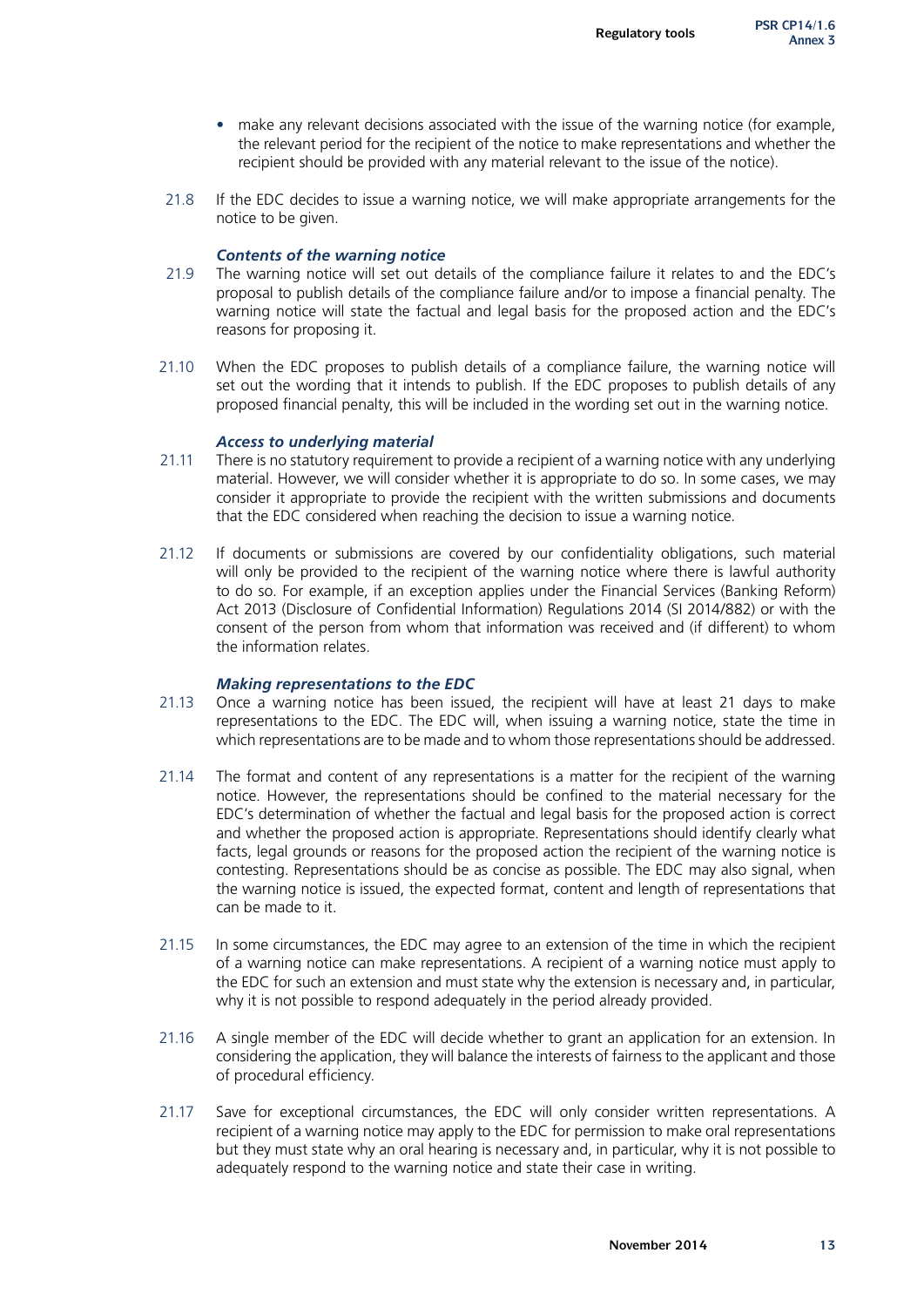- make any relevant decisions associated with the issue of the warning notice (for example, the relevant period for the recipient of the notice to make representations and whether the recipient should be provided with any material relevant to the issue of the notice).

21.8 If the EDC decides to issue a warning notice, we will make appropriate arrangements for the notice to be given.

***Contents of the warning notice***

21.9 The warning notice will set out details of the compliance failure it relates to and the EDC's proposal to publish details of the compliance failure and/or to impose a financial penalty. The warning notice will state the factual and legal basis for the proposed action and the EDC's reasons for proposing it.

21.10 When the EDC proposes to publish details of a compliance failure, the warning notice will set out the wording that it intends to publish. If the EDC proposes to publish details of any proposed financial penalty, this will be included in the wording set out in the warning notice.

***Access to underlying material***

21.11 There is no statutory requirement to provide a recipient of a warning notice with any underlying material. However, we will consider whether it is appropriate to do so. In some cases, we may consider it appropriate to provide the recipient with the written submissions and documents that the EDC considered when reaching the decision to issue a warning notice.

21.12 If documents or submissions are covered by our confidentiality obligations, such material will only be provided to the recipient of the warning notice where there is lawful authority to do so. For example, if an exception applies under the Financial Services (Banking Reform) Act 2013 (Disclosure of Confidential Information) Regulations 2014 (SI 2014/882) or with the consent of the person from whom that information was received and (if different) to whom the information relates.

***Making representations to the EDC***

21.13 Once a warning notice has been issued, the recipient will have at least 21 days to make representations to the EDC. The EDC will, when issuing a warning notice, state the time in which representations are to be made and to whom those representations should be addressed.

21.14 The format and content of any representations is a matter for the recipient of the warning notice. However, the representations should be confined to the material necessary for the EDC's determination of whether the factual and legal basis for the proposed action is correct and whether the proposed action is appropriate. Representations should identify clearly what facts, legal grounds or reasons for the proposed action the recipient of the warning notice is contesting. Representations should be as concise as possible. The EDC may also signal, when the warning notice is issued, the expected format, content and length of representations that can be made to it.

21.15 In some circumstances, the EDC may agree to an extension of the time in which the recipient of a warning notice can make representations. A recipient of a warning notice must apply to the EDC for such an extension and must state why the extension is necessary and, in particular, why it is not possible to respond adequately in the period already provided.

21.16 A single member of the EDC will decide whether to grant an application for an extension. In considering the application, they will balance the interests of fairness to the applicant and those of procedural efficiency.

21.17 Save for exceptional circumstances, the EDC will only consider written representations. A recipient of a warning notice may apply to the EDC for permission to make oral representations but they must state why an oral hearing is necessary and, in particular, why it is not possible to adequately respond to the warning notice and state their case in writing.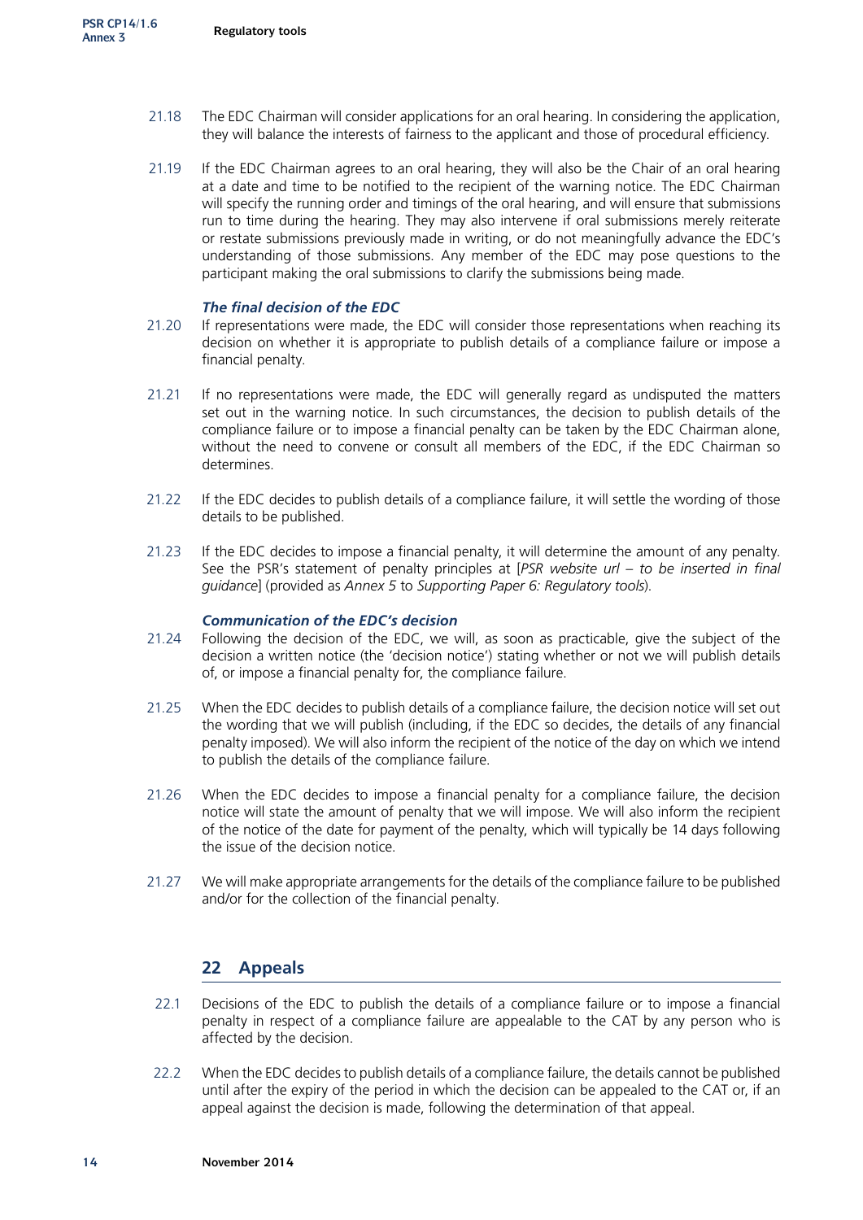21.18 The EDC Chairman will consider applications for an oral hearing. In considering the application, they will balance the interests of fairness to the applicant and those of procedural efficiency.

21.19 If the EDC Chairman agrees to an oral hearing, they will also be the Chair of an oral hearing at a date and time to be notified to the recipient of the warning notice. The EDC Chairman will specify the running order and timings of the oral hearing, and will ensure that submissions run to time during the hearing. They may also intervene if oral submissions merely reiterate or restate submissions previously made in writing, or do not meaningfully advance the EDC's understanding of those submissions. Any member of the EDC may pose questions to the participant making the oral submissions to clarify the submissions being made.

### *The final decision of the EDC*

21.20 If representations were made, the EDC will consider those representations when reaching its decision on whether it is appropriate to publish details of a compliance failure or impose a financial penalty.

21.21 If no representations were made, the EDC will generally regard as undisputed the matters set out in the warning notice. In such circumstances, the decision to publish details of the compliance failure or to impose a financial penalty can be taken by the EDC Chairman alone, without the need to convene or consult all members of the EDC, if the EDC Chairman so determines.

21.22 If the EDC decides to publish details of a compliance failure, it will settle the wording of those details to be published.

21.23 If the EDC decides to impose a financial penalty, it will determine the amount of any penalty. See the PSR's statement of penalty principles at [*PSR website url – to be inserted in final guidance*] (provided as *Annex 5* to *Supporting Paper 6: Regulatory tools*).

### *Communication of the EDC's decision*

21.24 Following the decision of the EDC, we will, as soon as practicable, give the subject of the decision a written notice (the 'decision notice') stating whether or not we will publish details of, or impose a financial penalty for, the compliance failure.

21.25 When the EDC decides to publish details of a compliance failure, the decision notice will set out the wording that we will publish (including, if the EDC so decides, the details of any financial penalty imposed). We will also inform the recipient of the notice of the day on which we intend to publish the details of the compliance failure.

21.26 When the EDC decides to impose a financial penalty for a compliance failure, the decision notice will state the amount of penalty that we will impose. We will also inform the recipient of the notice of the date for payment of the penalty, which will typically be 14 days following the issue of the decision notice.

21.27 We will make appropriate arrangements for the details of the compliance failure to be published and/or for the collection of the financial penalty.

## 22 Appeals

22.1 Decisions of the EDC to publish the details of a compliance failure or to impose a financial penalty in respect of a compliance failure are appealable to the CAT by any person who is affected by the decision.

22.2 When the EDC decides to publish details of a compliance failure, the details cannot be published until after the expiry of the period in which the decision can be appealed to the CAT or, if an appeal against the decision is made, following the determination of that appeal.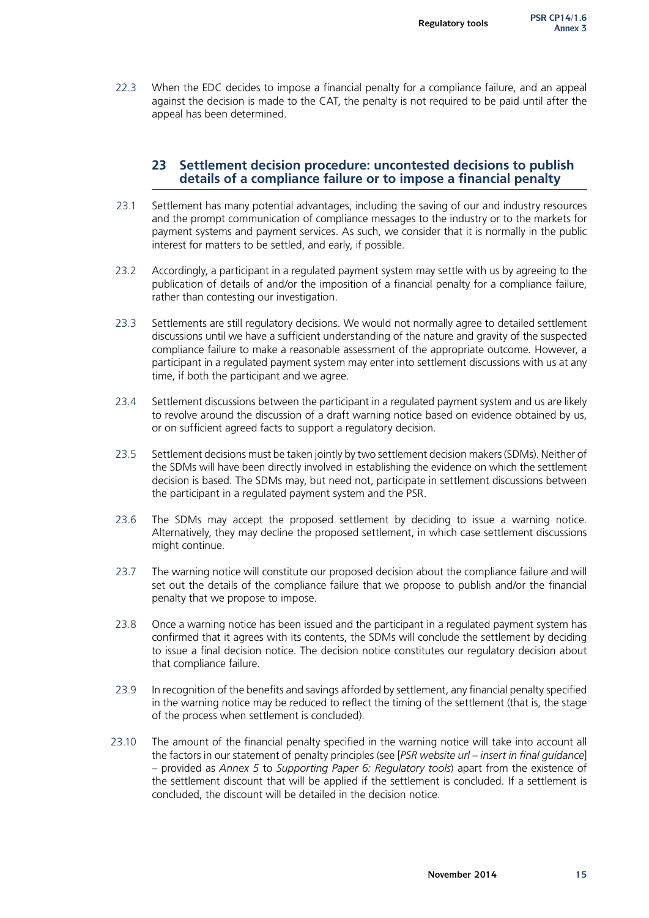22.3 When the EDC decides to impose a financial penalty for a compliance failure, and an appeal against the decision is made to the CAT, the penalty is not required to be paid until after the appeal has been determined.

## 23 Settlement decision procedure: uncontested decisions to publish details of a compliance failure or to impose a financial penalty

23.1 Settlement has many potential advantages, including the saving of our and industry resources and the prompt communication of compliance messages to the industry or to the markets for payment systems and payment services. As such, we consider that it is normally in the public interest for matters to be settled, and early, if possible.

23.2 Accordingly, a participant in a regulated payment system may settle with us by agreeing to the publication of details of and/or the imposition of a financial penalty for a compliance failure, rather than contesting our investigation.

23.3 Settlements are still regulatory decisions. We would not normally agree to detailed settlement discussions until we have a sufficient understanding of the nature and gravity of the suspected compliance failure to make a reasonable assessment of the appropriate outcome. However, a participant in a regulated payment system may enter into settlement discussions with us at any time, if both the participant and we agree.

23.4 Settlement discussions between the participant in a regulated payment system and us are likely to revolve around the discussion of a draft warning notice based on evidence obtained by us, or on sufficient agreed facts to support a regulatory decision.

23.5 Settlement decisions must be taken jointly by two settlement decision makers (SDMs). Neither of the SDMs will have been directly involved in establishing the evidence on which the settlement decision is based. The SDMs may, but need not, participate in settlement discussions between the participant in a regulated payment system and the PSR.

23.6 The SDMs may accept the proposed settlement by deciding to issue a warning notice. Alternatively, they may decline the proposed settlement, in which case settlement discussions might continue.

23.7 The warning notice will constitute our proposed decision about the compliance failure and will set out the details of the compliance failure that we propose to publish and/or the financial penalty that we propose to impose.

23.8 Once a warning notice has been issued and the participant in a regulated payment system has confirmed that it agrees with its contents, the SDMs will conclude the settlement by deciding to issue a final decision notice. The decision notice constitutes our regulatory decision about that compliance failure.

23.9 In recognition of the benefits and savings afforded by settlement, any financial penalty specified in the warning notice may be reduced to reflect the timing of the settlement (that is, the stage of the process when settlement is concluded).

23.10 The amount of the financial penalty specified in the warning notice will take into account all the factors in our statement of penalty principles (see [*PSR website url – insert in final guidance*] – provided as *Annex 5* to *Supporting Paper 6: Regulatory tools*) apart from the existence of the settlement discount that will be applied if the settlement is concluded. If a settlement is concluded, the discount will be detailed in the decision notice.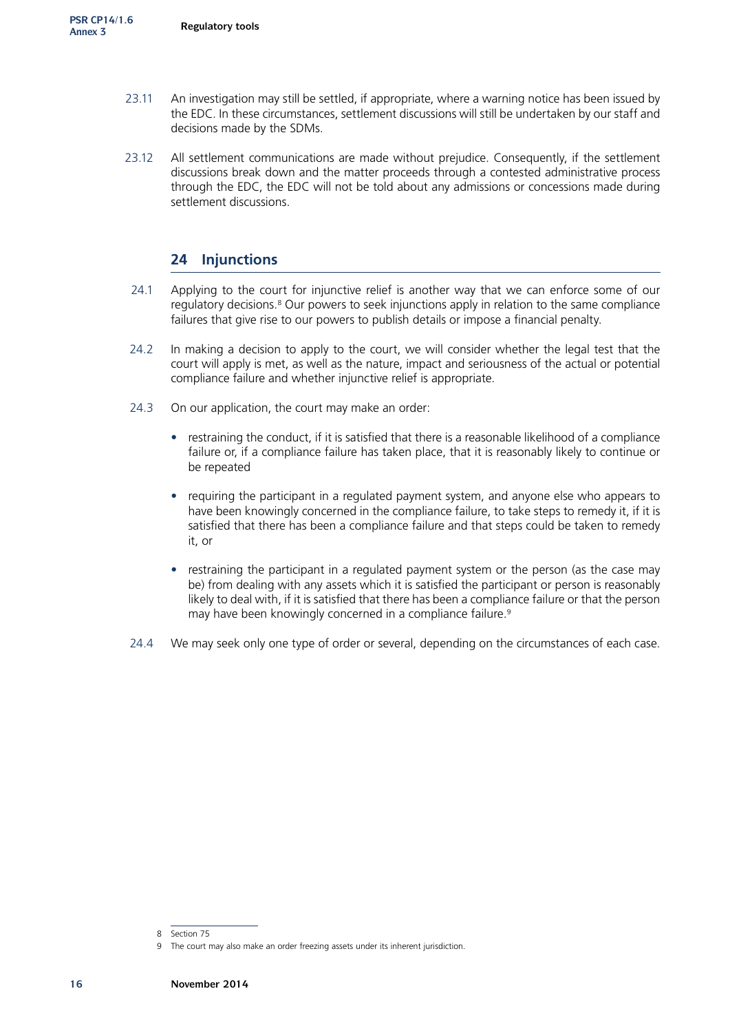23.11 An investigation may still be settled, if appropriate, where a warning notice has been issued by the EDC. In these circumstances, settlement discussions will still be undertaken by our staff and decisions made by the SDMs.

23.12 All settlement communications are made without prejudice. Consequently, if the settlement discussions break down and the matter proceeds through a contested administrative process through the EDC, the EDC will not be told about any admissions or concessions made during settlement discussions.

## 24 Injunctions

24.1 Applying to the court for injunctive relief is another way that we can enforce some of our regulatory decisions.[8] Our powers to seek injunctions apply in relation to the same compliance failures that give rise to our powers to publish details or impose a financial penalty.

24.2 In making a decision to apply to the court, we will consider whether the legal test that the court will apply is met, as well as the nature, impact and seriousness of the actual or potential compliance failure and whether injunctive relief is appropriate.

24.3 On our application, the court may make an order:

- restraining the conduct, if it is satisfied that there is a reasonable likelihood of a compliance failure or, if a compliance failure has taken place, that it is reasonably likely to continue or be repeated
- requiring the participant in a regulated payment system, and anyone else who appears to have been knowingly concerned in the compliance failure, to take steps to remedy it, if it is satisfied that there has been a compliance failure and that steps could be taken to remedy it, or
- restraining the participant in a regulated payment system or the person (as the case may be) from dealing with any assets which it is satisfied the participant or person is reasonably likely to deal with, if it is satisfied that there has been a compliance failure or that the person may have been knowingly concerned in a compliance failure.[9]

24.4 We may seek only one type of order or several, depending on the circumstances of each case.

---

8 Section 75

9 The court may also make an order freezing assets under its inherent jurisdiction.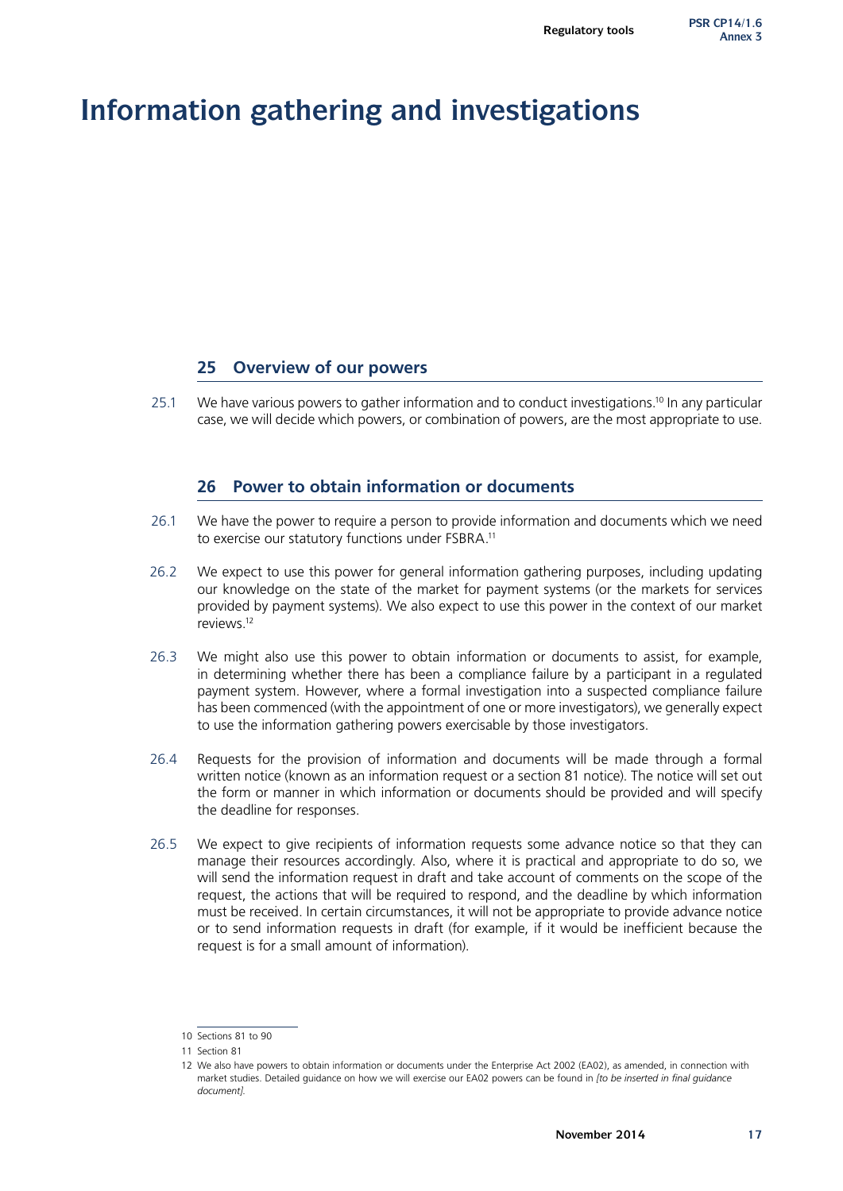# Information gathering and investigations

## 25 Overview of our powers

25.1 We have various powers to gather information and to conduct investigations.[10] In any particular case, we will decide which powers, or combination of powers, are the most appropriate to use.

## 26 Power to obtain information or documents

26.1 We have the power to require a person to provide information and documents which we need to exercise our statutory functions under FSBRA.[11]

26.2 We expect to use this power for general information gathering purposes, including updating our knowledge on the state of the market for payment systems (or the markets for services provided by payment systems). We also expect to use this power in the context of our market reviews.[12]

26.3 We might also use this power to obtain information or documents to assist, for example, in determining whether there has been a compliance failure by a participant in a regulated payment system. However, where a formal investigation into a suspected compliance failure has been commenced (with the appointment of one or more investigators), we generally expect to use the information gathering powers exercisable by those investigators.

26.4 Requests for the provision of information and documents will be made through a formal written notice (known as an information request or a section 81 notice). The notice will set out the form or manner in which information or documents should be provided and will specify the deadline for responses.

26.5 We expect to give recipients of information requests some advance notice so that they can manage their resources accordingly. Also, where it is practical and appropriate to do so, we will send the information request in draft and take account of comments on the scope of the request, the actions that will be required to respond, and the deadline by which information must be received. In certain circumstances, it will not be appropriate to provide advance notice or to send information requests in draft (for example, if it would be inefficient because the request is for a small amount of information).

---

10 Sections 81 to 90

11 Section 81

12 We also have powers to obtain information or documents under the Enterprise Act 2002 (EA02), as amended, in connection with market studies. Detailed guidance on how we will exercise our EA02 powers can be found in *[to be inserted in final guidance document]*.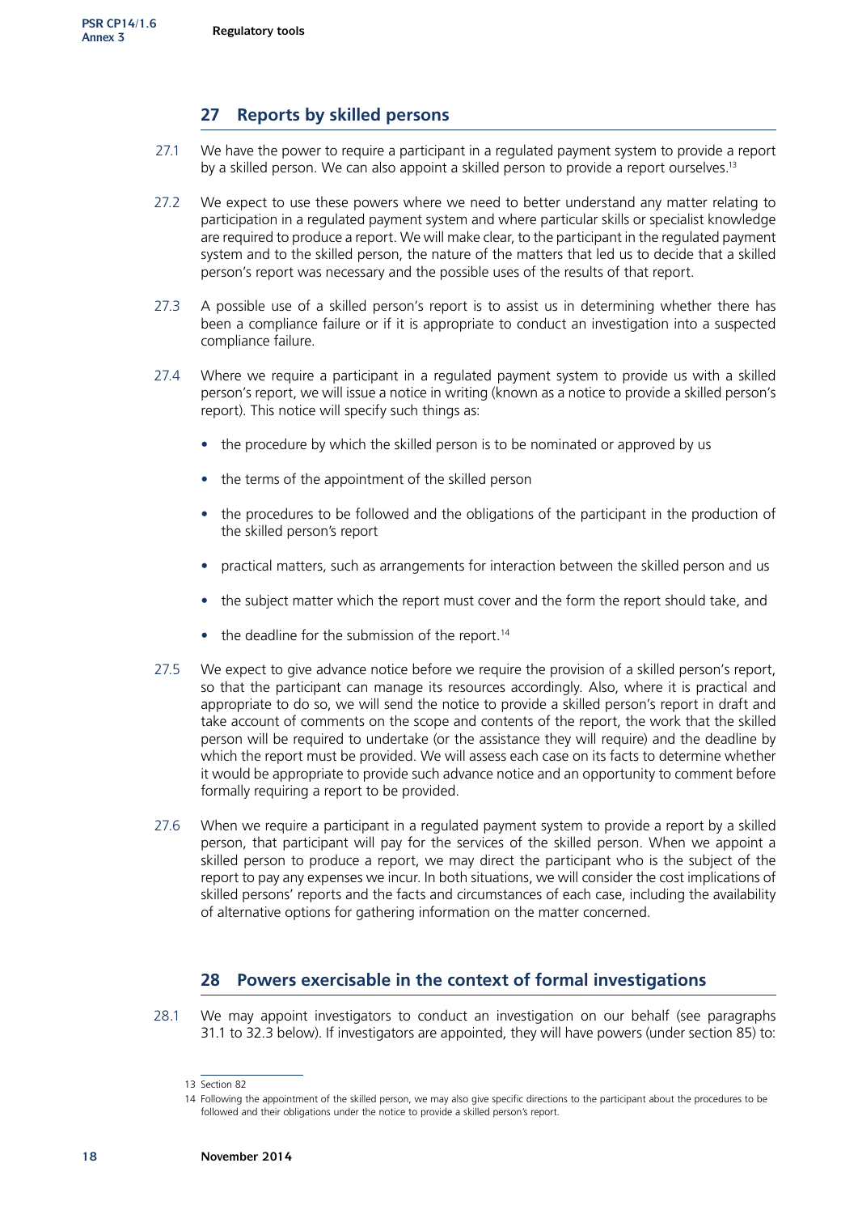## 27 Reports by skilled persons

27.1 We have the power to require a participant in a regulated payment system to provide a report by a skilled person. We can also appoint a skilled person to provide a report ourselves.[13]

27.2 We expect to use these powers where we need to better understand any matter relating to participation in a regulated payment system and where particular skills or specialist knowledge are required to produce a report. We will make clear, to the participant in the regulated payment system and to the skilled person, the nature of the matters that led us to decide that a skilled person's report was necessary and the possible uses of the results of that report.

27.3 A possible use of a skilled person's report is to assist us in determining whether there has been a compliance failure or if it is appropriate to conduct an investigation into a suspected compliance failure.

27.4 Where we require a participant in a regulated payment system to provide us with a skilled person's report, we will issue a notice in writing (known as a notice to provide a skilled person's report). This notice will specify such things as:

- the procedure by which the skilled person is to be nominated or approved by us
- the terms of the appointment of the skilled person
- the procedures to be followed and the obligations of the participant in the production of the skilled person's report
- practical matters, such as arrangements for interaction between the skilled person and us
- the subject matter which the report must cover and the form the report should take, and
- the deadline for the submission of the report.[14]

27.5 We expect to give advance notice before we require the provision of a skilled person's report, so that the participant can manage its resources accordingly. Also, where it is practical and appropriate to do so, we will send the notice to provide a skilled person's report in draft and take account of comments on the scope and contents of the report, the work that the skilled person will be required to undertake (or the assistance they will require) and the deadline by which the report must be provided. We will assess each case on its facts to determine whether it would be appropriate to provide such advance notice and an opportunity to comment before formally requiring a report to be provided.

27.6 When we require a participant in a regulated payment system to provide a report by a skilled person, that participant will pay for the services of the skilled person. When we appoint a skilled person to produce a report, we may direct the participant who is the subject of the report to pay any expenses we incur. In both situations, we will consider the cost implications of skilled persons' reports and the facts and circumstances of each case, including the availability of alternative options for gathering information on the matter concerned.

## 28 Powers exercisable in the context of formal investigations

28.1 We may appoint investigators to conduct an investigation on our behalf (see paragraphs 31.1 to 32.3 below). If investigators are appointed, they will have powers (under section 85) to:

---

13 Section 82

14 Following the appointment of the skilled person, we may also give specific directions to the participant about the procedures to be followed and their obligations under the notice to provide a skilled person's report.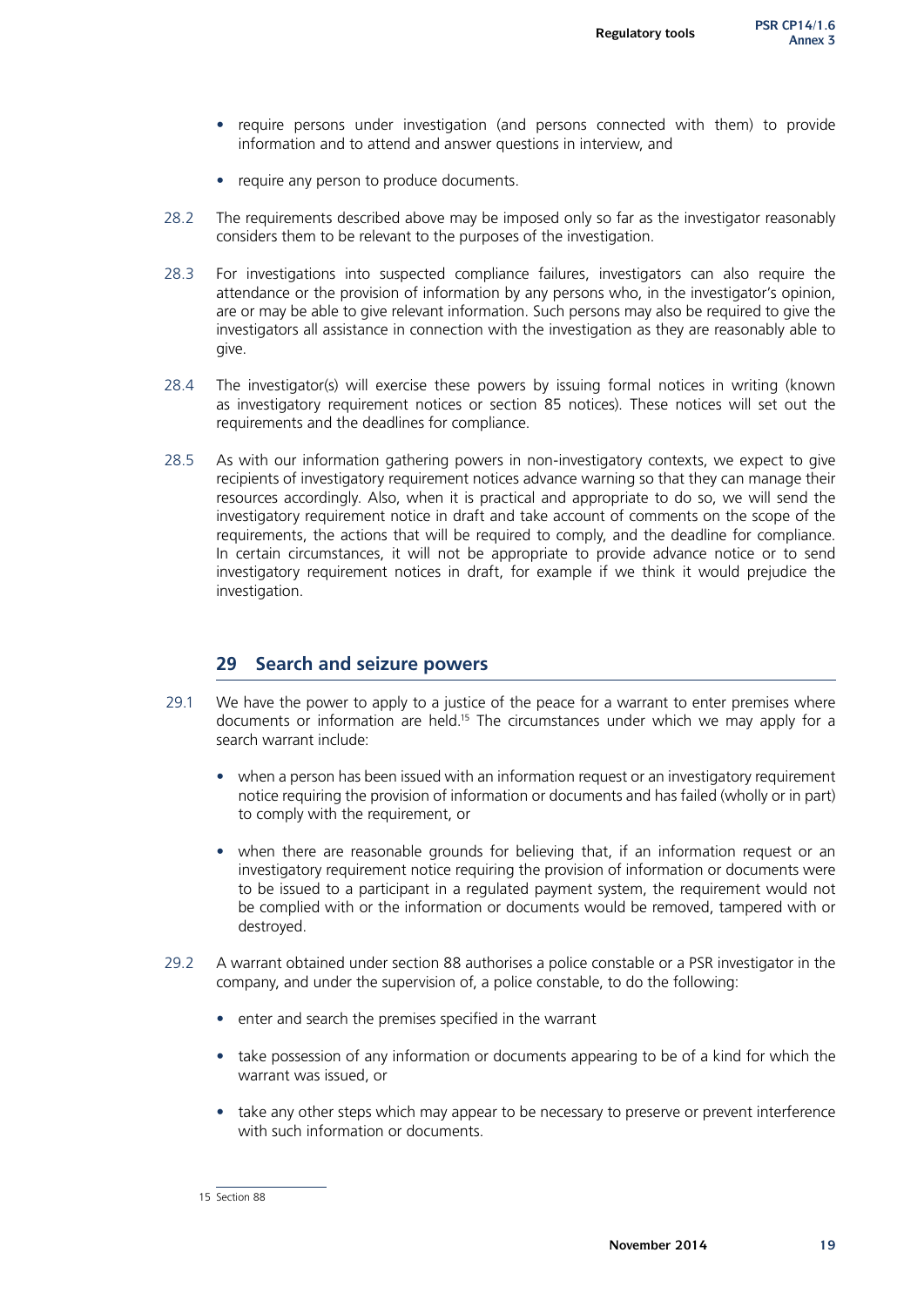- require persons under investigation (and persons connected with them) to provide information and to attend and answer questions in interview, and
- require any person to produce documents.

28.2 The requirements described above may be imposed only so far as the investigator reasonably considers them to be relevant to the purposes of the investigation.

28.3 For investigations into suspected compliance failures, investigators can also require the attendance or the provision of information by any persons who, in the investigator's opinion, are or may be able to give relevant information. Such persons may also be required to give the investigators all assistance in connection with the investigation as they are reasonably able to give.

28.4 The investigator(s) will exercise these powers by issuing formal notices in writing (known as investigatory requirement notices or section 85 notices). These notices will set out the requirements and the deadlines for compliance.

28.5 As with our information gathering powers in non-investigatory contexts, we expect to give recipients of investigatory requirement notices advance warning so that they can manage their resources accordingly. Also, when it is practical and appropriate to do so, we will send the investigatory requirement notice in draft and take account of comments on the scope of the requirements, the actions that will be required to comply, and the deadline for compliance. In certain circumstances, it will not be appropriate to provide advance notice or to send investigatory requirement notices in draft, for example if we think it would prejudice the investigation.

## 29 Search and seizure powers

29.1 We have the power to apply to a justice of the peace for a warrant to enter premises where documents or information are held.[15] The circumstances under which we may apply for a search warrant include:

- when a person has been issued with an information request or an investigatory requirement notice requiring the provision of information or documents and has failed (wholly or in part) to comply with the requirement, or
- when there are reasonable grounds for believing that, if an information request or an investigatory requirement notice requiring the provision of information or documents were to be issued to a participant in a regulated payment system, the requirement would not be complied with or the information or documents would be removed, tampered with or destroyed.

29.2 A warrant obtained under section 88 authorises a police constable or a PSR investigator in the company, and under the supervision of, a police constable, to do the following:

- enter and search the premises specified in the warrant
- take possession of any information or documents appearing to be of a kind for which the warrant was issued, or
- take any other steps which may appear to be necessary to preserve or prevent interference with such information or documents.

15 Section 88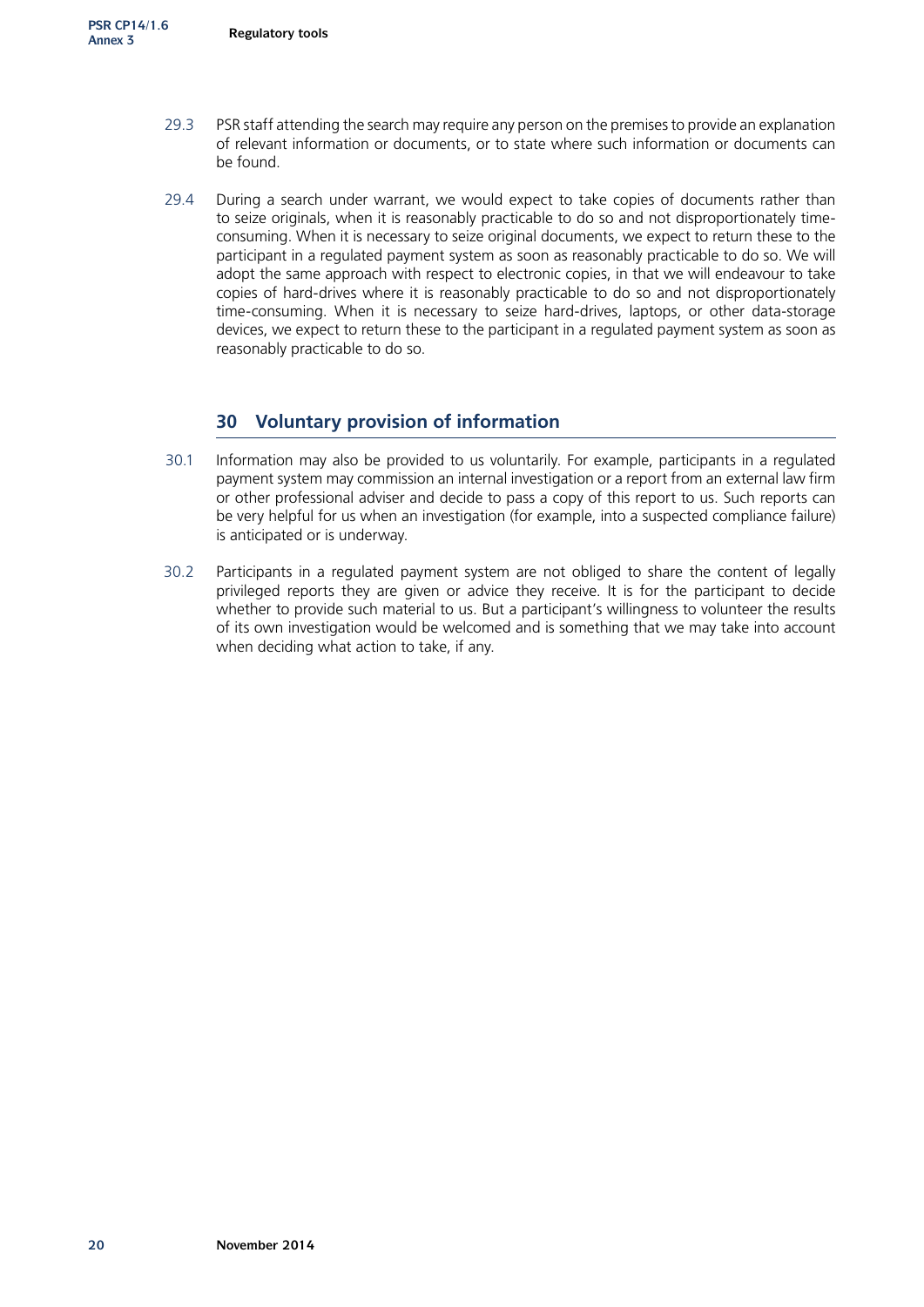29.3 PSR staff attending the search may require any person on the premises to provide an explanation of relevant information or documents, or to state where such information or documents can be found.

29.4 During a search under warrant, we would expect to take copies of documents rather than to seize originals, when it is reasonably practicable to do so and not disproportionately time-consuming. When it is necessary to seize original documents, we expect to return these to the participant in a regulated payment system as soon as reasonably practicable to do so. We will adopt the same approach with respect to electronic copies, in that we will endeavour to take copies of hard-drives where it is reasonably practicable to do so and not disproportionately time-consuming. When it is necessary to seize hard-drives, laptops, or other data-storage devices, we expect to return these to the participant in a regulated payment system as soon as reasonably practicable to do so.

## 30 Voluntary provision of information

30.1 Information may also be provided to us voluntarily. For example, participants in a regulated payment system may commission an internal investigation or a report from an external law firm or other professional adviser and decide to pass a copy of this report to us. Such reports can be very helpful for us when an investigation (for example, into a suspected compliance failure) is anticipated or is underway.

30.2 Participants in a regulated payment system are not obliged to share the content of legally privileged reports they are given or advice they receive. It is for the participant to decide whether to provide such material to us. But a participant's willingness to volunteer the results of its own investigation would be welcomed and is something that we may take into account when deciding what action to take, if any.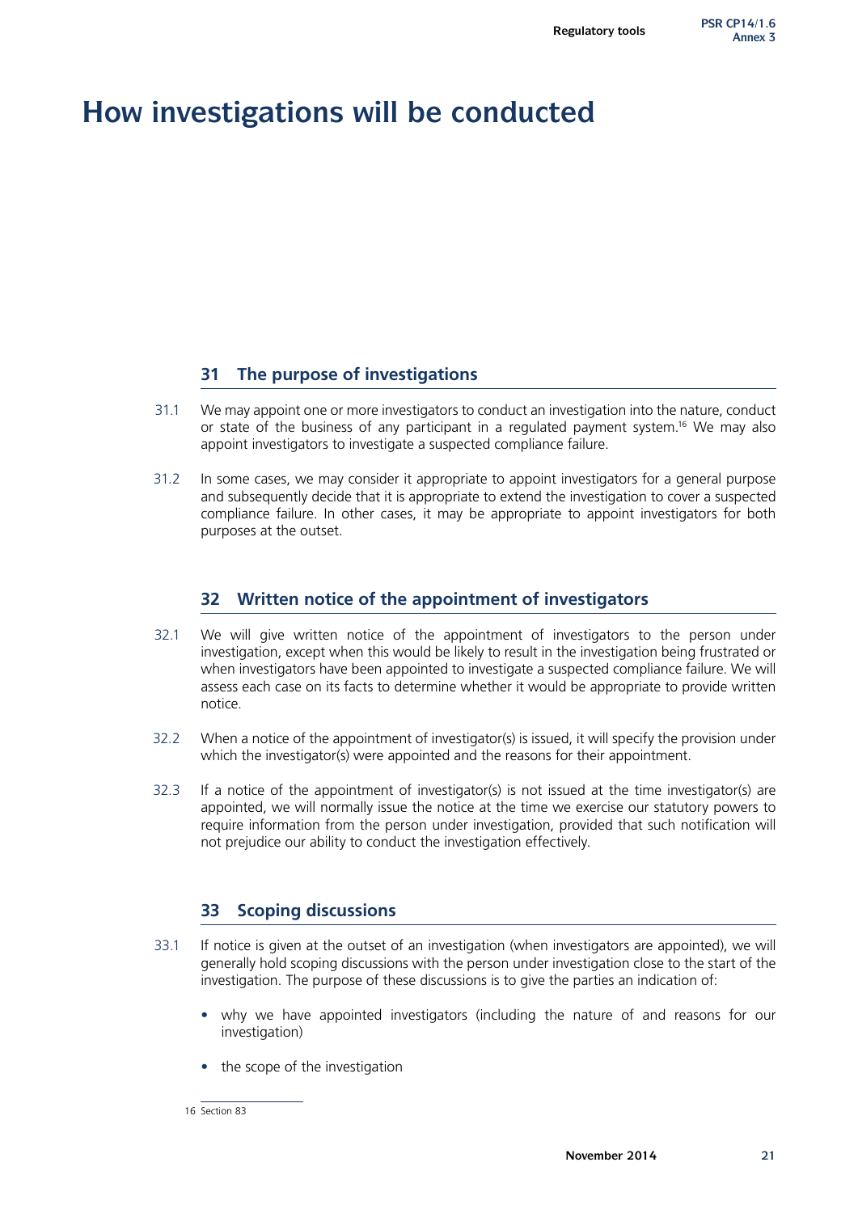# How investigations will be conducted

## 31 The purpose of investigations

31.1 We may appoint one or more investigators to conduct an investigation into the nature, conduct or state of the business of any participant in a regulated payment system.[16] We may also appoint investigators to investigate a suspected compliance failure.

31.2 In some cases, we may consider it appropriate to appoint investigators for a general purpose and subsequently decide that it is appropriate to extend the investigation to cover a suspected compliance failure. In other cases, it may be appropriate to appoint investigators for both purposes at the outset.

## 32 Written notice of the appointment of investigators

32.1 We will give written notice of the appointment of investigators to the person under investigation, except when this would be likely to result in the investigation being frustrated or when investigators have been appointed to investigate a suspected compliance failure. We will assess each case on its facts to determine whether it would be appropriate to provide written notice.

32.2 When a notice of the appointment of investigator(s) is issued, it will specify the provision under which the investigator(s) were appointed and the reasons for their appointment.

32.3 If a notice of the appointment of investigator(s) is not issued at the time investigator(s) are appointed, we will normally issue the notice at the time we exercise our statutory powers to require information from the person under investigation, provided that such notification will not prejudice our ability to conduct the investigation effectively.

## 33 Scoping discussions

33.1 If notice is given at the outset of an investigation (when investigators are appointed), we will generally hold scoping discussions with the person under investigation close to the start of the investigation. The purpose of these discussions is to give the parties an indication of:

- why we have appointed investigators (including the nature of and reasons for our investigation)
- the scope of the investigation

16 Section 83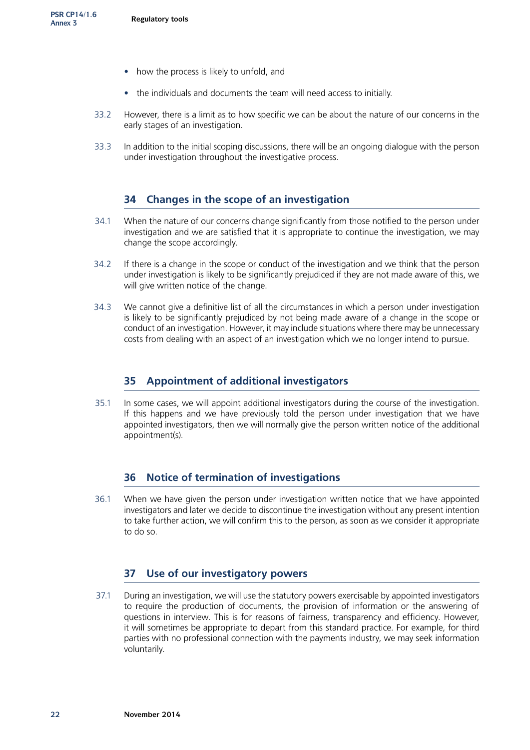- how the process is likely to unfold, and
- the individuals and documents the team will need access to initially.

33.2 However, there is a limit as to how specific we can be about the nature of our concerns in the early stages of an investigation.

33.3 In addition to the initial scoping discussions, there will be an ongoing dialogue with the person under investigation throughout the investigative process.

## 34 Changes in the scope of an investigation

34.1 When the nature of our concerns change significantly from those notified to the person under investigation and we are satisfied that it is appropriate to continue the investigation, we may change the scope accordingly.

34.2 If there is a change in the scope or conduct of the investigation and we think that the person under investigation is likely to be significantly prejudiced if they are not made aware of this, we will give written notice of the change.

34.3 We cannot give a definitive list of all the circumstances in which a person under investigation is likely to be significantly prejudiced by not being made aware of a change in the scope or conduct of an investigation. However, it may include situations where there may be unnecessary costs from dealing with an aspect of an investigation which we no longer intend to pursue.

## 35 Appointment of additional investigators

35.1 In some cases, we will appoint additional investigators during the course of the investigation. If this happens and we have previously told the person under investigation that we have appointed investigators, then we will normally give the person written notice of the additional appointment(s).

## 36 Notice of termination of investigations

36.1 When we have given the person under investigation written notice that we have appointed investigators and later we decide to discontinue the investigation without any present intention to take further action, we will confirm this to the person, as soon as we consider it appropriate to do so.

## 37 Use of our investigatory powers

37.1 During an investigation, we will use the statutory powers exercisable by appointed investigators to require the production of documents, the provision of information or the answering of questions in interview. This is for reasons of fairness, transparency and efficiency. However, it will sometimes be appropriate to depart from this standard practice. For example, for third parties with no professional connection with the payments industry, we may seek information voluntarily.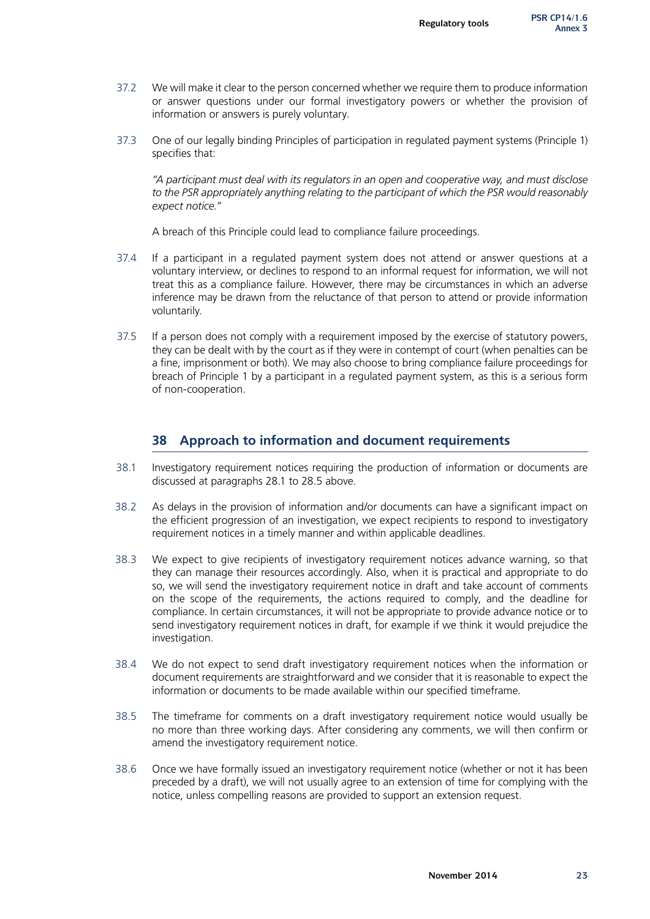37.2 We will make it clear to the person concerned whether we require them to produce information or answer questions under our formal investigatory powers or whether the provision of information or answers is purely voluntary.

37.3 One of our legally binding Principles of participation in regulated payment systems (Principle 1) specifies that:

*"A participant must deal with its regulators in an open and cooperative way, and must disclose to the PSR appropriately anything relating to the participant of which the PSR would reasonably expect notice."*

A breach of this Principle could lead to compliance failure proceedings.

37.4 If a participant in a regulated payment system does not attend or answer questions at a voluntary interview, or declines to respond to an informal request for information, we will not treat this as a compliance failure. However, there may be circumstances in which an adverse inference may be drawn from the reluctance of that person to attend or provide information voluntarily.

37.5 If a person does not comply with a requirement imposed by the exercise of statutory powers, they can be dealt with by the court as if they were in contempt of court (when penalties can be a fine, imprisonment or both). We may also choose to bring compliance failure proceedings for breach of Principle 1 by a participant in a regulated payment system, as this is a serious form of non-cooperation.

## 38 Approach to information and document requirements

38.1 Investigatory requirement notices requiring the production of information or documents are discussed at paragraphs 28.1 to 28.5 above.

38.2 As delays in the provision of information and/or documents can have a significant impact on the efficient progression of an investigation, we expect recipients to respond to investigatory requirement notices in a timely manner and within applicable deadlines.

38.3 We expect to give recipients of investigatory requirement notices advance warning, so that they can manage their resources accordingly. Also, when it is practical and appropriate to do so, we will send the investigatory requirement notice in draft and take account of comments on the scope of the requirements, the actions required to comply, and the deadline for compliance. In certain circumstances, it will not be appropriate to provide advance notice or to send investigatory requirement notices in draft, for example if we think it would prejudice the investigation.

38.4 We do not expect to send draft investigatory requirement notices when the information or document requirements are straightforward and we consider that it is reasonable to expect the information or documents to be made available within our specified timeframe.

38.5 The timeframe for comments on a draft investigatory requirement notice would usually be no more than three working days. After considering any comments, we will then confirm or amend the investigatory requirement notice.

38.6 Once we have formally issued an investigatory requirement notice (whether or not it has been preceded by a draft), we will not usually agree to an extension of time for complying with the notice, unless compelling reasons are provided to support an extension request.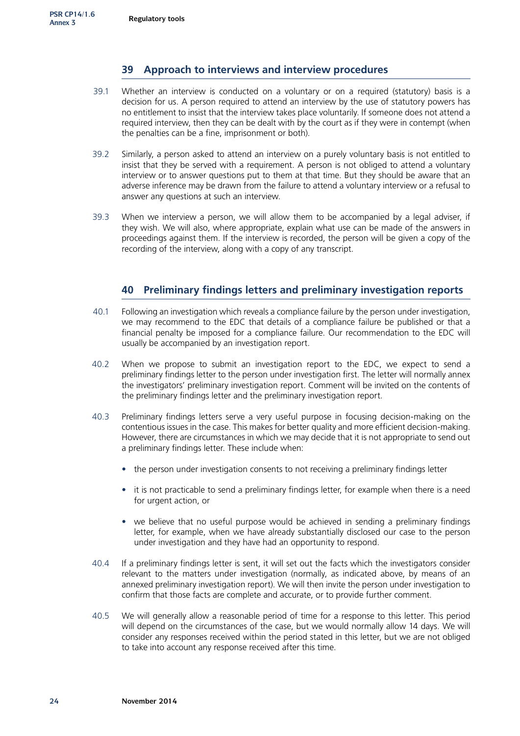## 39 Approach to interviews and interview procedures

39.1 Whether an interview is conducted on a voluntary or on a required (statutory) basis is a decision for us. A person required to attend an interview by the use of statutory powers has no entitlement to insist that the interview takes place voluntarily. If someone does not attend a required interview, then they can be dealt with by the court as if they were in contempt (when the penalties can be a fine, imprisonment or both).

39.2 Similarly, a person asked to attend an interview on a purely voluntary basis is not entitled to insist that they be served with a requirement. A person is not obliged to attend a voluntary interview or to answer questions put to them at that time. But they should be aware that an adverse inference may be drawn from the failure to attend a voluntary interview or a refusal to answer any questions at such an interview.

39.3 When we interview a person, we will allow them to be accompanied by a legal adviser, if they wish. We will also, where appropriate, explain what use can be made of the answers in proceedings against them. If the interview is recorded, the person will be given a copy of the recording of the interview, along with a copy of any transcript.

## 40 Preliminary findings letters and preliminary investigation reports

40.1 Following an investigation which reveals a compliance failure by the person under investigation, we may recommend to the EDC that details of a compliance failure be published or that a financial penalty be imposed for a compliance failure. Our recommendation to the EDC will usually be accompanied by an investigation report.

40.2 When we propose to submit an investigation report to the EDC, we expect to send a preliminary findings letter to the person under investigation first. The letter will normally annex the investigators' preliminary investigation report. Comment will be invited on the contents of the preliminary findings letter and the preliminary investigation report.

40.3 Preliminary findings letters serve a very useful purpose in focusing decision-making on the contentious issues in the case. This makes for better quality and more efficient decision-making. However, there are circumstances in which we may decide that it is not appropriate to send out a preliminary findings letter. These include when:

- the person under investigation consents to not receiving a preliminary findings letter
- it is not practicable to send a preliminary findings letter, for example when there is a need for urgent action, or
- we believe that no useful purpose would be achieved in sending a preliminary findings letter, for example, when we have already substantially disclosed our case to the person under investigation and they have had an opportunity to respond.

40.4 If a preliminary findings letter is sent, it will set out the facts which the investigators consider relevant to the matters under investigation (normally, as indicated above, by means of an annexed preliminary investigation report). We will then invite the person under investigation to confirm that those facts are complete and accurate, or to provide further comment.

40.5 We will generally allow a reasonable period of time for a response to this letter. This period will depend on the circumstances of the case, but we would normally allow 14 days. We will consider any responses received within the period stated in this letter, but we are not obliged to take into account any response received after this time.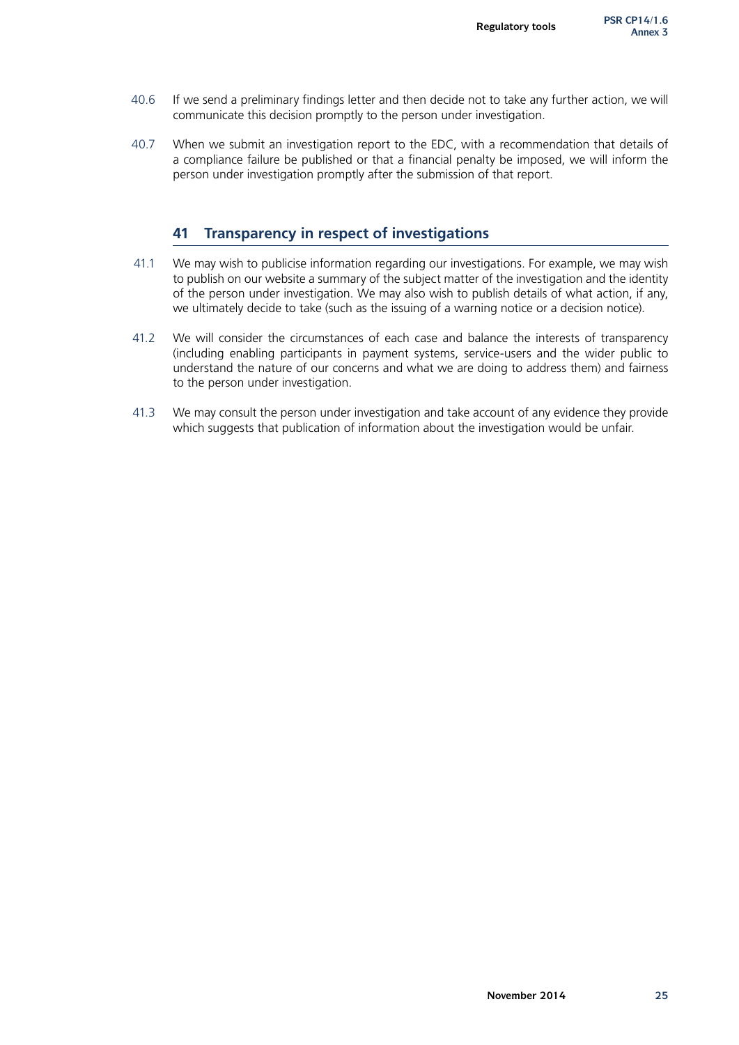40.6 If we send a preliminary findings letter and then decide not to take any further action, we will communicate this decision promptly to the person under investigation.

40.7 When we submit an investigation report to the EDC, with a recommendation that details of a compliance failure be published or that a financial penalty be imposed, we will inform the person under investigation promptly after the submission of that report.

## 41 Transparency in respect of investigations

41.1 We may wish to publicise information regarding our investigations. For example, we may wish to publish on our website a summary of the subject matter of the investigation and the identity of the person under investigation. We may also wish to publish details of what action, if any, we ultimately decide to take (such as the issuing of a warning notice or a decision notice).

41.2 We will consider the circumstances of each case and balance the interests of transparency (including enabling participants in payment systems, service-users and the wider public to understand the nature of our concerns and what we are doing to address them) and fairness to the person under investigation.

41.3 We may consult the person under investigation and take account of any evidence they provide which suggests that publication of information about the investigation would be unfair.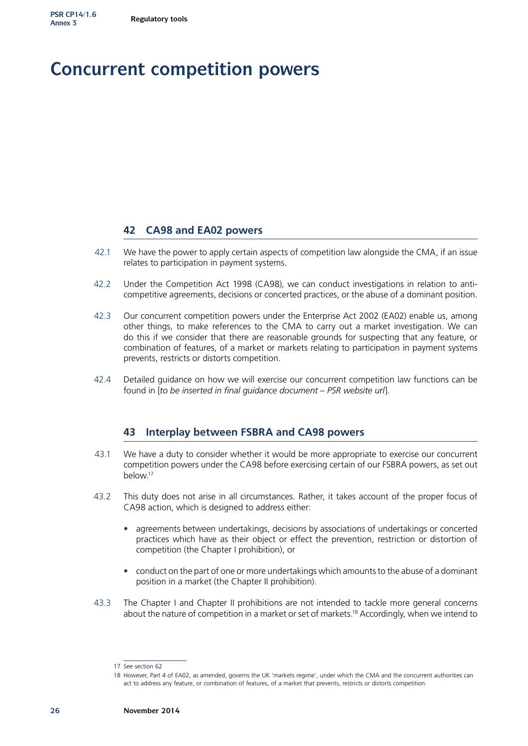# Concurrent competition powers

## 42 CA98 and EA02 powers

42.1 We have the power to apply certain aspects of competition law alongside the CMA, if an issue relates to participation in payment systems.

42.2 Under the Competition Act 1998 (CA98), we can conduct investigations in relation to anti-competitive agreements, decisions or concerted practices, or the abuse of a dominant position.

42.3 Our concurrent competition powers under the Enterprise Act 2002 (EA02) enable us, among other things, to make references to the CMA to carry out a market investigation. We can do this if we consider that there are reasonable grounds for suspecting that any feature, or combination of features, of a market or markets relating to participation in payment systems prevents, restricts or distorts competition.

42.4 Detailed guidance on how we will exercise our concurrent competition law functions can be found in [*to be inserted in final guidance document – PSR website url*].

## 43 Interplay between FSBRA and CA98 powers

43.1 We have a duty to consider whether it would be more appropriate to exercise our concurrent competition powers under the CA98 before exercising certain of our FSBRA powers, as set out below.[17]

43.2 This duty does not arise in all circumstances. Rather, it takes account of the proper focus of CA98 action, which is designed to address either:

- agreements between undertakings, decisions by associations of undertakings or concerted practices which have as their object or effect the prevention, restriction or distortion of competition (the Chapter I prohibition), or
- conduct on the part of one or more undertakings which amounts to the abuse of a dominant position in a market (the Chapter II prohibition).

43.3 The Chapter I and Chapter II prohibitions are not intended to tackle more general concerns about the nature of competition in a market or set of markets.[18] Accordingly, when we intend to

---

17 See section 62

18 However, Part 4 of EA02, as amended, governs the UK 'markets regime', under which the CMA and the concurrent authorities can act to address any feature, or combination of features, of a market that prevents, restricts or distorts competition.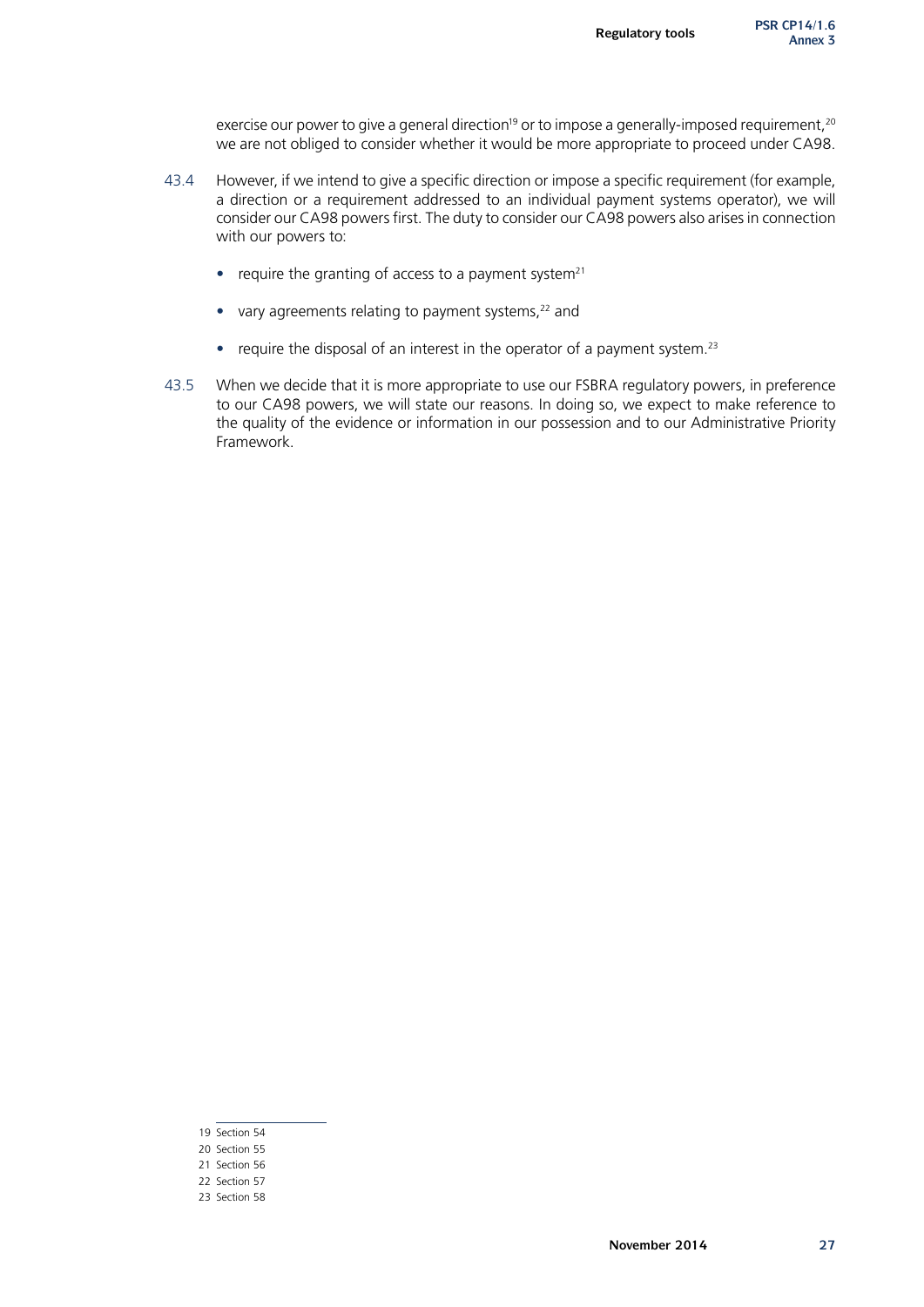exercise our power to give a general direction[19] or to impose a generally-imposed requirement,[20] we are not obliged to consider whether it would be more appropriate to proceed under CA98.

43.4 However, if we intend to give a specific direction or impose a specific requirement (for example, a direction or a requirement addressed to an individual payment systems operator), we will consider our CA98 powers first. The duty to consider our CA98 powers also arises in connection with our powers to:

- require the granting of access to a payment system[21]
- vary agreements relating to payment systems,[22] and
- require the disposal of an interest in the operator of a payment system.[23]

43.5 When we decide that it is more appropriate to use our FSBRA regulatory powers, in preference to our CA98 powers, we will state our reasons. In doing so, we expect to make reference to the quality of the evidence or information in our possession and to our Administrative Priority Framework.

---

19 Section 54

20 Section 55

21 Section 56

22 Section 57

23 Section 58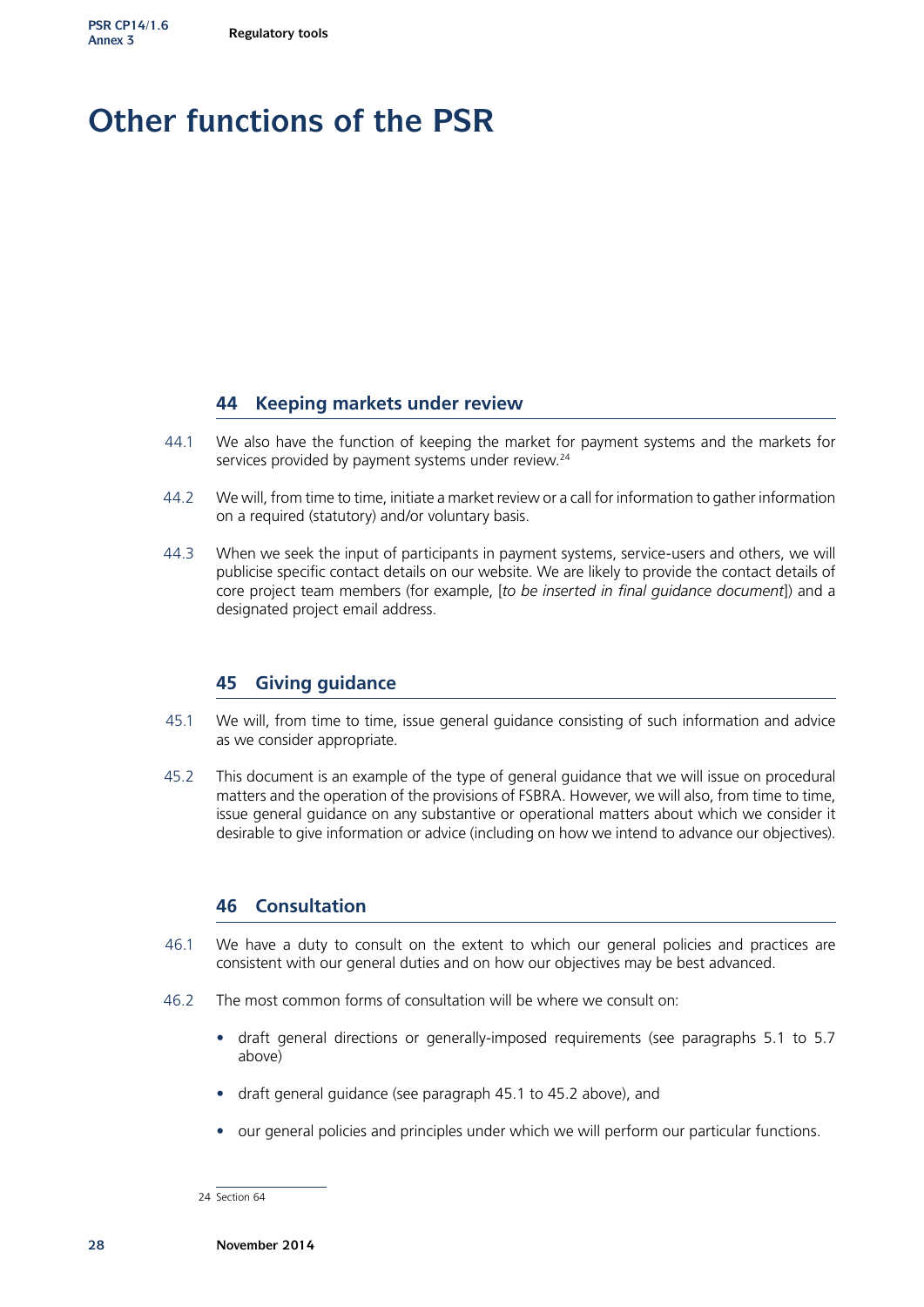# Other functions of the PSR

## 44 Keeping markets under review

44.1 We also have the function of keeping the market for payment systems and the markets for services provided by payment systems under review.[24]

44.2 We will, from time to time, initiate a market review or a call for information to gather information on a required (statutory) and/or voluntary basis.

44.3 When we seek the input of participants in payment systems, service-users and others, we will publicise specific contact details on our website. We are likely to provide the contact details of core project team members (for example, [*to be inserted in final guidance document*]) and a designated project email address.

## 45 Giving guidance

45.1 We will, from time to time, issue general guidance consisting of such information and advice as we consider appropriate.

45.2 This document is an example of the type of general guidance that we will issue on procedural matters and the operation of the provisions of FSBRA. However, we will also, from time to time, issue general guidance on any substantive or operational matters about which we consider it desirable to give information or advice (including on how we intend to advance our objectives).

## 46 Consultation

46.1 We have a duty to consult on the extent to which our general policies and practices are consistent with our general duties and on how our objectives may be best advanced.

46.2 The most common forms of consultation will be where we consult on:

- draft general directions or generally-imposed requirements (see paragraphs 5.1 to 5.7 above)
- draft general guidance (see paragraph 45.1 to 45.2 above), and
- our general policies and principles under which we will perform our particular functions.

24 Section 64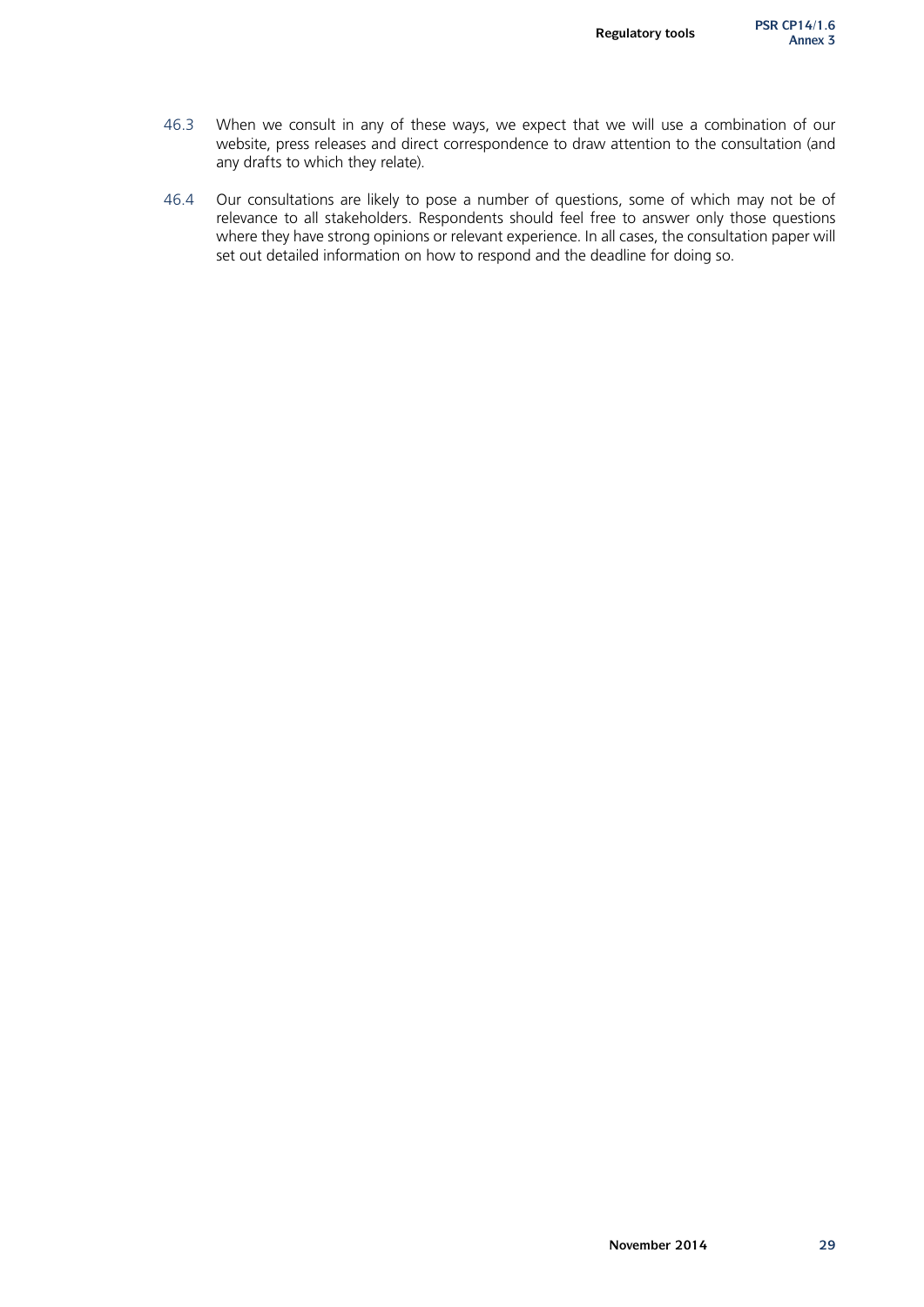46.3 When we consult in any of these ways, we expect that we will use a combination of our website, press releases and direct correspondence to draw attention to the consultation (and any drafts to which they relate).

46.4 Our consultations are likely to pose a number of questions, some of which may not be of relevance to all stakeholders. Respondents should feel free to answer only those questions where they have strong opinions or relevant experience. In all cases, the consultation paper will set out detailed information on how to respond and the deadline for doing so.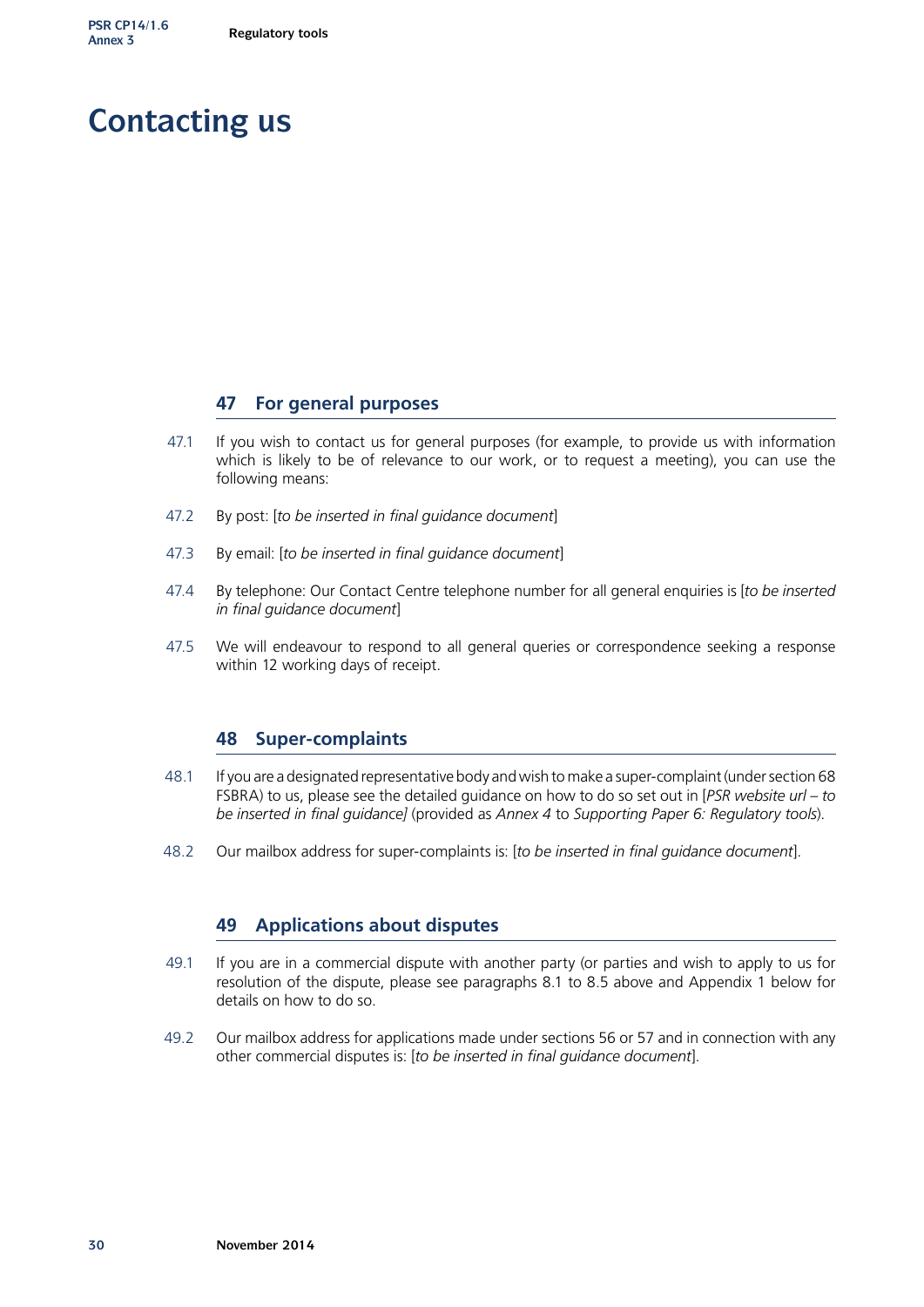# Contacting us

## 47 For general purposes

47.1 If you wish to contact us for general purposes (for example, to provide us with information which is likely to be of relevance to our work, or to request a meeting), you can use the following means:

47.2 By post: [*to be inserted in final guidance document*]

47.3 By email: [*to be inserted in final guidance document*]

47.4 By telephone: Our Contact Centre telephone number for all general enquiries is [*to be inserted in final guidance document*]

47.5 We will endeavour to respond to all general queries or correspondence seeking a response within 12 working days of receipt.

## 48 Super-complaints

48.1 If you are a designated representative body and wish to make a super-complaint (under section 68 FSBRA) to us, please see the detailed guidance on how to do so set out in [*PSR website url – to be inserted in final guidance]* (provided as *Annex 4* to *Supporting Paper 6: Regulatory tools*).

48.2 Our mailbox address for super-complaints is: [*to be inserted in final guidance document*].

## 49 Applications about disputes

49.1 If you are in a commercial dispute with another party (or parties and wish to apply to us for resolution of the dispute, please see paragraphs 8.1 to 8.5 above and Appendix 1 below for details on how to do so.

49.2 Our mailbox address for applications made under sections 56 or 57 and in connection with any other commercial disputes is: [*to be inserted in final guidance document*].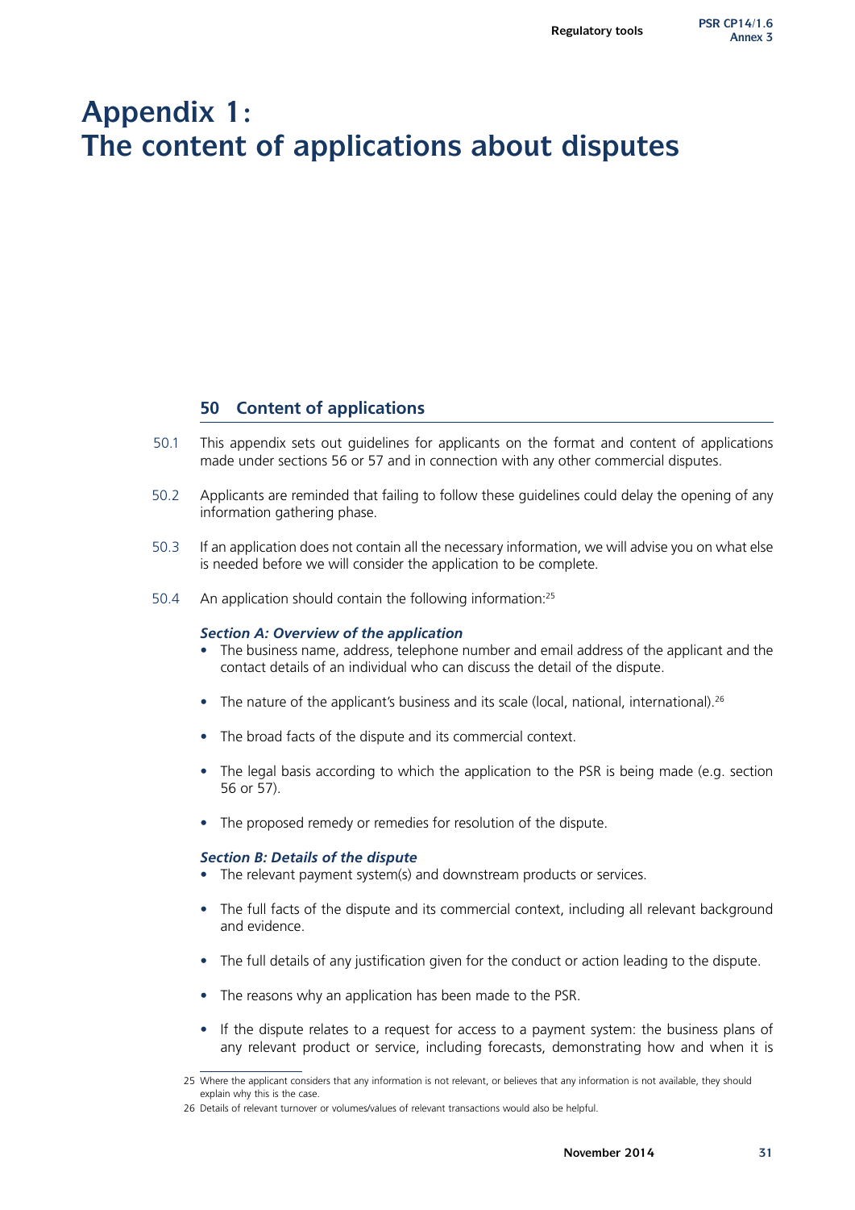# Appendix 1: The content of applications about disputes

## 50 Content of applications

50.1 This appendix sets out guidelines for applicants on the format and content of applications made under sections 56 or 57 and in connection with any other commercial disputes.

50.2 Applicants are reminded that failing to follow these guidelines could delay the opening of any information gathering phase.

50.3 If an application does not contain all the necessary information, we will advise you on what else is needed before we will consider the application to be complete.

50.4 An application should contain the following information:[25]

***Section A: Overview of the application***

- The business name, address, telephone number and email address of the applicant and the contact details of an individual who can discuss the detail of the dispute.
- The nature of the applicant's business and its scale (local, national, international).[26]
- The broad facts of the dispute and its commercial context.
- The legal basis according to which the application to the PSR is being made (e.g. section 56 or 57).
- The proposed remedy or remedies for resolution of the dispute.

***Section B: Details of the dispute***

- The relevant payment system(s) and downstream products or services.
- The full facts of the dispute and its commercial context, including all relevant background and evidence.
- The full details of any justification given for the conduct or action leading to the dispute.
- The reasons why an application has been made to the PSR.
- If the dispute relates to a request for access to a payment system: the business plans of any relevant product or service, including forecasts, demonstrating how and when it is

25 Where the applicant considers that any information is not relevant, or believes that any information is not available, they should explain why this is the case.

26 Details of relevant turnover or volumes/values of relevant transactions would also be helpful.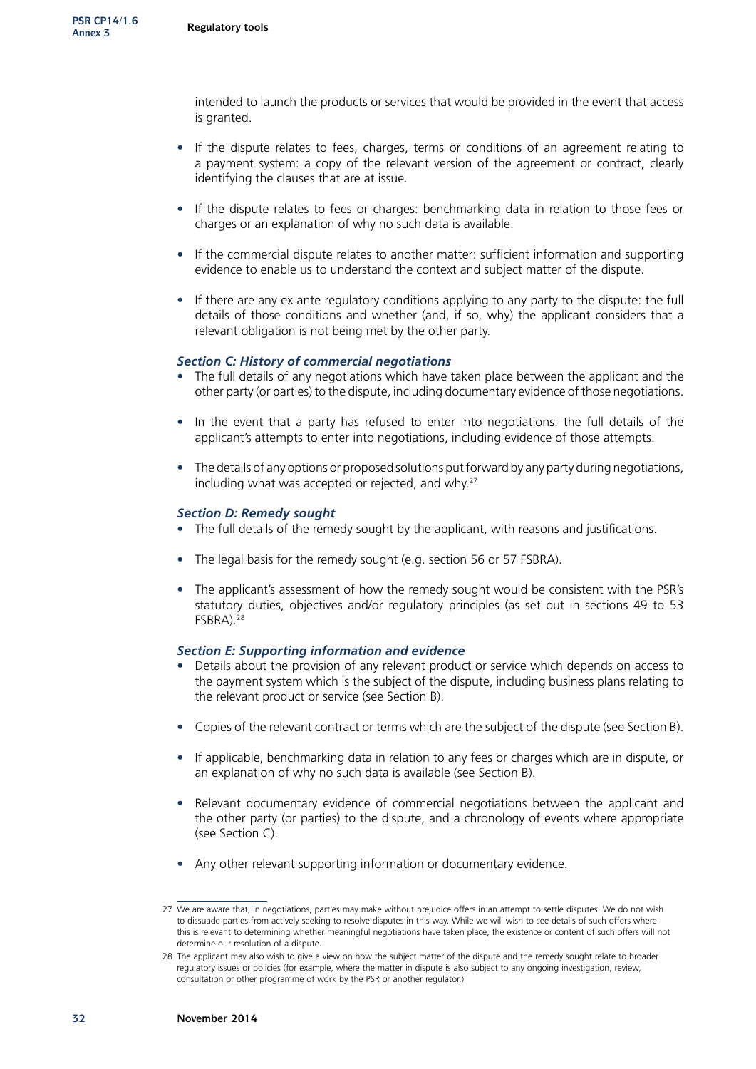intended to launch the products or services that would be provided in the event that access is granted.

- If the dispute relates to fees, charges, terms or conditions of an agreement relating to a payment system: a copy of the relevant version of the agreement or contract, clearly identifying the clauses that are at issue.
- If the dispute relates to fees or charges: benchmarking data in relation to those fees or charges or an explanation of why no such data is available.
- If the commercial dispute relates to another matter: sufficient information and supporting evidence to enable us to understand the context and subject matter of the dispute.
- If there are any ex ante regulatory conditions applying to any party to the dispute: the full details of those conditions and whether (and, if so, why) the applicant considers that a relevant obligation is not being met by the other party.

#### *Section C: History of commercial negotiations*

- The full details of any negotiations which have taken place between the applicant and the other party (or parties) to the dispute, including documentary evidence of those negotiations.
- In the event that a party has refused to enter into negotiations: the full details of the applicant's attempts to enter into negotiations, including evidence of those attempts.
- The details of any options or proposed solutions put forward by any party during negotiations, including what was accepted or rejected, and why.[27]

#### *Section D: Remedy sought*

- The full details of the remedy sought by the applicant, with reasons and justifications.
- The legal basis for the remedy sought (e.g. section 56 or 57 FSBRA).
- The applicant's assessment of how the remedy sought would be consistent with the PSR's statutory duties, objectives and/or regulatory principles (as set out in sections 49 to 53 FSBRA).[28]

#### *Section E: Supporting information and evidence*

- Details about the provision of any relevant product or service which depends on access to the payment system which is the subject of the dispute, including business plans relating to the relevant product or service (see Section B).
- Copies of the relevant contract or terms which are the subject of the dispute (see Section B).
- If applicable, benchmarking data in relation to any fees or charges which are in dispute, or an explanation of why no such data is available (see Section B).
- Relevant documentary evidence of commercial negotiations between the applicant and the other party (or parties) to the dispute, and a chronology of events where appropriate (see Section C).
- Any other relevant supporting information or documentary evidence.

---

27 We are aware that, in negotiations, parties may make without prejudice offers in an attempt to settle disputes. We do not wish to dissuade parties from actively seeking to resolve disputes in this way. While we will wish to see details of such offers where this is relevant to determining whether meaningful negotiations have taken place, the existence or content of such offers will not determine our resolution of a dispute.

28 The applicant may also wish to give a view on how the subject matter of the dispute and the remedy sought relate to broader regulatory issues or policies (for example, where the matter in dispute is also subject to any ongoing investigation, review, consultation or other programme of work by the PSR or another regulator.)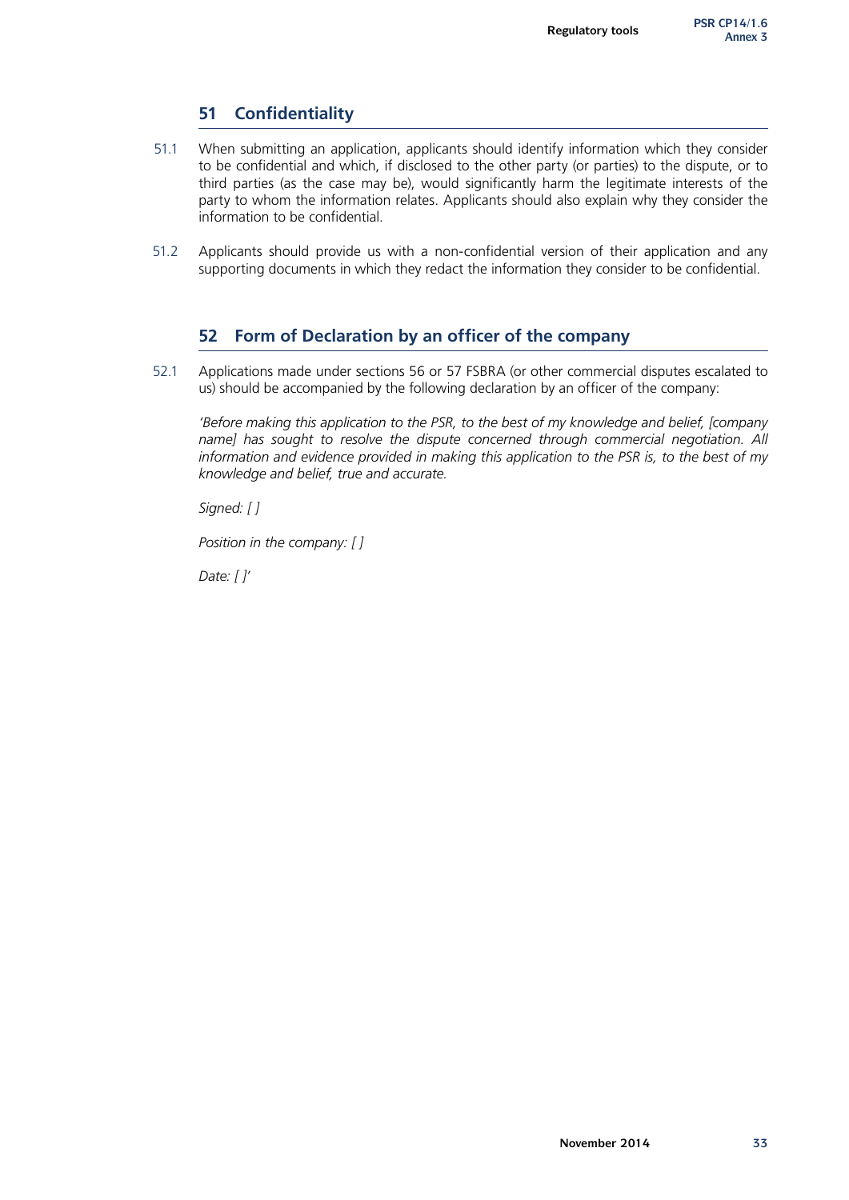## 51 Confidentiality

51.1 When submitting an application, applicants should identify information which they consider to be confidential and which, if disclosed to the other party (or parties) to the dispute, or to third parties (as the case may be), would significantly harm the legitimate interests of the party to whom the information relates. Applicants should also explain why they consider the information to be confidential.

51.2 Applicants should provide us with a non-confidential version of their application and any supporting documents in which they redact the information they consider to be confidential.

## 52 Form of Declaration by an officer of the company

52.1 Applications made under sections 56 or 57 FSBRA (or other commercial disputes escalated to us) should be accompanied by the following declaration by an officer of the company:

*'Before making this application to the PSR, to the best of my knowledge and belief, [company name] has sought to resolve the dispute concerned through commercial negotiation. All information and evidence provided in making this application to the PSR is, to the best of my knowledge and belief, true and accurate.*

*Signed: [ ]*

*Position in the company: [ ]*

*Date: [ ]'*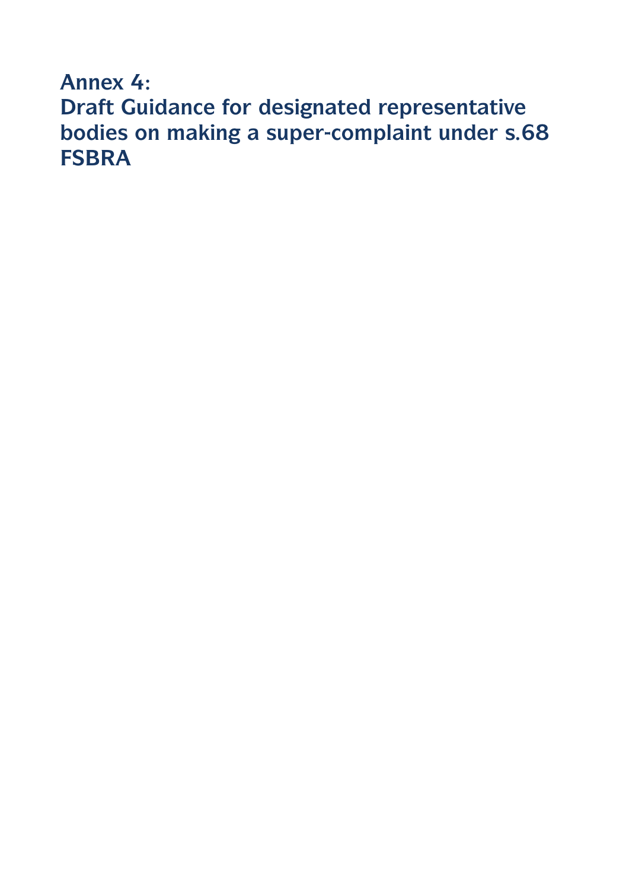# Annex 4: Draft Guidance for designated representative bodies on making a super-complaint under s.68 FSBRA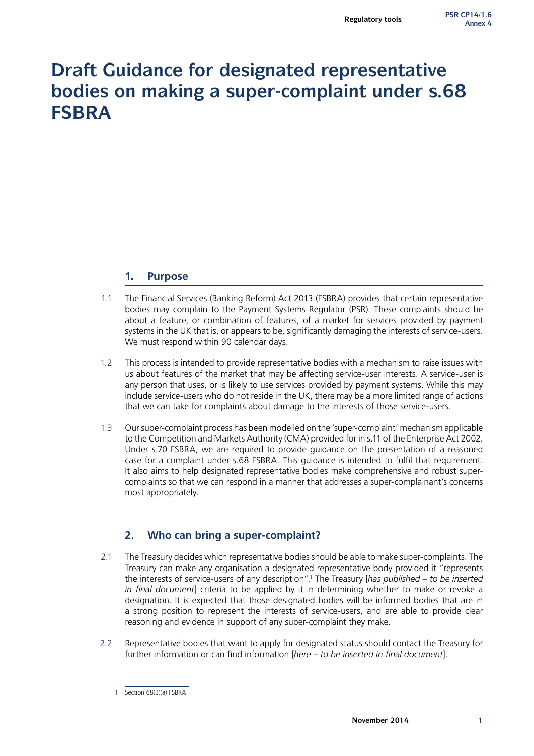# Draft Guidance for designated representative bodies on making a super-complaint under s.68 FSBRA

## 1. Purpose

1.1 The Financial Services (Banking Reform) Act 2013 (FSBRA) provides that certain representative bodies may complain to the Payment Systems Regulator (PSR). These complaints should be about a feature, or combination of features, of a market for services provided by payment systems in the UK that is, or appears to be, significantly damaging the interests of service-users. We must respond within 90 calendar days.

1.2 This process is intended to provide representative bodies with a mechanism to raise issues with us about features of the market that may be affecting service-user interests. A service-user is any person that uses, or is likely to use services provided by payment systems. While this may include service-users who do not reside in the UK, there may be a more limited range of actions that we can take for complaints about damage to the interests of those service-users.

1.3 Our super-complaint process has been modelled on the 'super-complaint' mechanism applicable to the Competition and Markets Authority (CMA) provided for in s.11 of the Enterprise Act 2002. Under s.70 FSBRA, we are required to provide guidance on the presentation of a reasoned case for a complaint under s.68 FSBRA. This guidance is intended to fulfil that requirement. It also aims to help designated representative bodies make comprehensive and robust super-complaints so that we can respond in a manner that addresses a super-complainant's concerns most appropriately.

## 2. Who can bring a super-complaint?

2.1 The Treasury decides which representative bodies should be able to make super-complaints. The Treasury can make any organisation a designated representative body provided it "represents the interests of service-users of any description".[1] The Treasury [*has published – to be inserted in final document*] criteria to be applied by it in determining whether to make or revoke a designation. It is expected that those designated bodies will be informed bodies that are in a strong position to represent the interests of service-users, and are able to provide clear reasoning and evidence in support of any super-complaint they make.

2.2 Representative bodies that want to apply for designated status should contact the Treasury for further information or can find information [*here – to be inserted in final document*].

1 Section 68(3)(a) FSBRA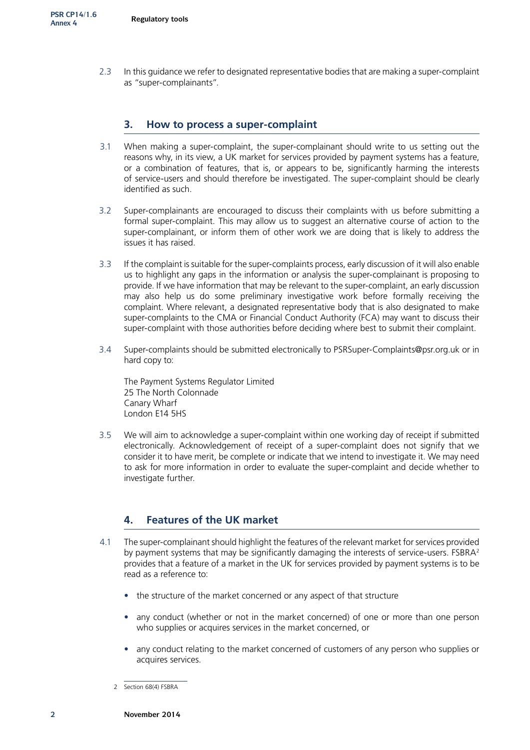2.3 In this guidance we refer to designated representative bodies that are making a super-complaint as "super-complainants".

## 3. How to process a super-complaint

3.1 When making a super-complaint, the super-complainant should write to us setting out the reasons why, in its view, a UK market for services provided by payment systems has a feature, or a combination of features, that is, or appears to be, significantly harming the interests of service-users and should therefore be investigated. The super-complaint should be clearly identified as such.

3.2 Super-complainants are encouraged to discuss their complaints with us before submitting a formal super-complaint. This may allow us to suggest an alternative course of action to the super-complainant, or inform them of other work we are doing that is likely to address the issues it has raised.

3.3 If the complaint is suitable for the super-complaints process, early discussion of it will also enable us to highlight any gaps in the information or analysis the super-complainant is proposing to provide. If we have information that may be relevant to the super-complaint, an early discussion may also help us do some preliminary investigative work before formally receiving the complaint. Where relevant, a designated representative body that is also designated to make super-complaints to the CMA or Financial Conduct Authority (FCA) may want to discuss their super-complaint with those authorities before deciding where best to submit their complaint.

3.4 Super-complaints should be submitted electronically to PSRSuper-Complaints@psr.org.uk or in hard copy to:

The Payment Systems Regulator Limited
25 The North Colonnade
Canary Wharf
London E14 5HS

3.5 We will aim to acknowledge a super-complaint within one working day of receipt if submitted electronically. Acknowledgement of receipt of a super-complaint does not signify that we consider it to have merit, be complete or indicate that we intend to investigate it. We may need to ask for more information in order to evaluate the super-complaint and decide whether to investigate further.

## 4. Features of the UK market

4.1 The super-complainant should highlight the features of the relevant market for services provided by payment systems that may be significantly damaging the interests of service-users. FSBRA[2] provides that a feature of a market in the UK for services provided by payment systems is to be read as a reference to:

- the structure of the market concerned or any aspect of that structure
- any conduct (whether or not in the market concerned) of one or more than one person who supplies or acquires services in the market concerned, or
- any conduct relating to the market concerned of customers of any person who supplies or acquires services.

2 Section 68(4) FSBRA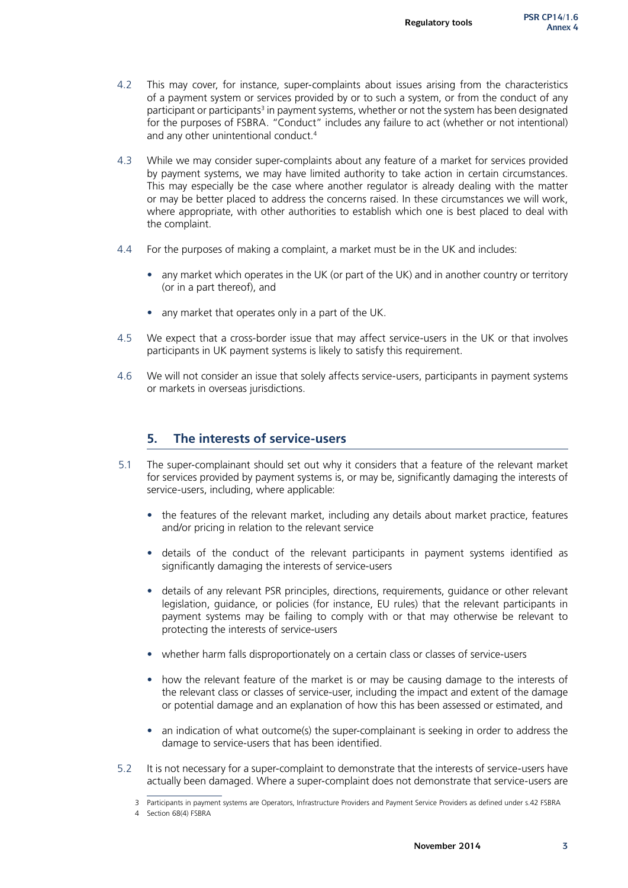4.2 This may cover, for instance, super-complaints about issues arising from the characteristics of a payment system or services provided by or to such a system, or from the conduct of any participant or participants[3] in payment systems, whether or not the system has been designated for the purposes of FSBRA. "Conduct" includes any failure to act (whether or not intentional) and any other unintentional conduct.[4]

4.3 While we may consider super-complaints about any feature of a market for services provided by payment systems, we may have limited authority to take action in certain circumstances. This may especially be the case where another regulator is already dealing with the matter or may be better placed to address the concerns raised. In these circumstances we will work, where appropriate, with other authorities to establish which one is best placed to deal with the complaint.

4.4 For the purposes of making a complaint, a market must be in the UK and includes:

- any market which operates in the UK (or part of the UK) and in another country or territory (or in a part thereof), and
- any market that operates only in a part of the UK.

4.5 We expect that a cross-border issue that may affect service-users in the UK or that involves participants in UK payment systems is likely to satisfy this requirement.

4.6 We will not consider an issue that solely affects service-users, participants in payment systems or markets in overseas jurisdictions.

## 5. The interests of service-users

5.1 The super-complainant should set out why it considers that a feature of the relevant market for services provided by payment systems is, or may be, significantly damaging the interests of service-users, including, where applicable:

- the features of the relevant market, including any details about market practice, features and/or pricing in relation to the relevant service
- details of the conduct of the relevant participants in payment systems identified as significantly damaging the interests of service-users
- details of any relevant PSR principles, directions, requirements, guidance or other relevant legislation, guidance, or policies (for instance, EU rules) that the relevant participants in payment systems may be failing to comply with or that may otherwise be relevant to protecting the interests of service-users
- whether harm falls disproportionately on a certain class or classes of service-users
- how the relevant feature of the market is or may be causing damage to the interests of the relevant class or classes of service-user, including the impact and extent of the damage or potential damage and an explanation of how this has been assessed or estimated, and
- an indication of what outcome(s) the super-complainant is seeking in order to address the damage to service-users that has been identified.

5.2 It is not necessary for a super-complaint to demonstrate that the interests of service-users have actually been damaged. Where a super-complaint does not demonstrate that service-users are

---

3 Participants in payment systems are Operators, Infrastructure Providers and Payment Service Providers as defined under s.42 FSBRA

4 Section 68(4) FSBRA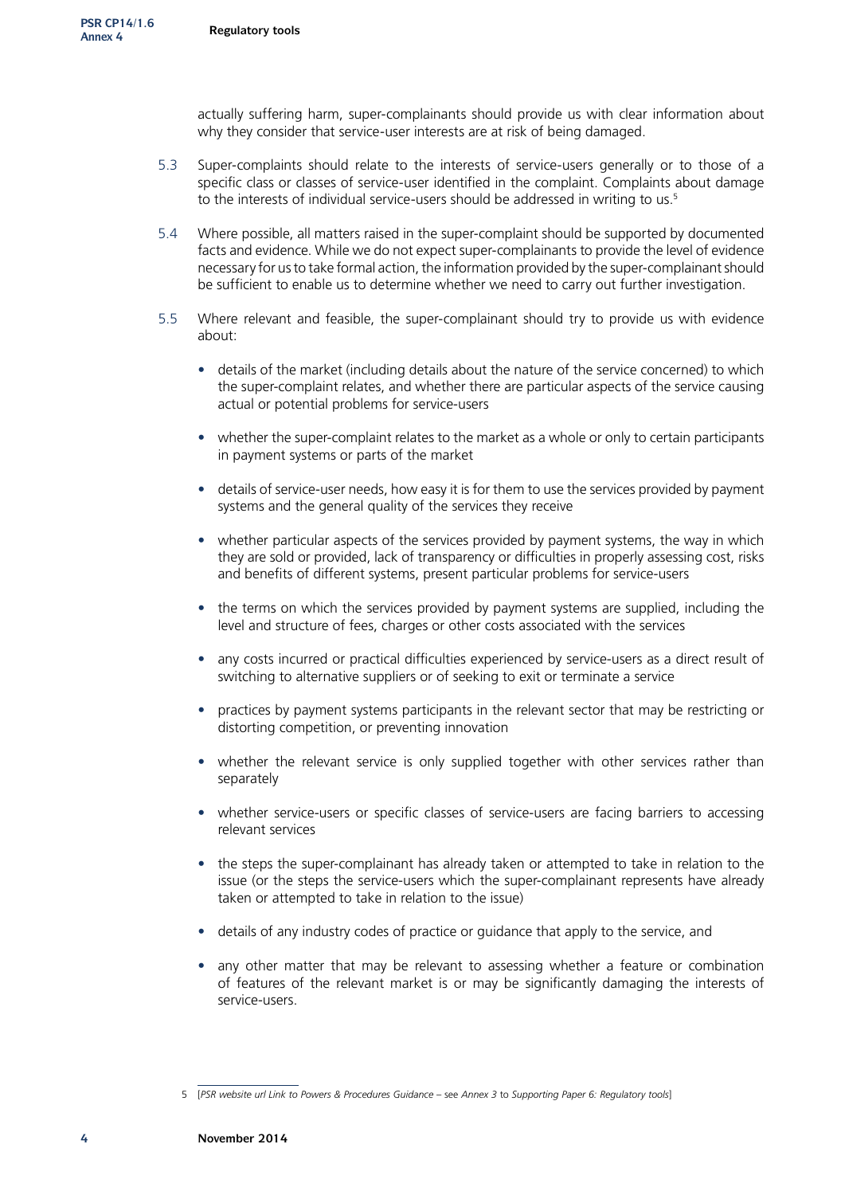actually suffering harm, super-complainants should provide us with clear information about why they consider that service-user interests are at risk of being damaged.

5.3 Super-complaints should relate to the interests of service-users generally or to those of a specific class or classes of service-user identified in the complaint. Complaints about damage to the interests of individual service-users should be addressed in writing to us.[5]

5.4 Where possible, all matters raised in the super-complaint should be supported by documented facts and evidence. While we do not expect super-complainants to provide the level of evidence necessary for us to take formal action, the information provided by the super-complainant should be sufficient to enable us to determine whether we need to carry out further investigation.

5.5 Where relevant and feasible, the super-complainant should try to provide us with evidence about:

- details of the market (including details about the nature of the service concerned) to which the super-complaint relates, and whether there are particular aspects of the service causing actual or potential problems for service-users
- whether the super-complaint relates to the market as a whole or only to certain participants in payment systems or parts of the market
- details of service-user needs, how easy it is for them to use the services provided by payment systems and the general quality of the services they receive
- whether particular aspects of the services provided by payment systems, the way in which they are sold or provided, lack of transparency or difficulties in properly assessing cost, risks and benefits of different systems, present particular problems for service-users
- the terms on which the services provided by payment systems are supplied, including the level and structure of fees, charges or other costs associated with the services
- any costs incurred or practical difficulties experienced by service-users as a direct result of switching to alternative suppliers or of seeking to exit or terminate a service
- practices by payment systems participants in the relevant sector that may be restricting or distorting competition, or preventing innovation
- whether the relevant service is only supplied together with other services rather than separately
- whether service-users or specific classes of service-users are facing barriers to accessing relevant services
- the steps the super-complainant has already taken or attempted to take in relation to the issue (or the steps the service-users which the super-complainant represents have already taken or attempted to take in relation to the issue)
- details of any industry codes of practice or guidance that apply to the service, and
- any other matter that may be relevant to assessing whether a feature or combination of features of the relevant market is or may be significantly damaging the interests of service-users.

---

5 [*PSR website url Link to Powers & Procedures Guidance* – see *Annex 3* to *Supporting Paper 6: Regulatory tools*]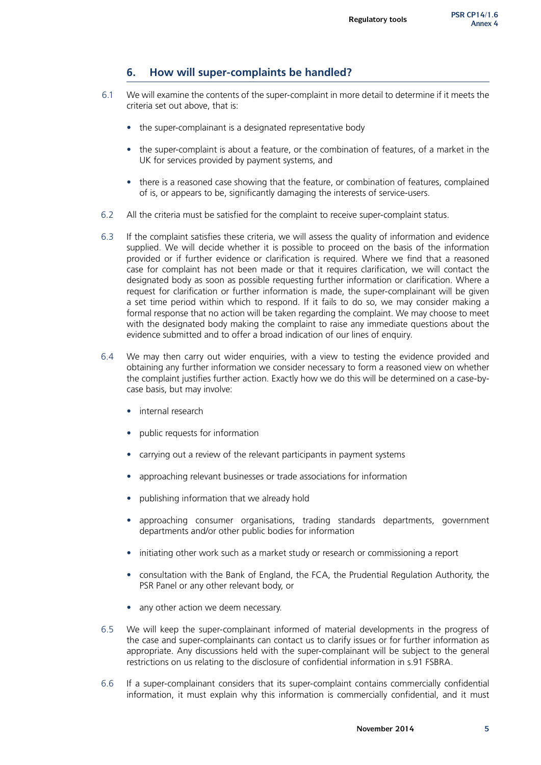## 6. How will super-complaints be handled?

6.1 We will examine the contents of the super-complaint in more detail to determine if it meets the criteria set out above, that is:

- the super-complainant is a designated representative body
- the super-complaint is about a feature, or the combination of features, of a market in the UK for services provided by payment systems, and
- there is a reasoned case showing that the feature, or combination of features, complained of is, or appears to be, significantly damaging the interests of service-users.

6.2 All the criteria must be satisfied for the complaint to receive super-complaint status.

6.3 If the complaint satisfies these criteria, we will assess the quality of information and evidence supplied. We will decide whether it is possible to proceed on the basis of the information provided or if further evidence or clarification is required. Where we find that a reasoned case for complaint has not been made or that it requires clarification, we will contact the designated body as soon as possible requesting further information or clarification. Where a request for clarification or further information is made, the super-complainant will be given a set time period within which to respond. If it fails to do so, we may consider making a formal response that no action will be taken regarding the complaint. We may choose to meet with the designated body making the complaint to raise any immediate questions about the evidence submitted and to offer a broad indication of our lines of enquiry.

6.4 We may then carry out wider enquiries, with a view to testing the evidence provided and obtaining any further information we consider necessary to form a reasoned view on whether the complaint justifies further action. Exactly how we do this will be determined on a case-by-case basis, but may involve:

- internal research
- public requests for information
- carrying out a review of the relevant participants in payment systems
- approaching relevant businesses or trade associations for information
- publishing information that we already hold
- approaching consumer organisations, trading standards departments, government departments and/or other public bodies for information
- initiating other work such as a market study or research or commissioning a report
- consultation with the Bank of England, the FCA, the Prudential Regulation Authority, the PSR Panel or any other relevant body, or
- any other action we deem necessary.

6.5 We will keep the super-complainant informed of material developments in the progress of the case and super-complainants can contact us to clarify issues or for further information as appropriate. Any discussions held with the super-complainant will be subject to the general restrictions on us relating to the disclosure of confidential information in s.91 FSBRA.

6.6 If a super-complainant considers that its super-complaint contains commercially confidential information, it must explain why this information is commercially confidential, and it must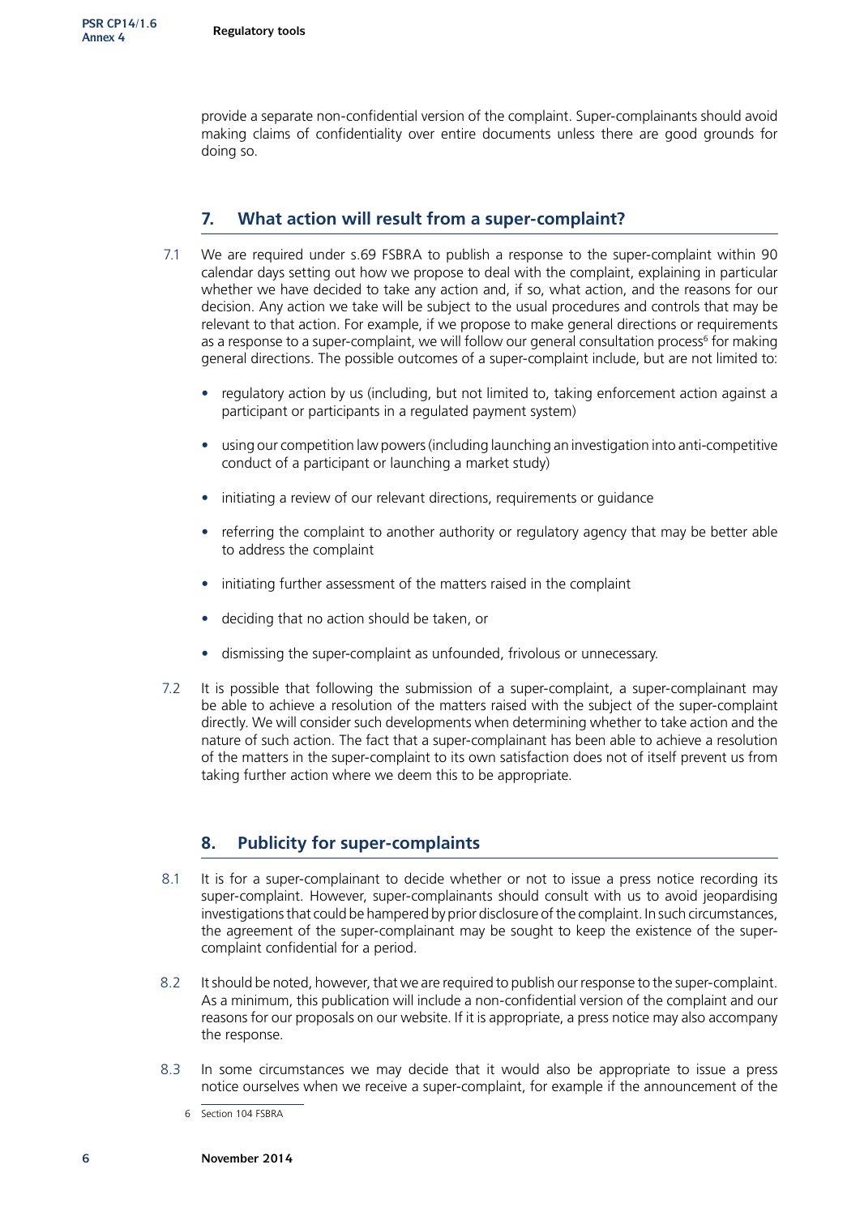provide a separate non-confidential version of the complaint. Super-complainants should avoid making claims of confidentiality over entire documents unless there are good grounds for doing so.

## 7. What action will result from a super-complaint?

7.1 We are required under s.69 FSBRA to publish a response to the super-complaint within 90 calendar days setting out how we propose to deal with the complaint, explaining in particular whether we have decided to take any action and, if so, what action, and the reasons for our decision. Any action we take will be subject to the usual procedures and controls that may be relevant to that action. For example, if we propose to make general directions or requirements as a response to a super-complaint, we will follow our general consultation process[6] for making general directions. The possible outcomes of a super-complaint include, but are not limited to:

- regulatory action by us (including, but not limited to, taking enforcement action against a participant or participants in a regulated payment system)
- using our competition law powers (including launching an investigation into anti-competitive conduct of a participant or launching a market study)
- initiating a review of our relevant directions, requirements or guidance
- referring the complaint to another authority or regulatory agency that may be better able to address the complaint
- initiating further assessment of the matters raised in the complaint
- deciding that no action should be taken, or
- dismissing the super-complaint as unfounded, frivolous or unnecessary.

7.2 It is possible that following the submission of a super-complaint, a super-complainant may be able to achieve a resolution of the matters raised with the subject of the super-complaint directly. We will consider such developments when determining whether to take action and the nature of such action. The fact that a super-complainant has been able to achieve a resolution of the matters in the super-complaint to its own satisfaction does not of itself prevent us from taking further action where we deem this to be appropriate.

## 8. Publicity for super-complaints

8.1 It is for a super-complainant to decide whether or not to issue a press notice recording its super-complaint. However, super-complainants should consult with us to avoid jeopardising investigations that could be hampered by prior disclosure of the complaint. In such circumstances, the agreement of the super-complainant may be sought to keep the existence of the super-complaint confidential for a period.

8.2 It should be noted, however, that we are required to publish our response to the super-complaint. As a minimum, this publication will include a non-confidential version of the complaint and our reasons for our proposals on our website. If it is appropriate, a press notice may also accompany the response.

8.3 In some circumstances we may decide that it would also be appropriate to issue a press notice ourselves when we receive a super-complaint, for example if the announcement of the

6 Section 104 FSBRA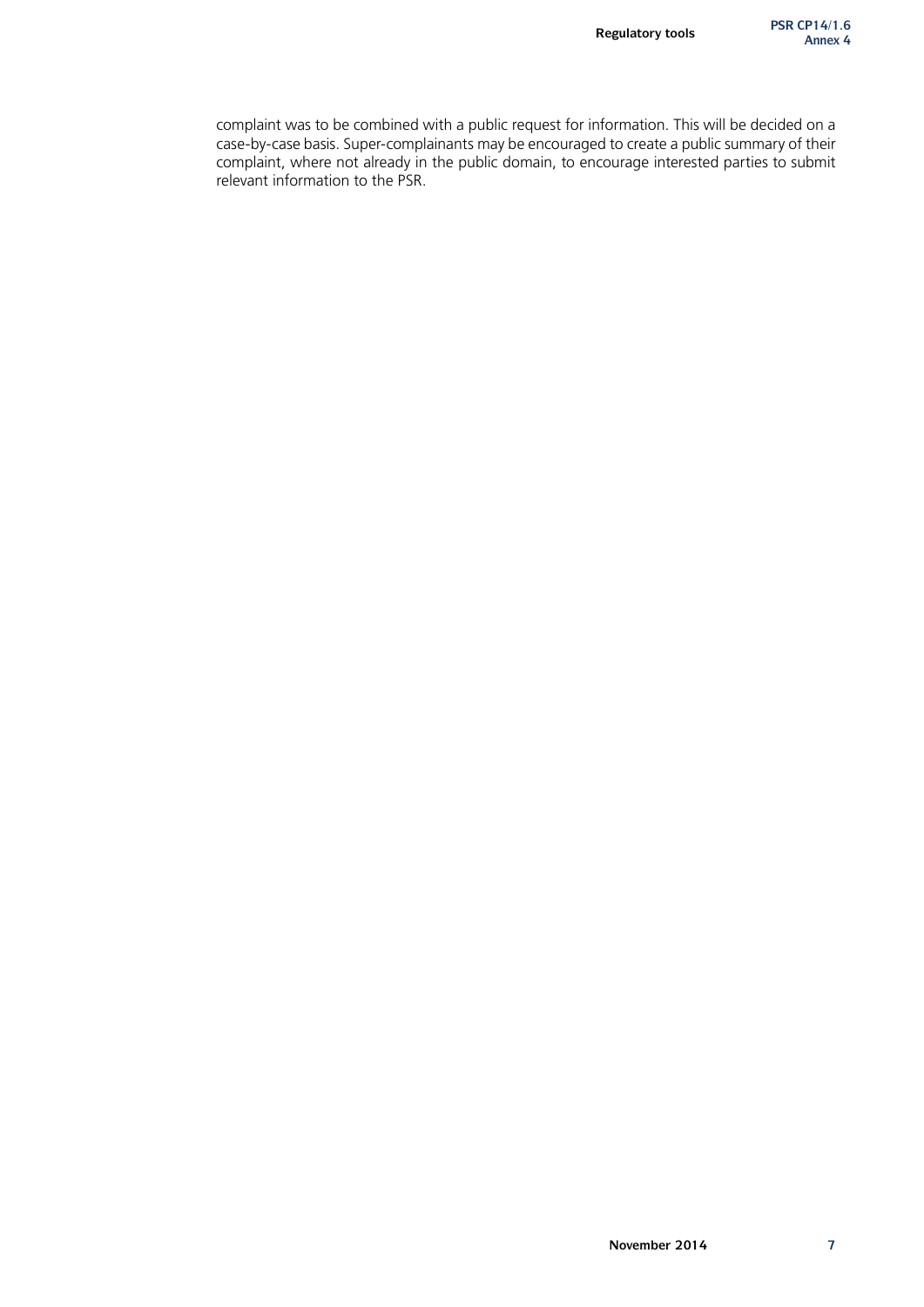complaint was to be combined with a public request for information. This will be decided on a case-by-case basis. Super-complainants may be encouraged to create a public summary of their complaint, where not already in the public domain, to encourage interested parties to submit relevant information to the PSR.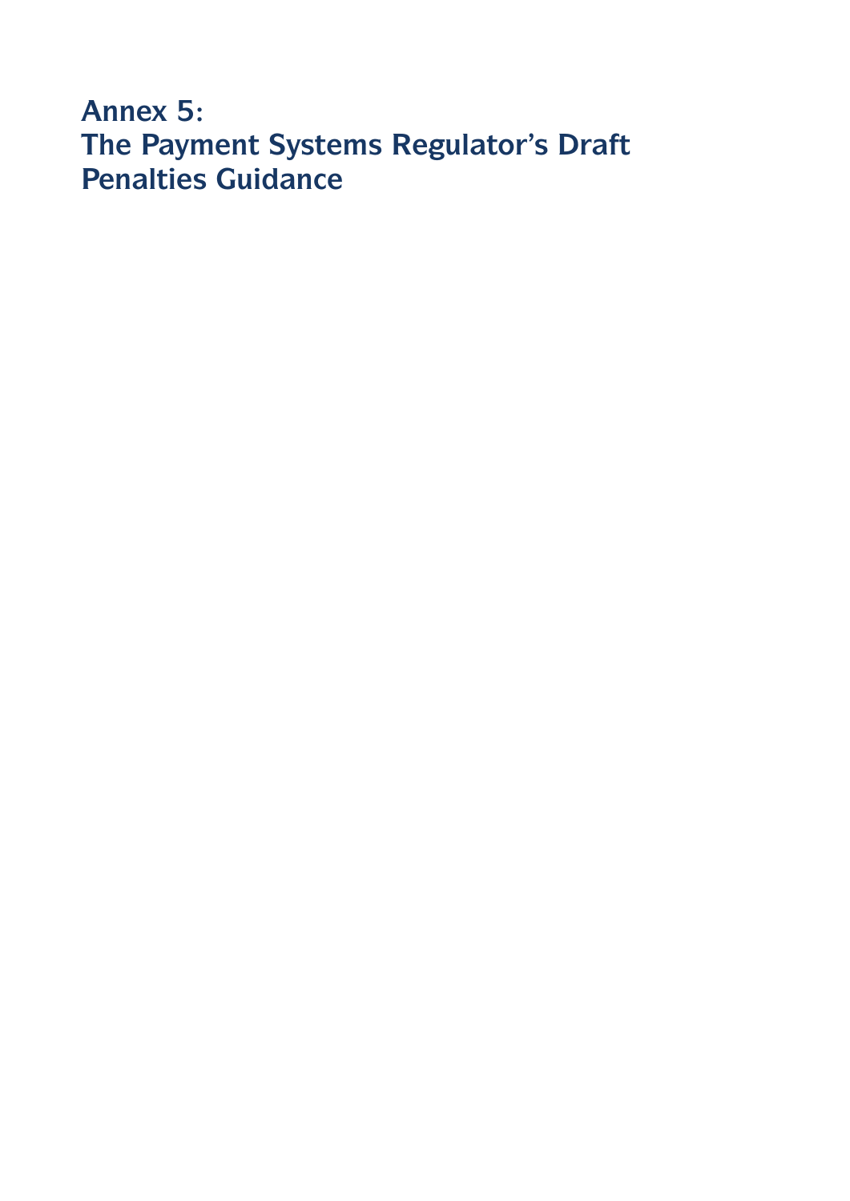# Annex 5:
# The Payment Systems Regulator's Draft Penalties Guidance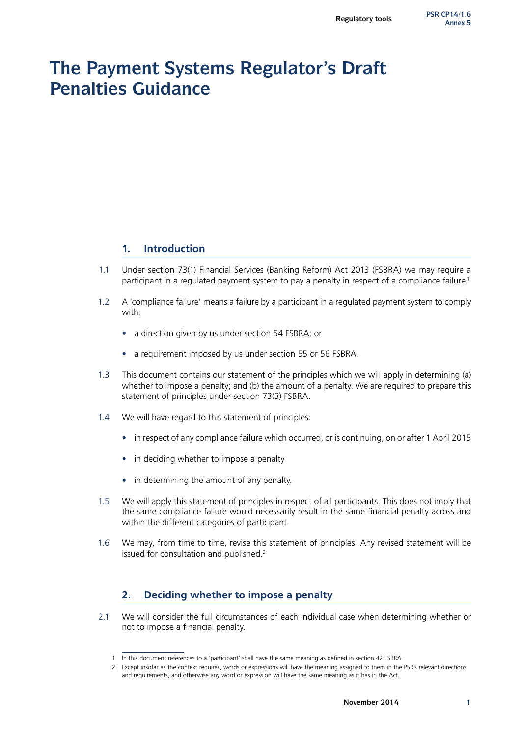# The Payment Systems Regulator's Draft Penalties Guidance

## 1. Introduction

1.1 Under section 73(1) Financial Services (Banking Reform) Act 2013 (FSBRA) we may require a participant in a regulated payment system to pay a penalty in respect of a compliance failure.[1]

1.2 A 'compliance failure' means a failure by a participant in a regulated payment system to comply with:

- a direction given by us under section 54 FSBRA; or
- a requirement imposed by us under section 55 or 56 FSBRA.

1.3 This document contains our statement of the principles which we will apply in determining (a) whether to impose a penalty; and (b) the amount of a penalty. We are required to prepare this statement of principles under section 73(3) FSBRA.

1.4 We will have regard to this statement of principles:

- in respect of any compliance failure which occurred, or is continuing, on or after 1 April 2015
- in deciding whether to impose a penalty
- in determining the amount of any penalty.

1.5 We will apply this statement of principles in respect of all participants. This does not imply that the same compliance failure would necessarily result in the same financial penalty across and within the different categories of participant.

1.6 We may, from time to time, revise this statement of principles. Any revised statement will be issued for consultation and published.[2]

## 2. Deciding whether to impose a penalty

2.1 We will consider the full circumstances of each individual case when determining whether or not to impose a financial penalty.

---

1 In this document references to a 'participant' shall have the same meaning as defined in section 42 FSBRA.

2 Except insofar as the context requires, words or expressions will have the meaning assigned to them in the PSR's relevant directions and requirements, and otherwise any word or expression will have the same meaning as it has in the Act.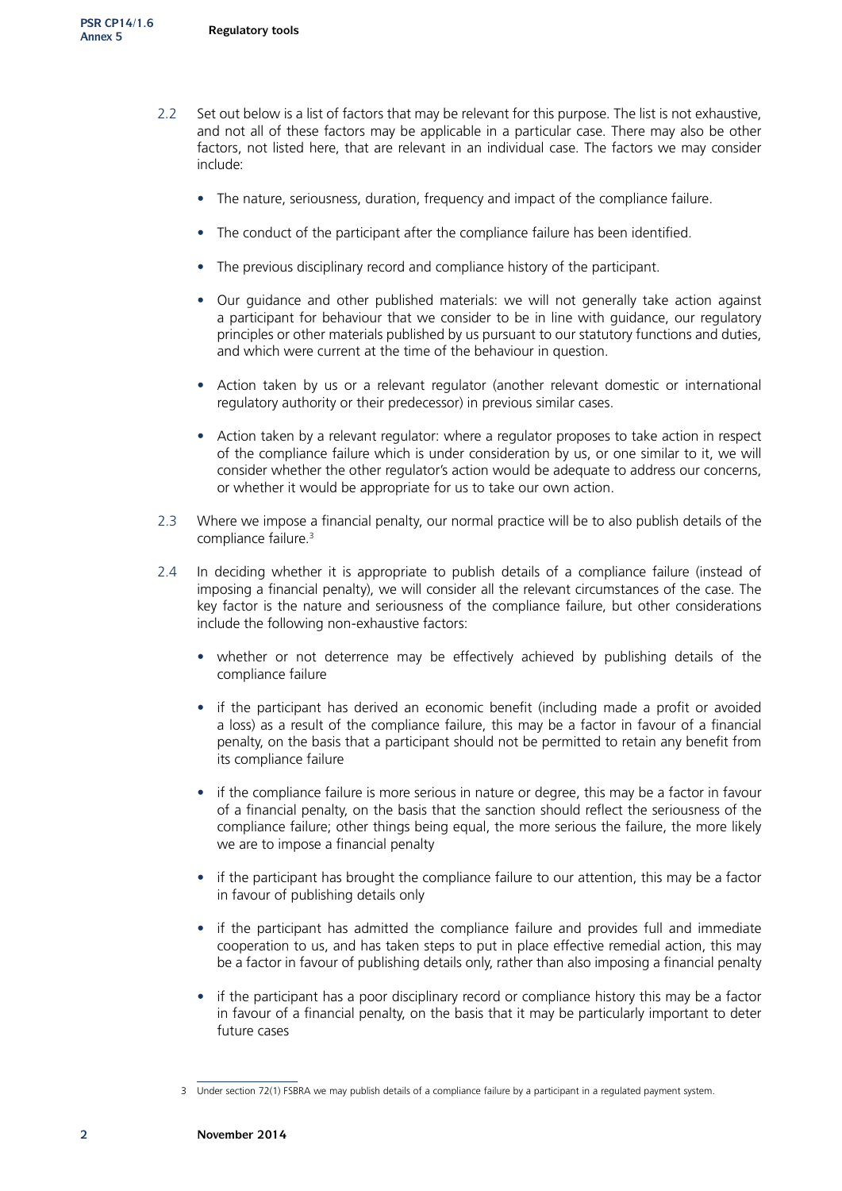2.2 Set out below is a list of factors that may be relevant for this purpose. The list is not exhaustive, and not all of these factors may be applicable in a particular case. There may also be other factors, not listed here, that are relevant in an individual case. The factors we may consider include:

- The nature, seriousness, duration, frequency and impact of the compliance failure.
- The conduct of the participant after the compliance failure has been identified.
- The previous disciplinary record and compliance history of the participant.
- Our guidance and other published materials: we will not generally take action against a participant for behaviour that we consider to be in line with guidance, our regulatory principles or other materials published by us pursuant to our statutory functions and duties, and which were current at the time of the behaviour in question.
- Action taken by us or a relevant regulator (another relevant domestic or international regulatory authority or their predecessor) in previous similar cases.
- Action taken by a relevant regulator: where a regulator proposes to take action in respect of the compliance failure which is under consideration by us, or one similar to it, we will consider whether the other regulator's action would be adequate to address our concerns, or whether it would be appropriate for us to take our own action.

2.3 Where we impose a financial penalty, our normal practice will be to also publish details of the compliance failure.[3]

2.4 In deciding whether it is appropriate to publish details of a compliance failure (instead of imposing a financial penalty), we will consider all the relevant circumstances of the case. The key factor is the nature and seriousness of the compliance failure, but other considerations include the following non-exhaustive factors:

- whether or not deterrence may be effectively achieved by publishing details of the compliance failure
- if the participant has derived an economic benefit (including made a profit or avoided a loss) as a result of the compliance failure, this may be a factor in favour of a financial penalty, on the basis that a participant should not be permitted to retain any benefit from its compliance failure
- if the compliance failure is more serious in nature or degree, this may be a factor in favour of a financial penalty, on the basis that the sanction should reflect the seriousness of the compliance failure; other things being equal, the more serious the failure, the more likely we are to impose a financial penalty
- if the participant has brought the compliance failure to our attention, this may be a factor in favour of publishing details only
- if the participant has admitted the compliance failure and provides full and immediate cooperation to us, and has taken steps to put in place effective remedial action, this may be a factor in favour of publishing details only, rather than also imposing a financial penalty
- if the participant has a poor disciplinary record or compliance history this may be a factor in favour of a financial penalty, on the basis that it may be particularly important to deter future cases

---

3 Under section 72(1) FSBRA we may publish details of a compliance failure by a participant in a regulated payment system.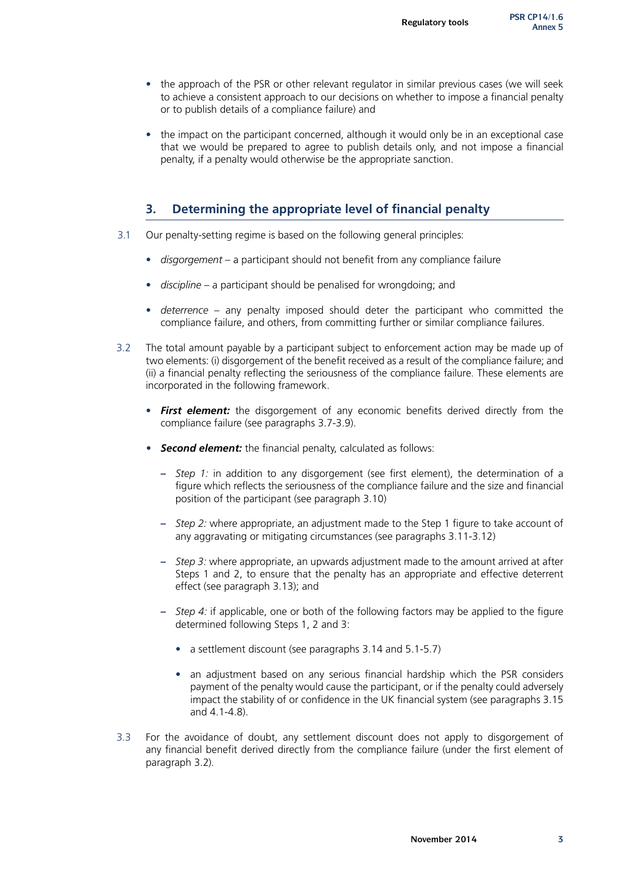- the approach of the PSR or other relevant regulator in similar previous cases (we will seek to achieve a consistent approach to our decisions on whether to impose a financial penalty or to publish details of a compliance failure) and
- the impact on the participant concerned, although it would only be in an exceptional case that we would be prepared to agree to publish details only, and not impose a financial penalty, if a penalty would otherwise be the appropriate sanction.

## 3. Determining the appropriate level of financial penalty

3.1 Our penalty-setting regime is based on the following general principles:

- *disgorgement* – a participant should not benefit from any compliance failure
- *discipline* – a participant should be penalised for wrongdoing; and
- *deterrence* – any penalty imposed should deter the participant who committed the compliance failure, and others, from committing further or similar compliance failures.

3.2 The total amount payable by a participant subject to enforcement action may be made up of two elements: (i) disgorgement of the benefit received as a result of the compliance failure; and (ii) a financial penalty reflecting the seriousness of the compliance failure. These elements are incorporated in the following framework.

- ***First element:*** the disgorgement of any economic benefits derived directly from the compliance failure (see paragraphs 3.7-3.9).
- ***Second element:*** the financial penalty, calculated as follows:
  - *Step 1:* in addition to any disgorgement (see first element), the determination of a figure which reflects the seriousness of the compliance failure and the size and financial position of the participant (see paragraph 3.10)
  - *Step 2:* where appropriate, an adjustment made to the Step 1 figure to take account of any aggravating or mitigating circumstances (see paragraphs 3.11-3.12)
  - *Step 3:* where appropriate, an upwards adjustment made to the amount arrived at after Steps 1 and 2, to ensure that the penalty has an appropriate and effective deterrent effect (see paragraph 3.13); and
  - *Step 4:* if applicable, one or both of the following factors may be applied to the figure determined following Steps 1, 2 and 3:
    - a settlement discount (see paragraphs 3.14 and 5.1-5.7)
    - an adjustment based on any serious financial hardship which the PSR considers payment of the penalty would cause the participant, or if the penalty could adversely impact the stability of or confidence in the UK financial system (see paragraphs 3.15 and 4.1-4.8).

3.3 For the avoidance of doubt, any settlement discount does not apply to disgorgement of any financial benefit derived directly from the compliance failure (under the first element of paragraph 3.2).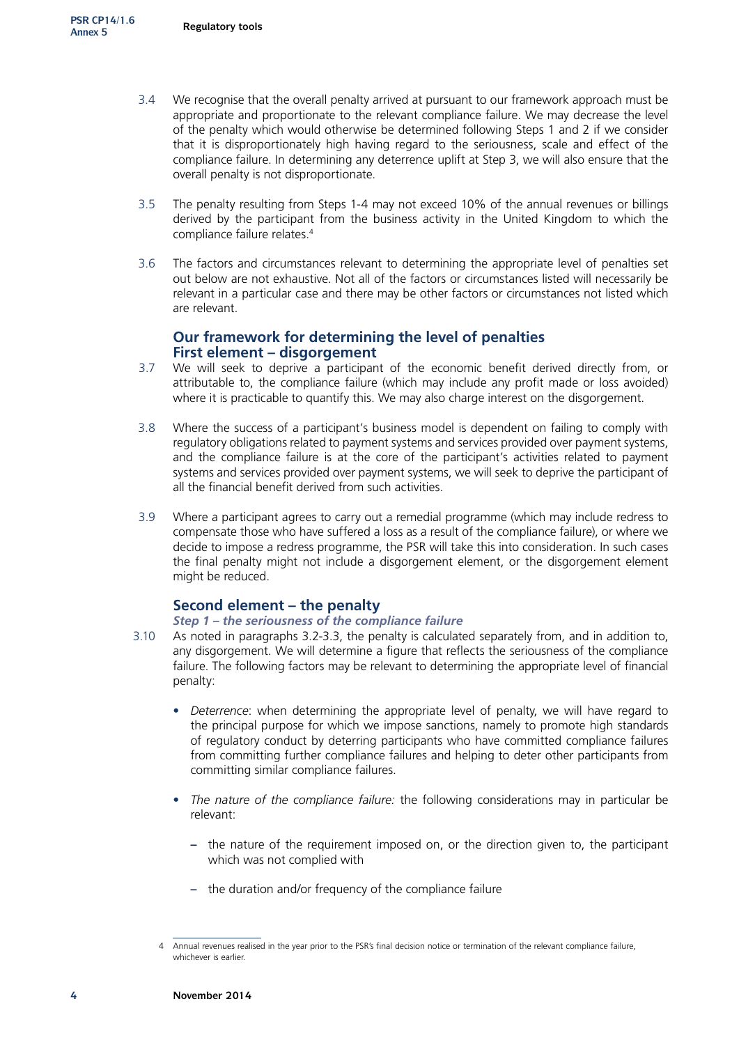3.4 We recognise that the overall penalty arrived at pursuant to our framework approach must be appropriate and proportionate to the relevant compliance failure. We may decrease the level of the penalty which would otherwise be determined following Steps 1 and 2 if we consider that it is disproportionately high having regard to the seriousness, scale and effect of the compliance failure. In determining any deterrence uplift at Step 3, we will also ensure that the overall penalty is not disproportionate.

3.5 The penalty resulting from Steps 1-4 may not exceed 10% of the annual revenues or billings derived by the participant from the business activity in the United Kingdom to which the compliance failure relates.[4]

3.6 The factors and circumstances relevant to determining the appropriate level of penalties set out below are not exhaustive. Not all of the factors or circumstances listed will necessarily be relevant in a particular case and there may be other factors or circumstances not listed which are relevant.

## Our framework for determining the level of penalties

### First element – disgorgement

3.7 We will seek to deprive a participant of the economic benefit derived directly from, or attributable to, the compliance failure (which may include any profit made or loss avoided) where it is practicable to quantify this. We may also charge interest on the disgorgement.

3.8 Where the success of a participant's business model is dependent on failing to comply with regulatory obligations related to payment systems and services provided over payment systems, and the compliance failure is at the core of the participant's activities related to payment systems and services provided over payment systems, we will seek to deprive the participant of all the financial benefit derived from such activities.

3.9 Where a participant agrees to carry out a remedial programme (which may include redress to compensate those who have suffered a loss as a result of the compliance failure), or where we decide to impose a redress programme, the PSR will take this into consideration. In such cases the final penalty might not include a disgorgement element, or the disgorgement element might be reduced.

### Second element – the penalty

#### *Step 1 – the seriousness of the compliance failure*

3.10 As noted in paragraphs 3.2-3.3, the penalty is calculated separately from, and in addition to, any disgorgement. We will determine a figure that reflects the seriousness of the compliance failure. The following factors may be relevant to determining the appropriate level of financial penalty:

- *Deterrence*: when determining the appropriate level of penalty, we will have regard to the principal purpose for which we impose sanctions, namely to promote high standards of regulatory conduct by deterring participants who have committed compliance failures from committing further compliance failures and helping to deter other participants from committing similar compliance failures.

- *The nature of the compliance failure:* the following considerations may in particular be relevant:

  - the nature of the requirement imposed on, or the direction given to, the participant which was not complied with

  - the duration and/or frequency of the compliance failure

[4] Annual revenues realised in the year prior to the PSR's final decision notice or termination of the relevant compliance failure, whichever is earlier.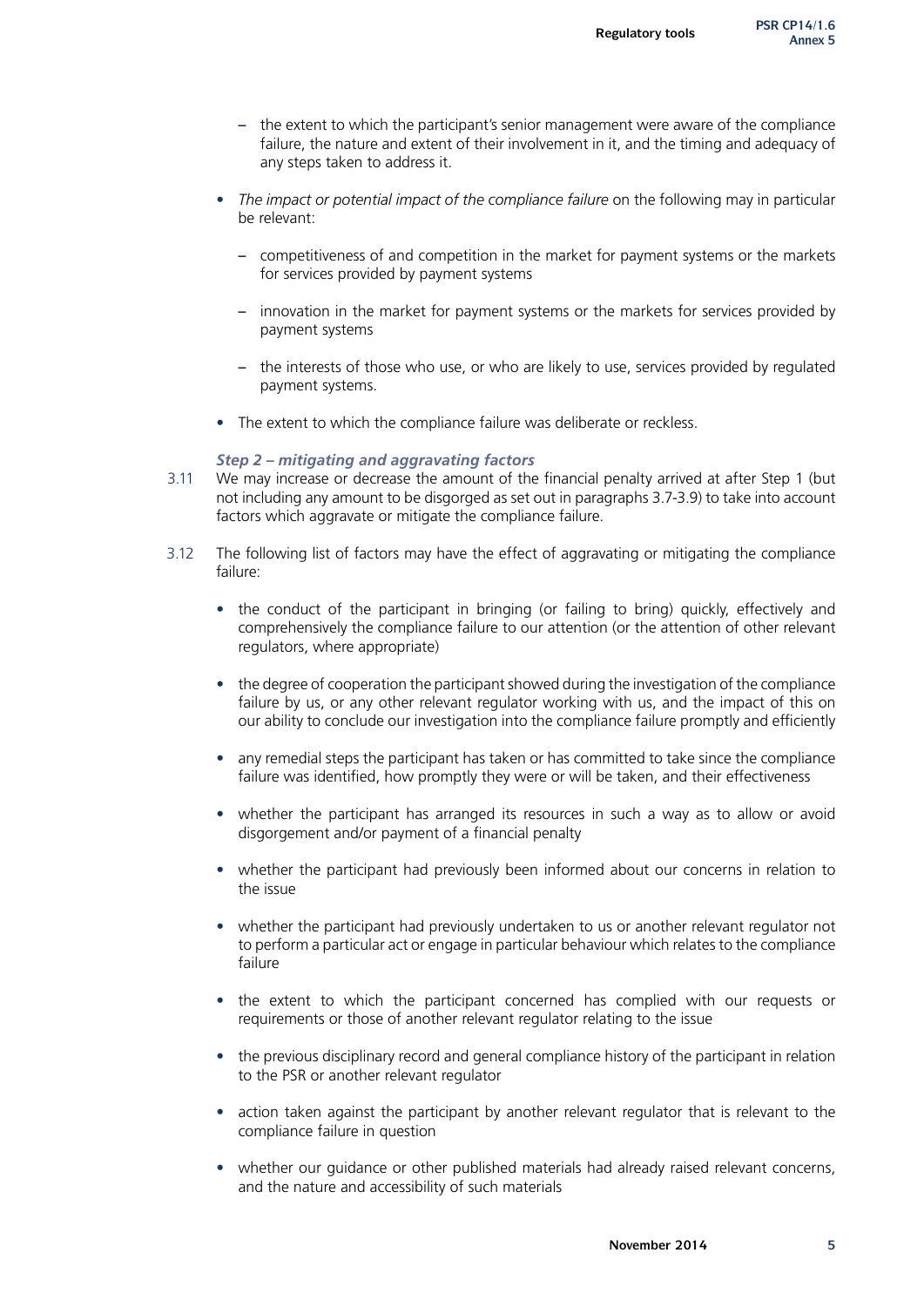- the extent to which the participant's senior management were aware of the compliance failure, the nature and extent of their involvement in it, and the timing and adequacy of any steps taken to address it.

- *The impact or potential impact of the compliance failure* on the following may in particular be relevant:

  - competitiveness of and competition in the market for payment systems or the markets for services provided by payment systems

  - innovation in the market for payment systems or the markets for services provided by payment systems

  - the interests of those who use, or who are likely to use, services provided by regulated payment systems.

- The extent to which the compliance failure was deliberate or reckless.

***Step 2 – mitigating and aggravating factors***

3.11 We may increase or decrease the amount of the financial penalty arrived at after Step 1 (but not including any amount to be disgorged as set out in paragraphs 3.7-3.9) to take into account factors which aggravate or mitigate the compliance failure.

3.12 The following list of factors may have the effect of aggravating or mitigating the compliance failure:

- the conduct of the participant in bringing (or failing to bring) quickly, effectively and comprehensively the compliance failure to our attention (or the attention of other relevant regulators, where appropriate)

- the degree of cooperation the participant showed during the investigation of the compliance failure by us, or any other relevant regulator working with us, and the impact of this on our ability to conclude our investigation into the compliance failure promptly and efficiently

- any remedial steps the participant has taken or has committed to take since the compliance failure was identified, how promptly they were or will be taken, and their effectiveness

- whether the participant has arranged its resources in such a way as to allow or avoid disgorgement and/or payment of a financial penalty

- whether the participant had previously been informed about our concerns in relation to the issue

- whether the participant had previously undertaken to us or another relevant regulator not to perform a particular act or engage in particular behaviour which relates to the compliance failure

- the extent to which the participant concerned has complied with our requests or requirements or those of another relevant regulator relating to the issue

- the previous disciplinary record and general compliance history of the participant in relation to the PSR or another relevant regulator

- action taken against the participant by another relevant regulator that is relevant to the compliance failure in question

- whether our guidance or other published materials had already raised relevant concerns, and the nature and accessibility of such materials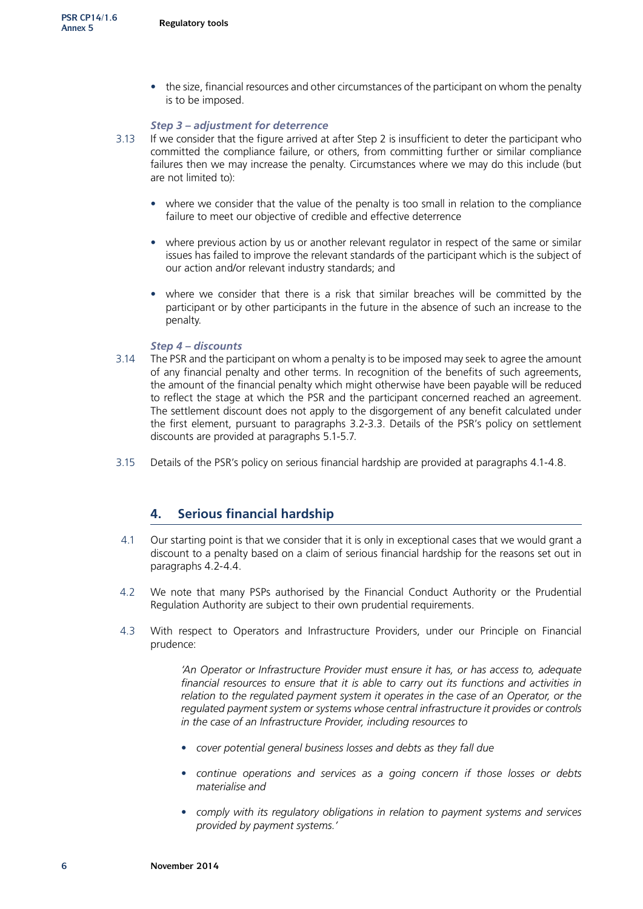- the size, financial resources and other circumstances of the participant on whom the penalty is to be imposed.

***Step 3 – adjustment for deterrence***

3.13 If we consider that the figure arrived at after Step 2 is insufficient to deter the participant who committed the compliance failure, or others, from committing further or similar compliance failures then we may increase the penalty. Circumstances where we may do this include (but are not limited to):

- where we consider that the value of the penalty is too small in relation to the compliance failure to meet our objective of credible and effective deterrence
- where previous action by us or another relevant regulator in respect of the same or similar issues has failed to improve the relevant standards of the participant which is the subject of our action and/or relevant industry standards; and
- where we consider that there is a risk that similar breaches will be committed by the participant or by other participants in the future in the absence of such an increase to the penalty.

***Step 4 – discounts***

3.14 The PSR and the participant on whom a penalty is to be imposed may seek to agree the amount of any financial penalty and other terms. In recognition of the benefits of such agreements, the amount of the financial penalty which might otherwise have been payable will be reduced to reflect the stage at which the PSR and the participant concerned reached an agreement. The settlement discount does not apply to the disgorgement of any benefit calculated under the first element, pursuant to paragraphs 3.2-3.3. Details of the PSR's policy on settlement discounts are provided at paragraphs 5.1-5.7.

3.15 Details of the PSR's policy on serious financial hardship are provided at paragraphs 4.1-4.8.

## 4. Serious financial hardship

4.1 Our starting point is that we consider that it is only in exceptional cases that we would grant a discount to a penalty based on a claim of serious financial hardship for the reasons set out in paragraphs 4.2-4.4.

4.2 We note that many PSPs authorised by the Financial Conduct Authority or the Prudential Regulation Authority are subject to their own prudential requirements.

4.3 With respect to Operators and Infrastructure Providers, under our Principle on Financial prudence:

> *'An Operator or Infrastructure Provider must ensure it has, or has access to, adequate financial resources to ensure that it is able to carry out its functions and activities in relation to the regulated payment system it operates in the case of an Operator, or the regulated payment system or systems whose central infrastructure it provides or controls in the case of an Infrastructure Provider, including resources to*
>
> - *cover potential general business losses and debts as they fall due*
> - *continue operations and services as a going concern if those losses or debts materialise and*
> - *comply with its regulatory obligations in relation to payment systems and services provided by payment systems.'*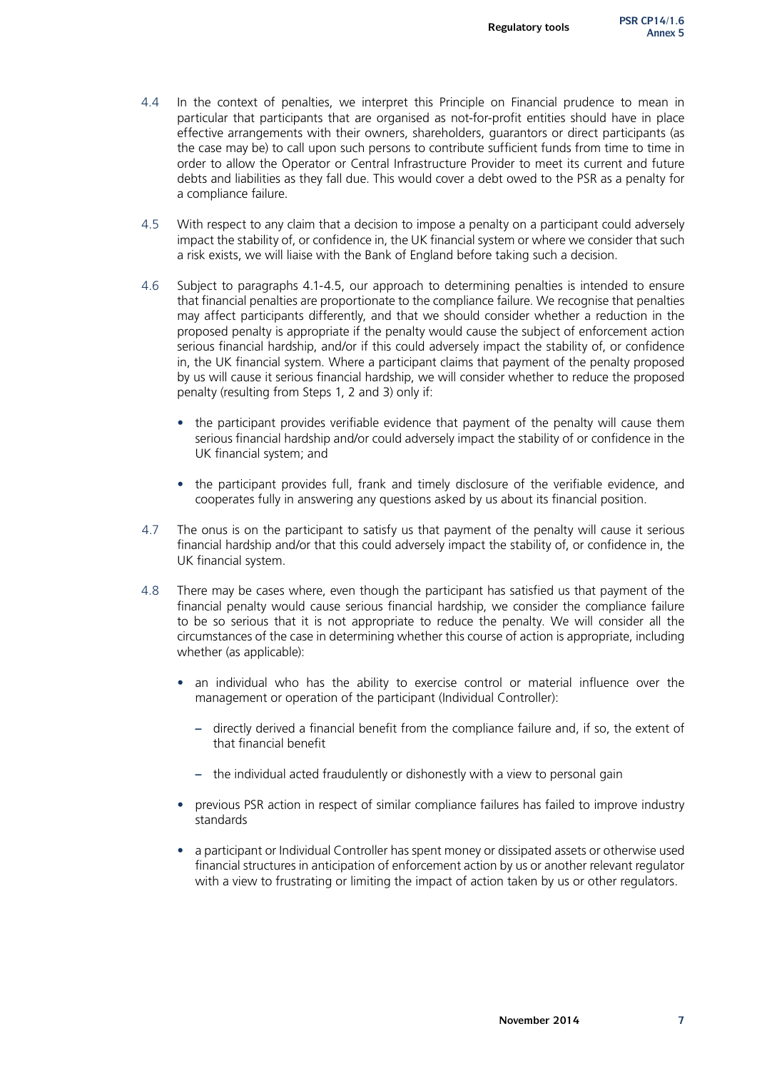4.4 In the context of penalties, we interpret this Principle on Financial prudence to mean in particular that participants that are organised as not-for-profit entities should have in place effective arrangements with their owners, shareholders, guarantors or direct participants (as the case may be) to call upon such persons to contribute sufficient funds from time to time in order to allow the Operator or Central Infrastructure Provider to meet its current and future debts and liabilities as they fall due. This would cover a debt owed to the PSR as a penalty for a compliance failure.

4.5 With respect to any claim that a decision to impose a penalty on a participant could adversely impact the stability of, or confidence in, the UK financial system or where we consider that such a risk exists, we will liaise with the Bank of England before taking such a decision.

4.6 Subject to paragraphs 4.1-4.5, our approach to determining penalties is intended to ensure that financial penalties are proportionate to the compliance failure. We recognise that penalties may affect participants differently, and that we should consider whether a reduction in the proposed penalty is appropriate if the penalty would cause the subject of enforcement action serious financial hardship, and/or if this could adversely impact the stability of, or confidence in, the UK financial system. Where a participant claims that payment of the penalty proposed by us will cause it serious financial hardship, we will consider whether to reduce the proposed penalty (resulting from Steps 1, 2 and 3) only if:

- the participant provides verifiable evidence that payment of the penalty will cause them serious financial hardship and/or could adversely impact the stability of or confidence in the UK financial system; and
- the participant provides full, frank and timely disclosure of the verifiable evidence, and cooperates fully in answering any questions asked by us about its financial position.

4.7 The onus is on the participant to satisfy us that payment of the penalty will cause it serious financial hardship and/or that this could adversely impact the stability of, or confidence in, the UK financial system.

4.8 There may be cases where, even though the participant has satisfied us that payment of the financial penalty would cause serious financial hardship, we consider the compliance failure to be so serious that it is not appropriate to reduce the penalty. We will consider all the circumstances of the case in determining whether this course of action is appropriate, including whether (as applicable):

- an individual who has the ability to exercise control or material influence over the management or operation of the participant (Individual Controller):
  - directly derived a financial benefit from the compliance failure and, if so, the extent of that financial benefit
  - the individual acted fraudulently or dishonestly with a view to personal gain
- previous PSR action in respect of similar compliance failures has failed to improve industry standards
- a participant or Individual Controller has spent money or dissipated assets or otherwise used financial structures in anticipation of enforcement action by us or another relevant regulator with a view to frustrating or limiting the impact of action taken by us or other regulators.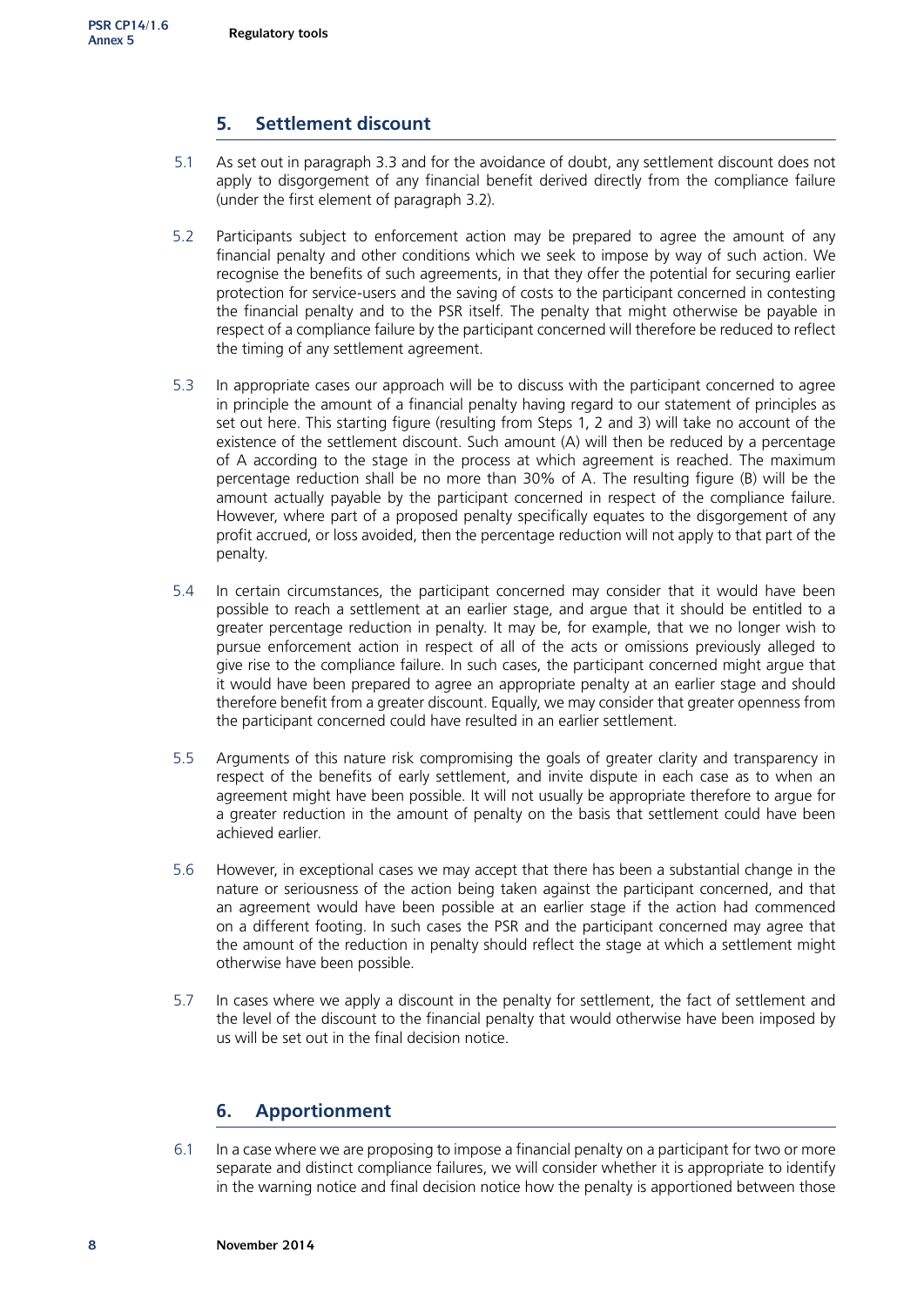## 5. Settlement discount

5.1 As set out in paragraph 3.3 and for the avoidance of doubt, any settlement discount does not apply to disgorgement of any financial benefit derived directly from the compliance failure (under the first element of paragraph 3.2).

5.2 Participants subject to enforcement action may be prepared to agree the amount of any financial penalty and other conditions which we seek to impose by way of such action. We recognise the benefits of such agreements, in that they offer the potential for securing earlier protection for service-users and the saving of costs to the participant concerned in contesting the financial penalty and to the PSR itself. The penalty that might otherwise be payable in respect of a compliance failure by the participant concerned will therefore be reduced to reflect the timing of any settlement agreement.

5.3 In appropriate cases our approach will be to discuss with the participant concerned to agree in principle the amount of a financial penalty having regard to our statement of principles as set out here. This starting figure (resulting from Steps 1, 2 and 3) will take no account of the existence of the settlement discount. Such amount (A) will then be reduced by a percentage of A according to the stage in the process at which agreement is reached. The maximum percentage reduction shall be no more than 30% of A. The resulting figure (B) will be the amount actually payable by the participant concerned in respect of the compliance failure. However, where part of a proposed penalty specifically equates to the disgorgement of any profit accrued, or loss avoided, then the percentage reduction will not apply to that part of the penalty.

5.4 In certain circumstances, the participant concerned may consider that it would have been possible to reach a settlement at an earlier stage, and argue that it should be entitled to a greater percentage reduction in penalty. It may be, for example, that we no longer wish to pursue enforcement action in respect of all of the acts or omissions previously alleged to give rise to the compliance failure. In such cases, the participant concerned might argue that it would have been prepared to agree an appropriate penalty at an earlier stage and should therefore benefit from a greater discount. Equally, we may consider that greater openness from the participant concerned could have resulted in an earlier settlement.

5.5 Arguments of this nature risk compromising the goals of greater clarity and transparency in respect of the benefits of early settlement, and invite dispute in each case as to when an agreement might have been possible. It will not usually be appropriate therefore to argue for a greater reduction in the amount of penalty on the basis that settlement could have been achieved earlier.

5.6 However, in exceptional cases we may accept that there has been a substantial change in the nature or seriousness of the action being taken against the participant concerned, and that an agreement would have been possible at an earlier stage if the action had commenced on a different footing. In such cases the PSR and the participant concerned may agree that the amount of the reduction in penalty should reflect the stage at which a settlement might otherwise have been possible.

5.7 In cases where we apply a discount in the penalty for settlement, the fact of settlement and the level of the discount to the financial penalty that would otherwise have been imposed by us will be set out in the final decision notice.

## 6. Apportionment

6.1 In a case where we are proposing to impose a financial penalty on a participant for two or more separate and distinct compliance failures, we will consider whether it is appropriate to identify in the warning notice and final decision notice how the penalty is apportioned between those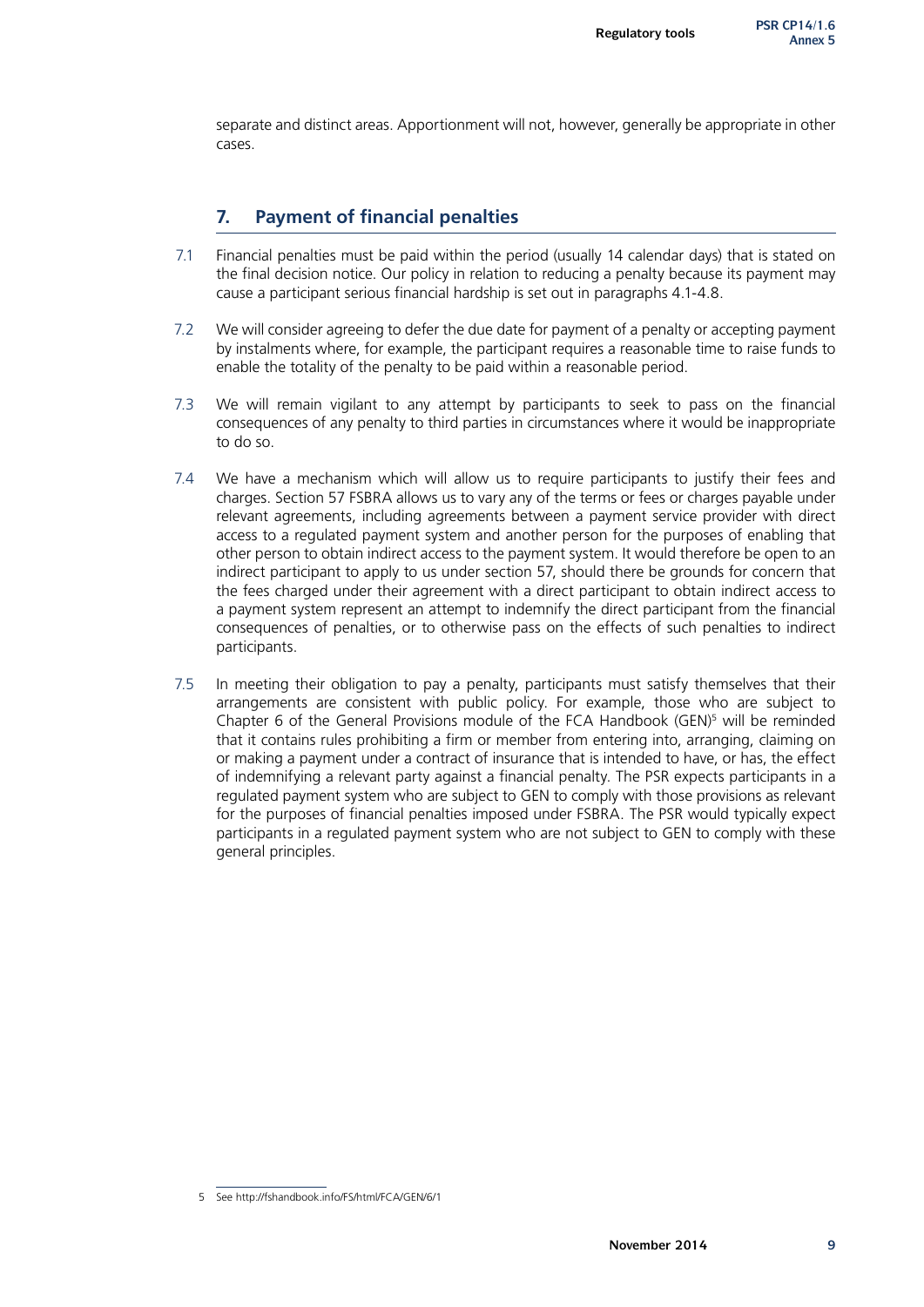separate and distinct areas. Apportionment will not, however, generally be appropriate in other cases.

## 7. Payment of financial penalties

7.1 Financial penalties must be paid within the period (usually 14 calendar days) that is stated on the final decision notice. Our policy in relation to reducing a penalty because its payment may cause a participant serious financial hardship is set out in paragraphs 4.1-4.8.

7.2 We will consider agreeing to defer the due date for payment of a penalty or accepting payment by instalments where, for example, the participant requires a reasonable time to raise funds to enable the totality of the penalty to be paid within a reasonable period.

7.3 We will remain vigilant to any attempt by participants to seek to pass on the financial consequences of any penalty to third parties in circumstances where it would be inappropriate to do so.

7.4 We have a mechanism which will allow us to require participants to justify their fees and charges. Section 57 FSBRA allows us to vary any of the terms or fees or charges payable under relevant agreements, including agreements between a payment service provider with direct access to a regulated payment system and another person for the purposes of enabling that other person to obtain indirect access to the payment system. It would therefore be open to an indirect participant to apply to us under section 57, should there be grounds for concern that the fees charged under their agreement with a direct participant to obtain indirect access to a payment system represent an attempt to indemnify the direct participant from the financial consequences of penalties, or to otherwise pass on the effects of such penalties to indirect participants.

7.5 In meeting their obligation to pay a penalty, participants must satisfy themselves that their arrangements are consistent with public policy. For example, those who are subject to Chapter 6 of the General Provisions module of the FCA Handbook (GEN)[5] will be reminded that it contains rules prohibiting a firm or member from entering into, arranging, claiming on or making a payment under a contract of insurance that is intended to have, or has, the effect of indemnifying a relevant party against a financial penalty. The PSR expects participants in a regulated payment system who are subject to GEN to comply with those provisions as relevant for the purposes of financial penalties imposed under FSBRA. The PSR would typically expect participants in a regulated payment system who are not subject to GEN to comply with these general principles.

---

5 See http://fshandbook.info/FS/html/FCA/GEN/6/1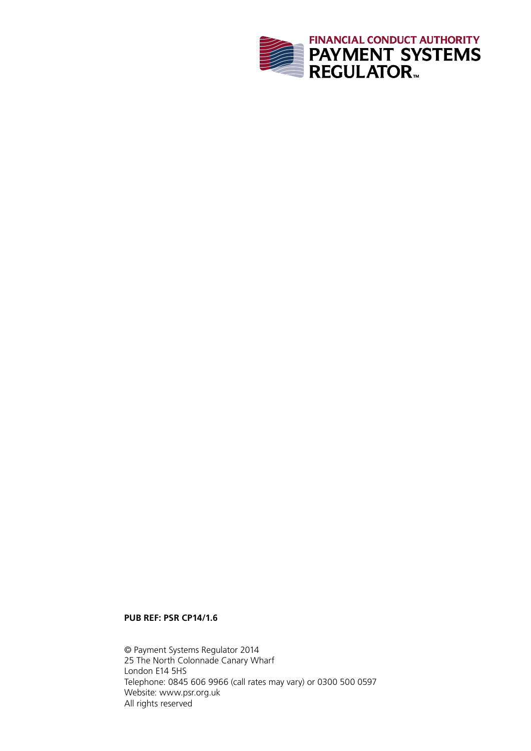FINANCIAL CONDUCT AUTHORITY
PAYMENT SYSTEMS REGULATOR

**PUB REF: PSR CP14/1.6**

© Payment Systems Regulator 2014
25 The North Colonnade Canary Wharf
London E14 5HS
Telephone: 0845 606 9966 (call rates may vary) or 0300 500 0597
Website: www.psr.org.uk
All rights reserved